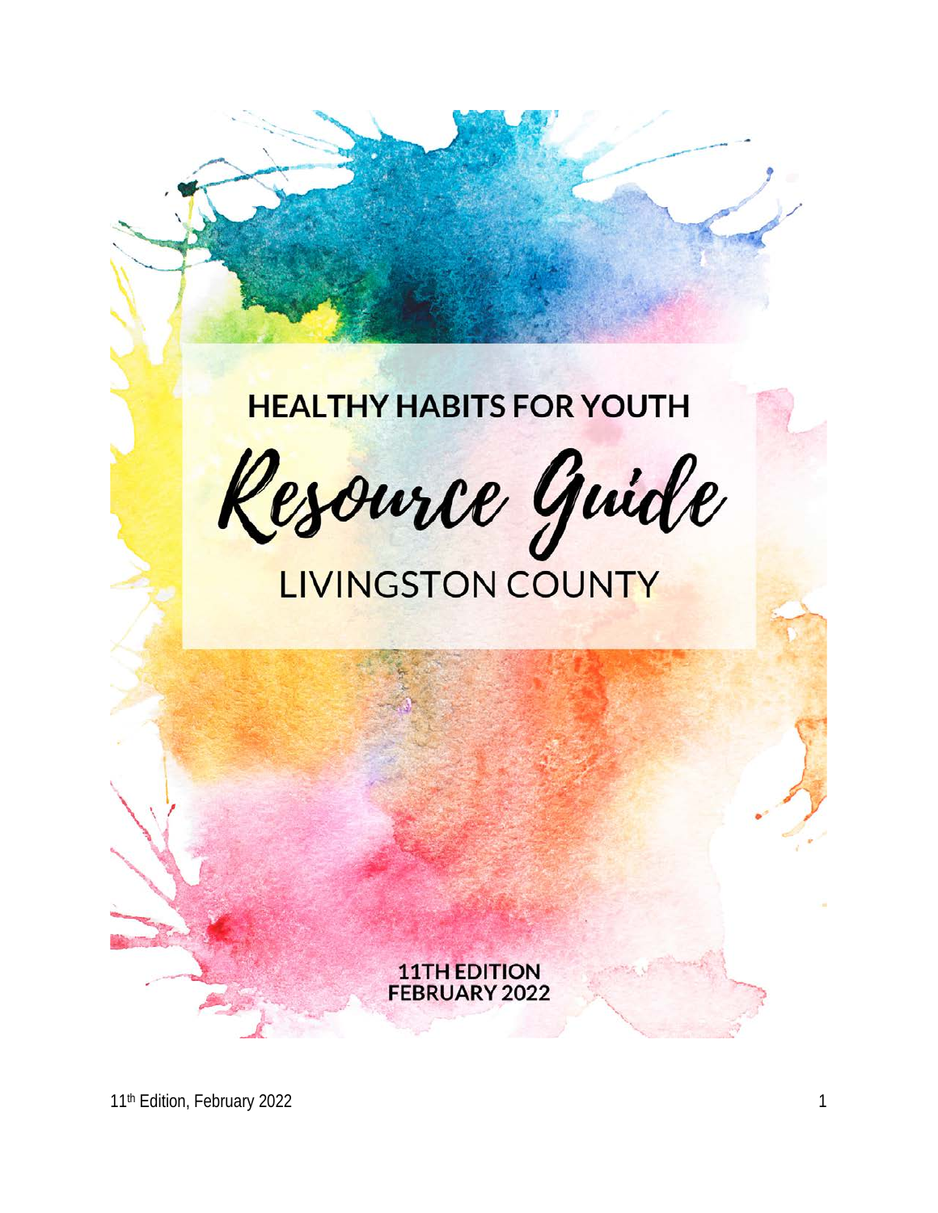# HEALTHY HABITS FOR YOUTH

# Resource Guide

## LIVINGSTON COUNTY

**11TH EDITION**
**FEBRUARY 2022**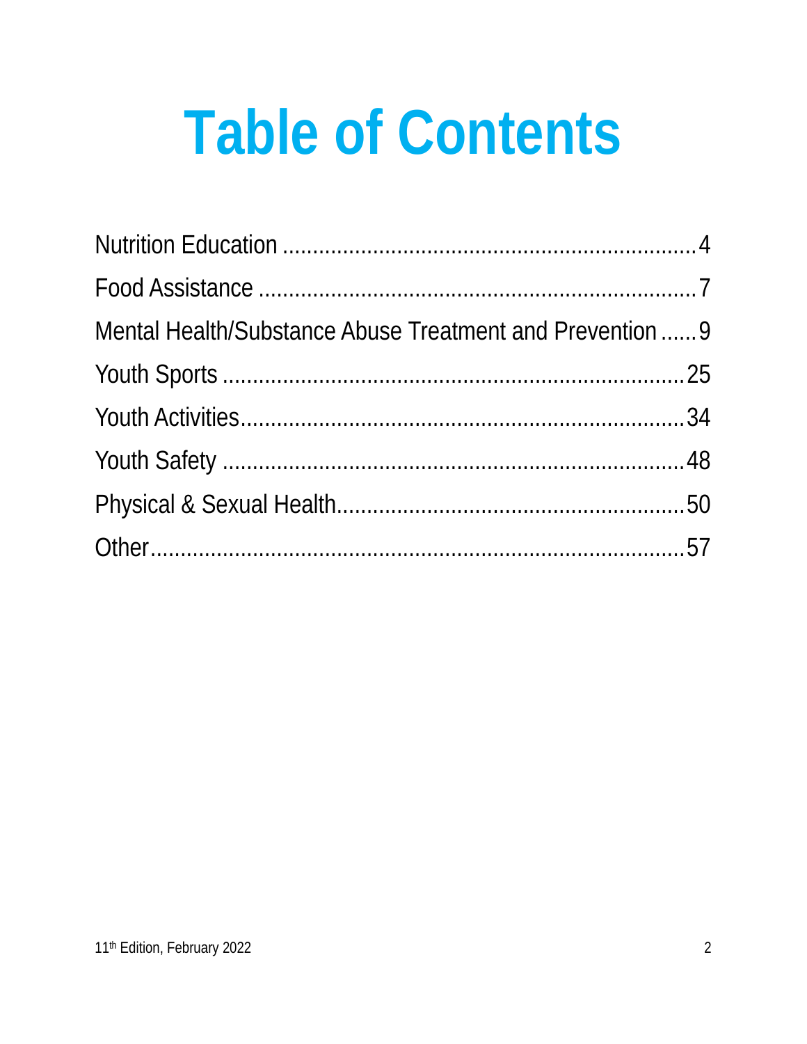# Table of Contents

Nutrition Education ........................................................................ 4

Food Assistance .............................................................................. 7

Mental Health/Substance Abuse Treatment and Prevention ...... 9

Youth Sports ................................................................................. 25

Youth Activities ............................................................................. 34

Youth Safety .................................................................................. 48

Physical & Sexual Health .............................................................. 50

Other .............................................................................................. 57

11th Edition, February 2022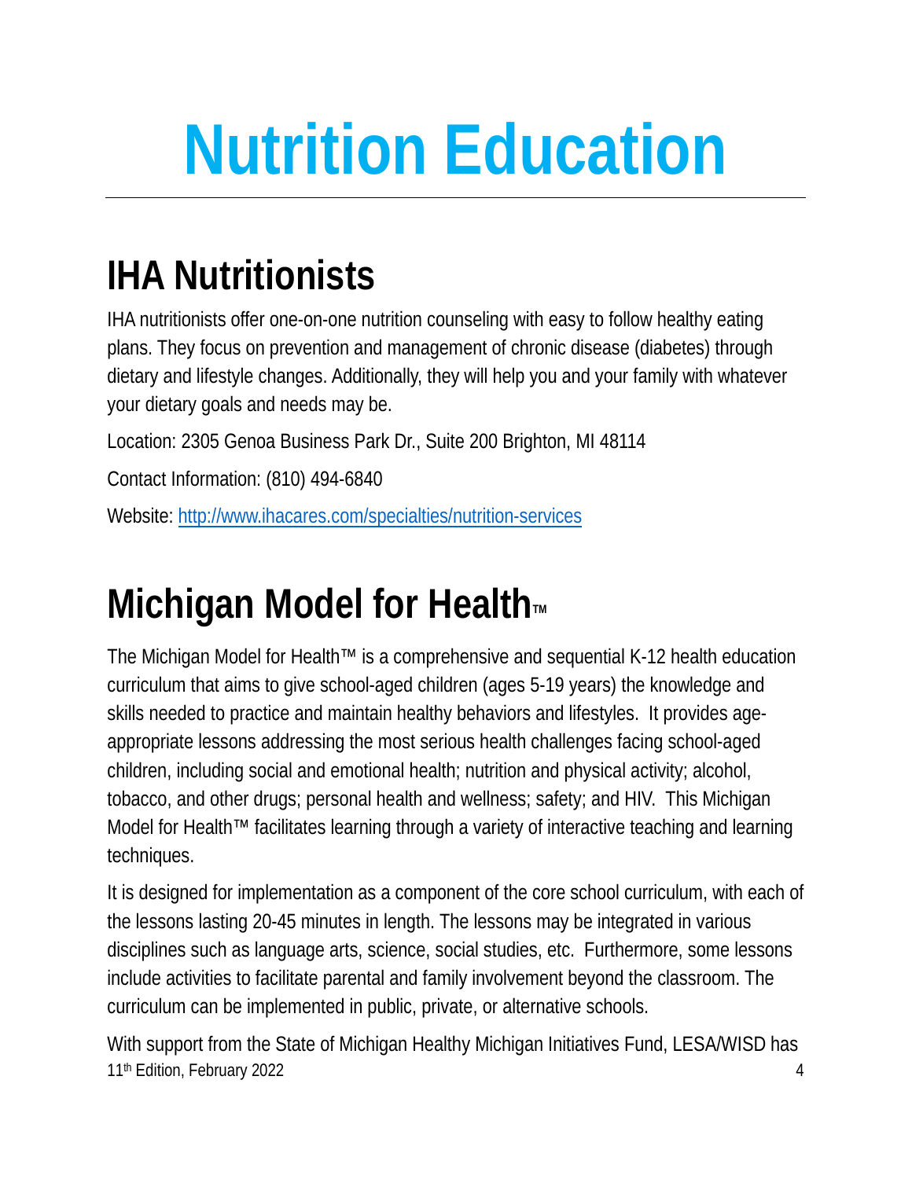# Nutrition Education

## IHA Nutritionists

IHA nutritionists offer one-on-one nutrition counseling with easy to follow healthy eating plans. They focus on prevention and management of chronic disease (diabetes) through dietary and lifestyle changes. Additionally, they will help you and your family with whatever your dietary goals and needs may be.

Location: 2305 Genoa Business Park Dr., Suite 200 Brighton, MI 48114

Contact Information: (810) 494-6840

Website: [http://www.ihacares.com/specialties/nutrition-services](http://www.ihacares.com/specialties/nutrition-services)

## Michigan Model for Health™

The Michigan Model for Health™ is a comprehensive and sequential K-12 health education curriculum that aims to give school-aged children (ages 5-19 years) the knowledge and skills needed to practice and maintain healthy behaviors and lifestyles. It provides age-appropriate lessons addressing the most serious health challenges facing school-aged children, including social and emotional health; nutrition and physical activity; alcohol, tobacco, and other drugs; personal health and wellness; safety; and HIV. This Michigan Model for Health™ facilitates learning through a variety of interactive teaching and learning techniques.

It is designed for implementation as a component of the core school curriculum, with each of the lessons lasting 20-45 minutes in length. The lessons may be integrated in various disciplines such as language arts, science, social studies, etc. Furthermore, some lessons include activities to facilitate parental and family involvement beyond the classroom. The curriculum can be implemented in public, private, or alternative schools.

With support from the State of Michigan Healthy Michigan Initiatives Fund, LESA/WISD has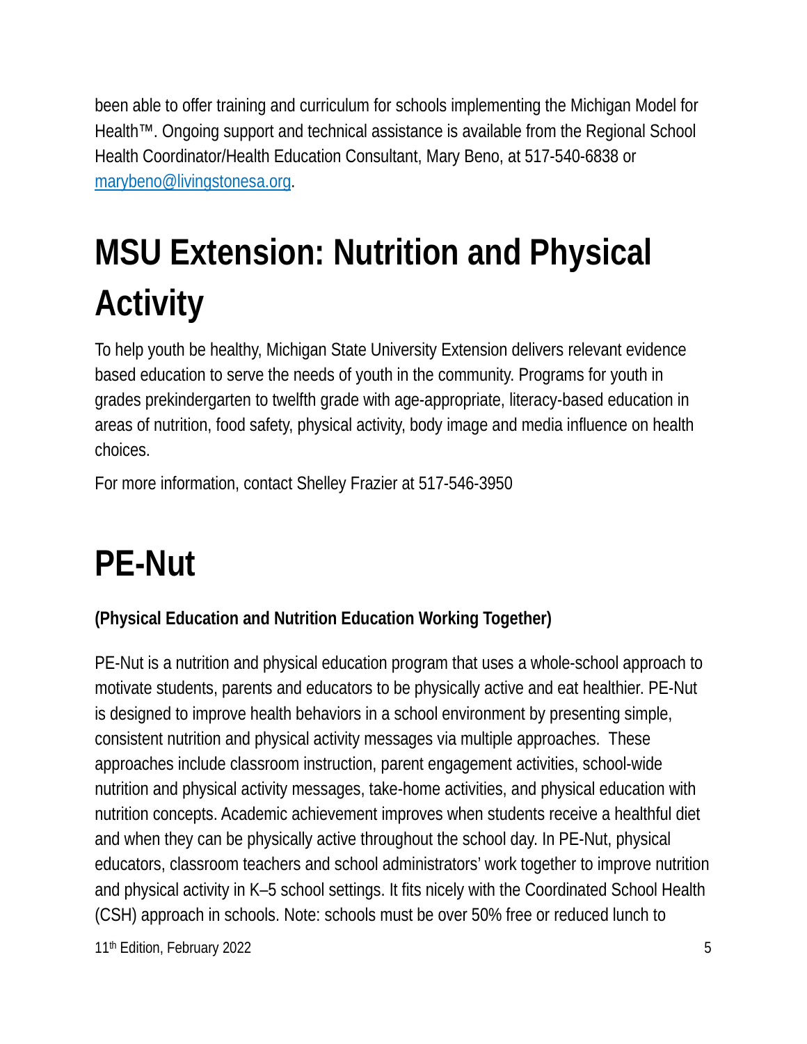been able to offer training and curriculum for schools implementing the Michigan Model for Health™. Ongoing support and technical assistance is available from the Regional School Health Coordinator/Health Education Consultant, Mary Beno, at 517-540-6838 or marybeno@livingstonesa.org.

# MSU Extension: Nutrition and Physical Activity

To help youth be healthy, Michigan State University Extension delivers relevant evidence based education to serve the needs of youth in the community. Programs for youth in grades prekindergarten to twelfth grade with age-appropriate, literacy-based education in areas of nutrition, food safety, physical activity, body image and media influence on health choices.

For more information, contact Shelley Frazier at 517-546-3950

# PE-Nut

**(Physical Education and Nutrition Education Working Together)**

PE-Nut is a nutrition and physical education program that uses a whole-school approach to motivate students, parents and educators to be physically active and eat healthier. PE-Nut is designed to improve health behaviors in a school environment by presenting simple, consistent nutrition and physical activity messages via multiple approaches. These approaches include classroom instruction, parent engagement activities, school-wide nutrition and physical activity messages, take-home activities, and physical education with nutrition concepts. Academic achievement improves when students receive a healthful diet and when they can be physically active throughout the school day. In PE-Nut, physical educators, classroom teachers and school administrators' work together to improve nutrition and physical activity in K–5 school settings. It fits nicely with the Coordinated School Health (CSH) approach in schools. Note: schools must be over 50% free or reduced lunch to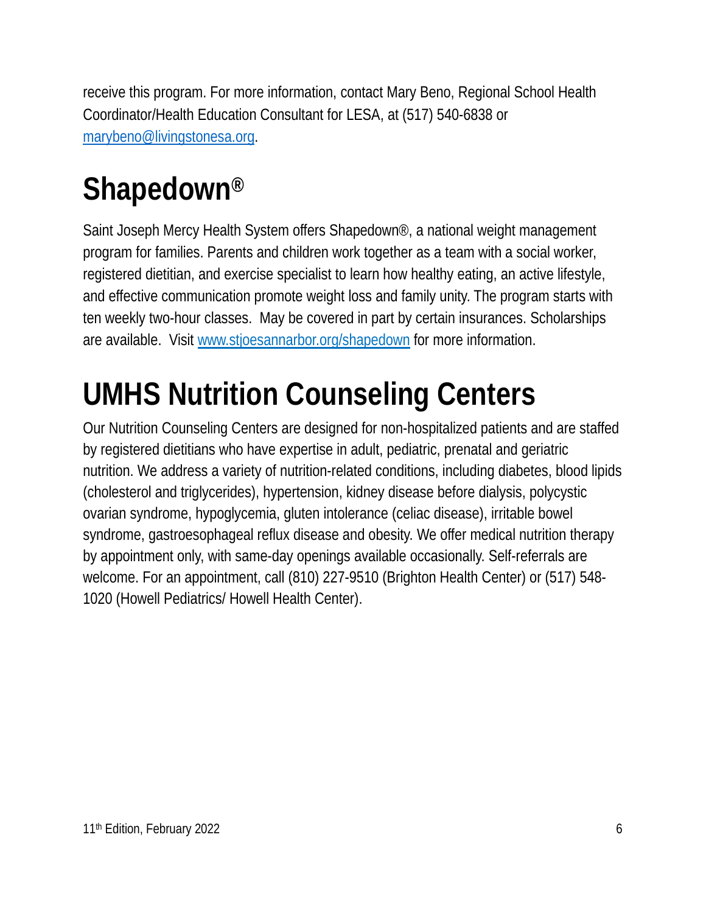receive this program. For more information, contact Mary Beno, Regional School Health Coordinator/Health Education Consultant for LESA, at (517) 540-6838 or marybeno@livingstonesa.org.

# Shapedown®

Saint Joseph Mercy Health System offers Shapedown®, a national weight management program for families. Parents and children work together as a team with a social worker, registered dietitian, and exercise specialist to learn how healthy eating, an active lifestyle, and effective communication promote weight loss and family unity. The program starts with ten weekly two-hour classes. May be covered in part by certain insurances. Scholarships are available. Visit www.stjoesannarbor.org/shapedown for more information.

# UMHS Nutrition Counseling Centers

Our Nutrition Counseling Centers are designed for non-hospitalized patients and are staffed by registered dietitians who have expertise in adult, pediatric, prenatal and geriatric nutrition. We address a variety of nutrition-related conditions, including diabetes, blood lipids (cholesterol and triglycerides), hypertension, kidney disease before dialysis, polycystic ovarian syndrome, hypoglycemia, gluten intolerance (celiac disease), irritable bowel syndrome, gastroesophageal reflux disease and obesity. We offer medical nutrition therapy by appointment only, with same-day openings available occasionally. Self-referrals are welcome. For an appointment, call (810) 227-9510 (Brighton Health Center) or (517) 548-1020 (Howell Pediatrics/ Howell Health Center).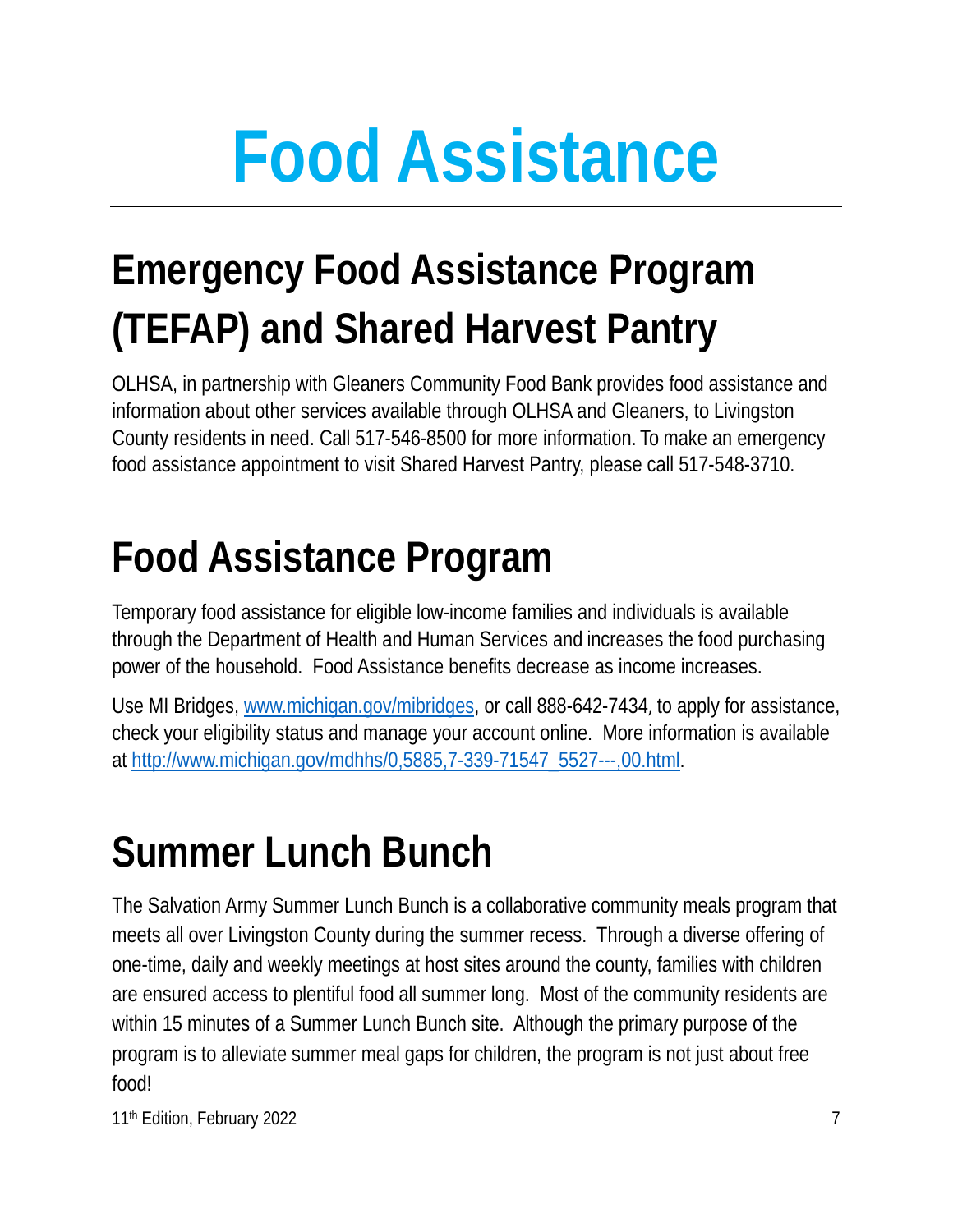# Food Assistance

## Emergency Food Assistance Program (TEFAP) and Shared Harvest Pantry

OLHSA, in partnership with Gleaners Community Food Bank provides food assistance and information about other services available through OLHSA and Gleaners, to Livingston County residents in need. Call 517-546-8500 for more information. To make an emergency food assistance appointment to visit Shared Harvest Pantry, please call 517-548-3710.

## Food Assistance Program

Temporary food assistance for eligible low-income families and individuals is available through the Department of Health and Human Services and increases the food purchasing power of the household. Food Assistance benefits decrease as income increases.

Use MI Bridges, [www.michigan.gov/mibridges](www.michigan.gov/mibridges), or call 888-642-7434, to apply for assistance, check your eligibility status and manage your account online. More information is available at [http://www.michigan.gov/mdhhs/0,5885,7-339-71547_5527---,00.html](http://www.michigan.gov/mdhhs/0,5885,7-339-71547_5527---,00.html).

## Summer Lunch Bunch

The Salvation Army Summer Lunch Bunch is a collaborative community meals program that meets all over Livingston County during the summer recess. Through a diverse offering of one-time, daily and weekly meetings at host sites around the county, families with children are ensured access to plentiful food all summer long. Most of the community residents are within 15 minutes of a Summer Lunch Bunch site. Although the primary purpose of the program is to alleviate summer meal gaps for children, the program is not just about free food!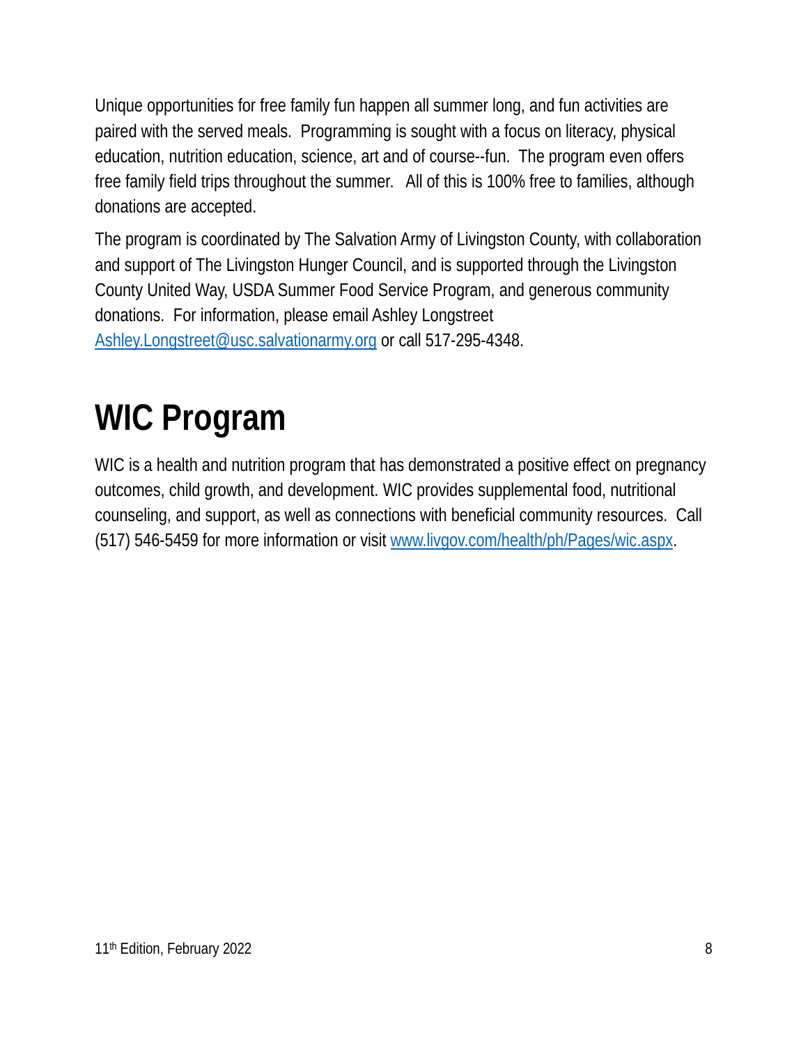Unique opportunities for free family fun happen all summer long, and fun activities are paired with the served meals. Programming is sought with a focus on literacy, physical education, nutrition education, science, art and of course--fun. The program even offers free family field trips throughout the summer. All of this is 100% free to families, although donations are accepted.

The program is coordinated by The Salvation Army of Livingston County, with collaboration and support of The Livingston Hunger Council, and is supported through the Livingston County United Way, USDA Summer Food Service Program, and generous community donations. For information, please email Ashley Longstreet [Ashley.Longstreet@usc.salvationarmy.org](mailto:Ashley.Longstreet@usc.salvationarmy.org) or call 517-295-4348.

# WIC Program

WIC is a health and nutrition program that has demonstrated a positive effect on pregnancy outcomes, child growth, and development. WIC provides supplemental food, nutritional counseling, and support, as well as connections with beneficial community resources. Call (517) 546-5459 for more information or visit [www.livgov.com/health/ph/Pages/wic.aspx](http://www.livgov.com/health/ph/Pages/wic.aspx).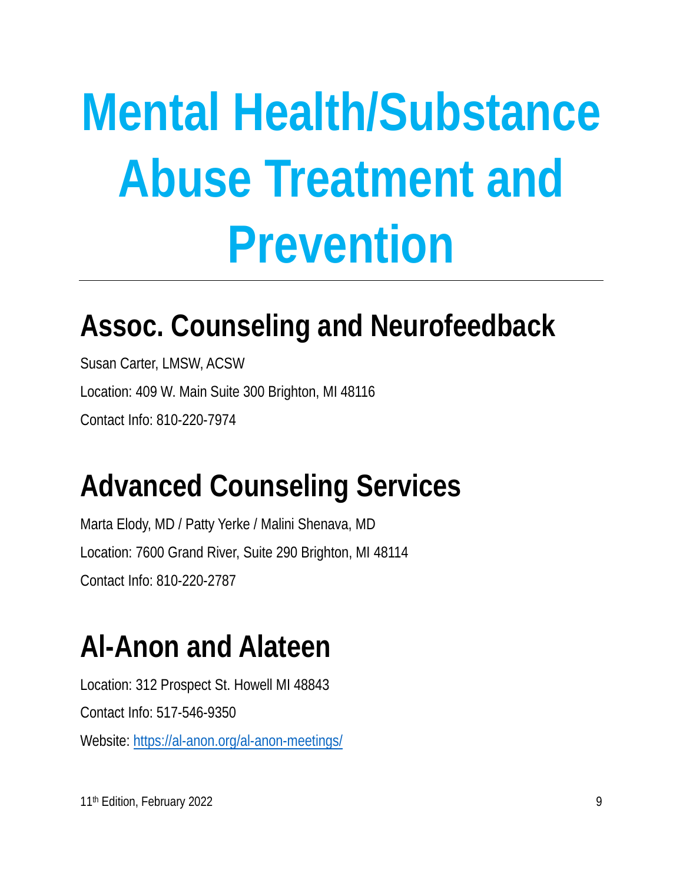# Mental Health/Substance Abuse Treatment and Prevention

## Assoc. Counseling and Neurofeedback

Susan Carter, LMSW, ACSW

Location: 409 W. Main Suite 300 Brighton, MI 48116

Contact Info: 810-220-7974

## Advanced Counseling Services

Marta Elody, MD / Patty Yerke / Malini Shenava, MD

Location: 7600 Grand River, Suite 290 Brighton, MI 48114

Contact Info: 810-220-2787

## Al-Anon and Alateen

Location: 312 Prospect St. Howell MI 48843

Contact Info: 517-546-9350

Website: https://al-anon.org/al-anon-meetings/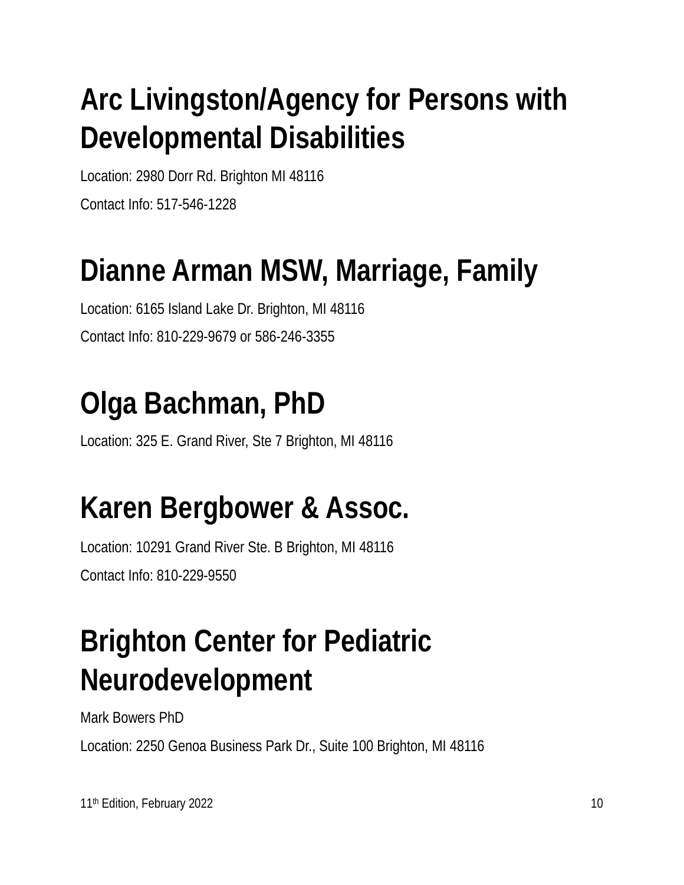# Arc Livingston/Agency for Persons with Developmental Disabilities

Location: 2980 Dorr Rd. Brighton MI 48116

Contact Info: 517-546-1228

# Dianne Arman MSW, Marriage, Family

Location: 6165 Island Lake Dr. Brighton, MI 48116

Contact Info: 810-229-9679 or 586-246-3355

# Olga Bachman, PhD

Location: 325 E. Grand River, Ste 7 Brighton, MI 48116

# Karen Bergbower & Assoc.

Location: 10291 Grand River Ste. B Brighton, MI 48116

Contact Info: 810-229-9550

# Brighton Center for Pediatric Neurodevelopment

Mark Bowers PhD

Location: 2250 Genoa Business Park Dr., Suite 100 Brighton, MI 48116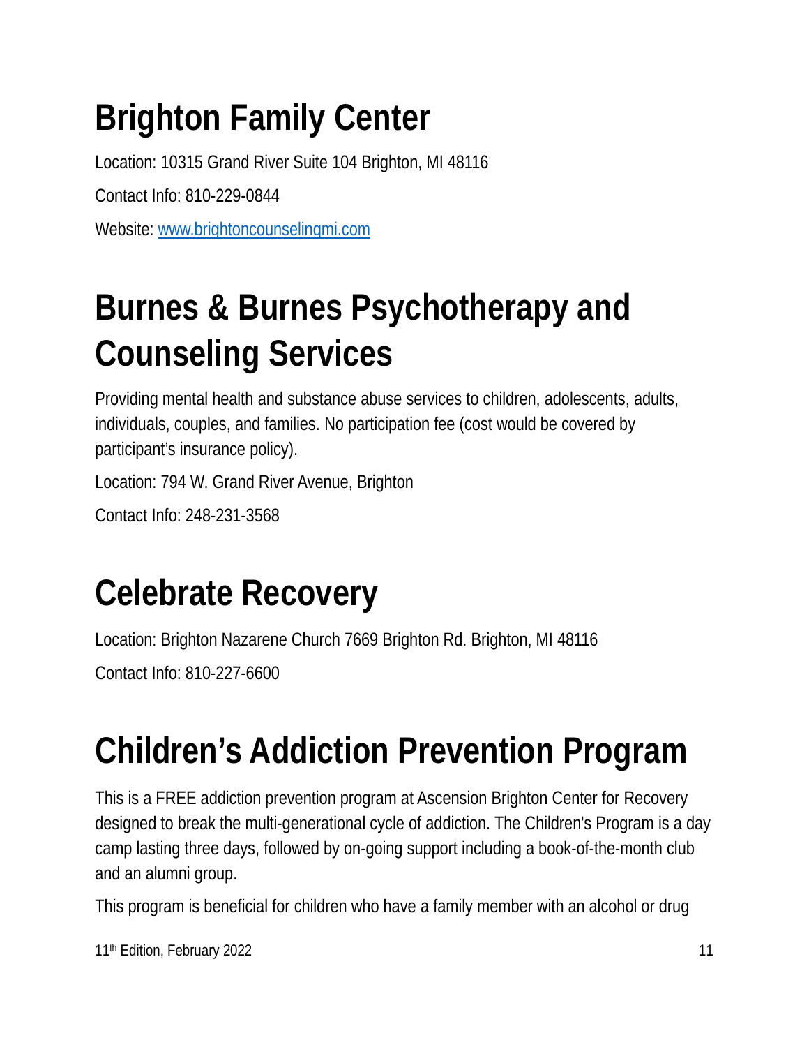# Brighton Family Center

Location: 10315 Grand River Suite 104 Brighton, MI 48116

Contact Info: 810-229-0844

Website: [www.brightoncounselingmi.com](http://www.brightoncounselingmi.com)

# Burnes & Burnes Psychotherapy and Counseling Services

Providing mental health and substance abuse services to children, adolescents, adults, individuals, couples, and families. No participation fee (cost would be covered by participant's insurance policy).

Location: 794 W. Grand River Avenue, Brighton

Contact Info: 248-231-3568

# Celebrate Recovery

Location: Brighton Nazarene Church 7669 Brighton Rd. Brighton, MI 48116

Contact Info: 810-227-6600

# Children's Addiction Prevention Program

This is a FREE addiction prevention program at Ascension Brighton Center for Recovery designed to break the multi-generational cycle of addiction. The Children's Program is a day camp lasting three days, followed by on-going support including a book-of-the-month club and an alumni group.

This program is beneficial for children who have a family member with an alcohol or drug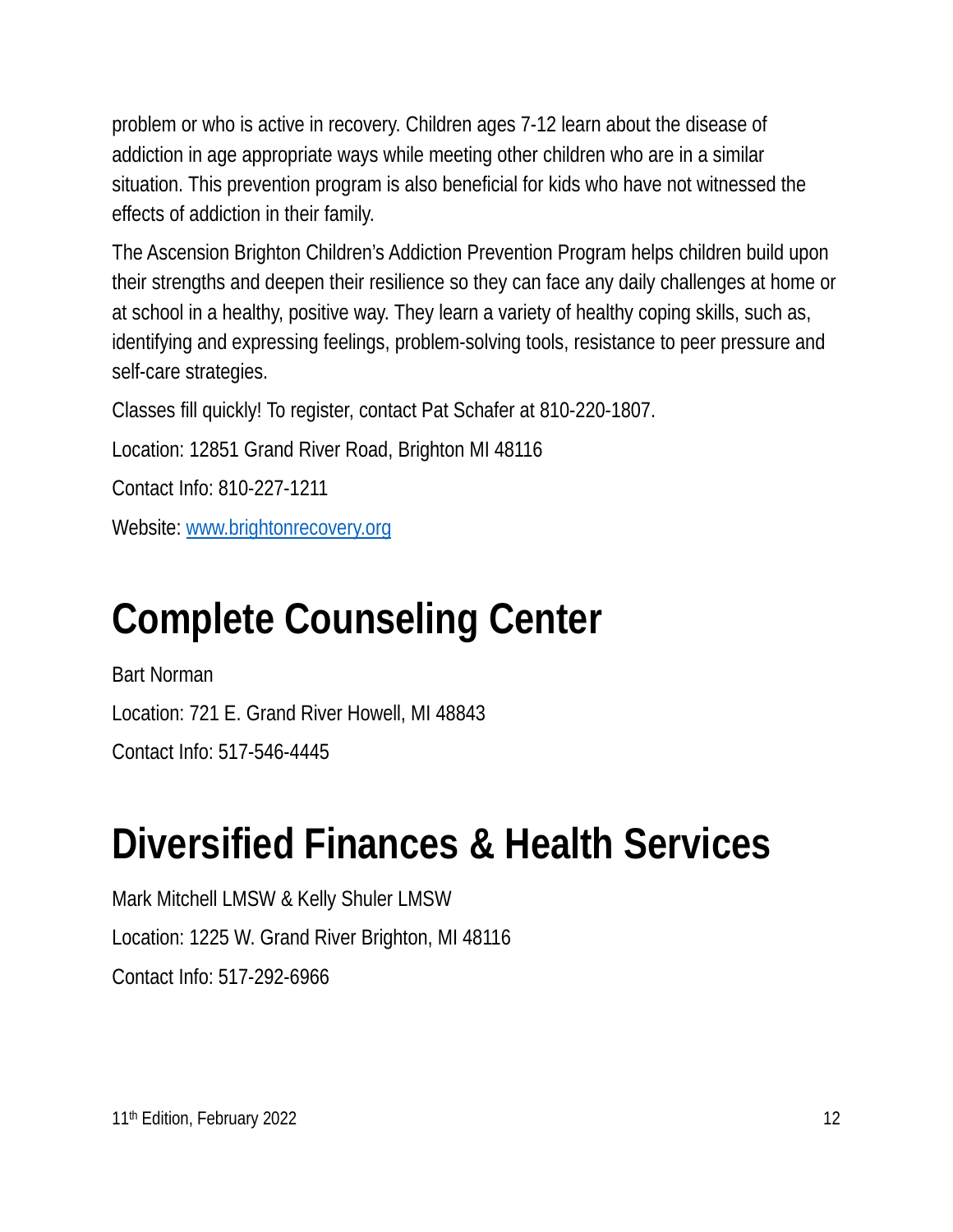problem or who is active in recovery. Children ages 7-12 learn about the disease of addiction in age appropriate ways while meeting other children who are in a similar situation. This prevention program is also beneficial for kids who have not witnessed the effects of addiction in their family.

The Ascension Brighton Children's Addiction Prevention Program helps children build upon their strengths and deepen their resilience so they can face any daily challenges at home or at school in a healthy, positive way. They learn a variety of healthy coping skills, such as, identifying and expressing feelings, problem-solving tools, resistance to peer pressure and self-care strategies.

Classes fill quickly! To register, contact Pat Schafer at 810-220-1807.

Location: 12851 Grand River Road, Brighton MI 48116

Contact Info: 810-227-1211

Website: [www.brightonrecovery.org](http://www.brightonrecovery.org)

# Complete Counseling Center

Bart Norman

Location: 721 E. Grand River Howell, MI 48843

Contact Info: 517-546-4445

# Diversified Finances & Health Services

Mark Mitchell LMSW & Kelly Shuler LMSW

Location: 1225 W. Grand River Brighton, MI 48116

Contact Info: 517-292-6966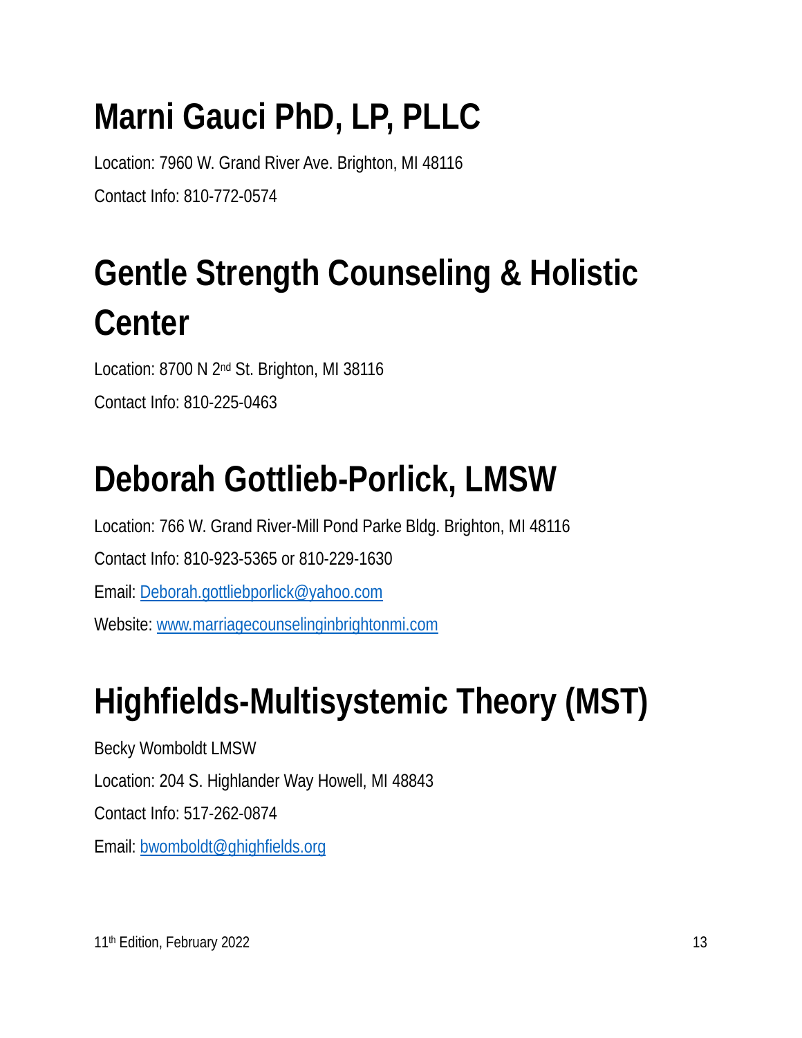# Marni Gauci PhD, LP, PLLC

Location: 7960 W. Grand River Ave. Brighton, MI 48116

Contact Info: 810-772-0574

# Gentle Strength Counseling & Holistic Center

Location: 8700 N 2nd St. Brighton, MI 38116

Contact Info: 810-225-0463

# Deborah Gottlieb-Porlick, LMSW

Location: 766 W. Grand River-Mill Pond Parke Bldg. Brighton, MI 48116

Contact Info: 810-923-5365 or 810-229-1630

Email: Deborah.gottliebporlick@yahoo.com

Website: www.marriagecounselinginbrightonmi.com

# Highfields-Multisystemic Theory (MST)

Becky Womboldt LMSW

Location: 204 S. Highlander Way Howell, MI 48843

Contact Info: 517-262-0874

Email: bwomboldt@ghighfields.org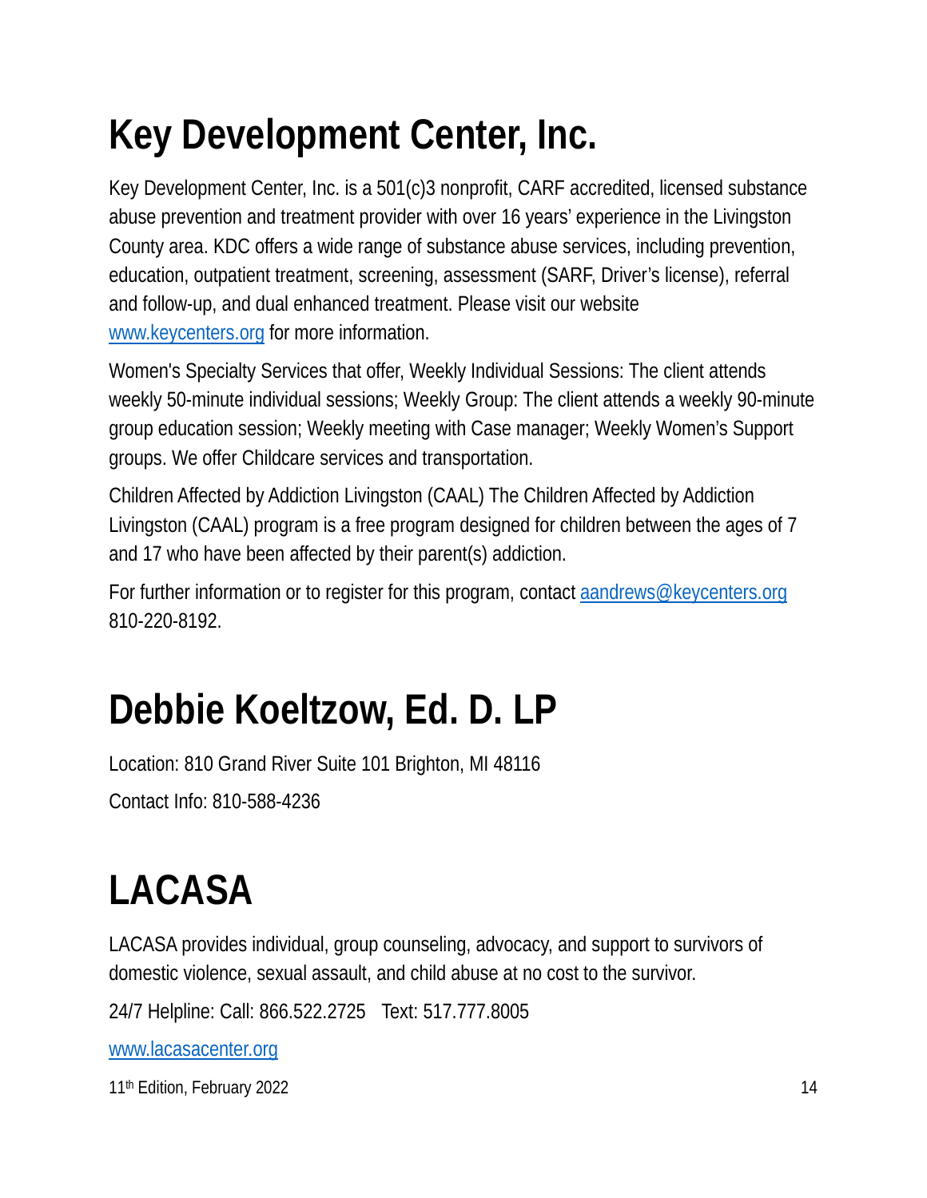# Key Development Center, Inc.

Key Development Center, Inc. is a 501(c)3 nonprofit, CARF accredited, licensed substance abuse prevention and treatment provider with over 16 years' experience in the Livingston County area. KDC offers a wide range of substance abuse services, including prevention, education, outpatient treatment, screening, assessment (SARF, Driver's license), referral and follow-up, and dual enhanced treatment. Please visit our website [www.keycenters.org](http://www.keycenters.org) for more information.

Women's Specialty Services that offer, Weekly Individual Sessions: The client attends weekly 50-minute individual sessions; Weekly Group: The client attends a weekly 90-minute group education session; Weekly meeting with Case manager; Weekly Women's Support groups. We offer Childcare services and transportation.

Children Affected by Addiction Livingston (CAAL) The Children Affected by Addiction Livingston (CAAL) program is a free program designed for children between the ages of 7 and 17 who have been affected by their parent(s) addiction.

For further information or to register for this program, contact [aandrews@keycenters.org](mailto:aandrews@keycenters.org) 810-220-8192.

# Debbie Koeltzow, Ed. D. LP

Location: 810 Grand River Suite 101 Brighton, MI 48116

Contact Info: 810-588-4236

# LACASA

LACASA provides individual, group counseling, advocacy, and support to survivors of domestic violence, sexual assault, and child abuse at no cost to the survivor.

24/7 Helpline: Call: 866.522.2725   Text: 517.777.8005

[www.lacasacenter.org](http://www.lacasacenter.org)

11th Edition, February 2022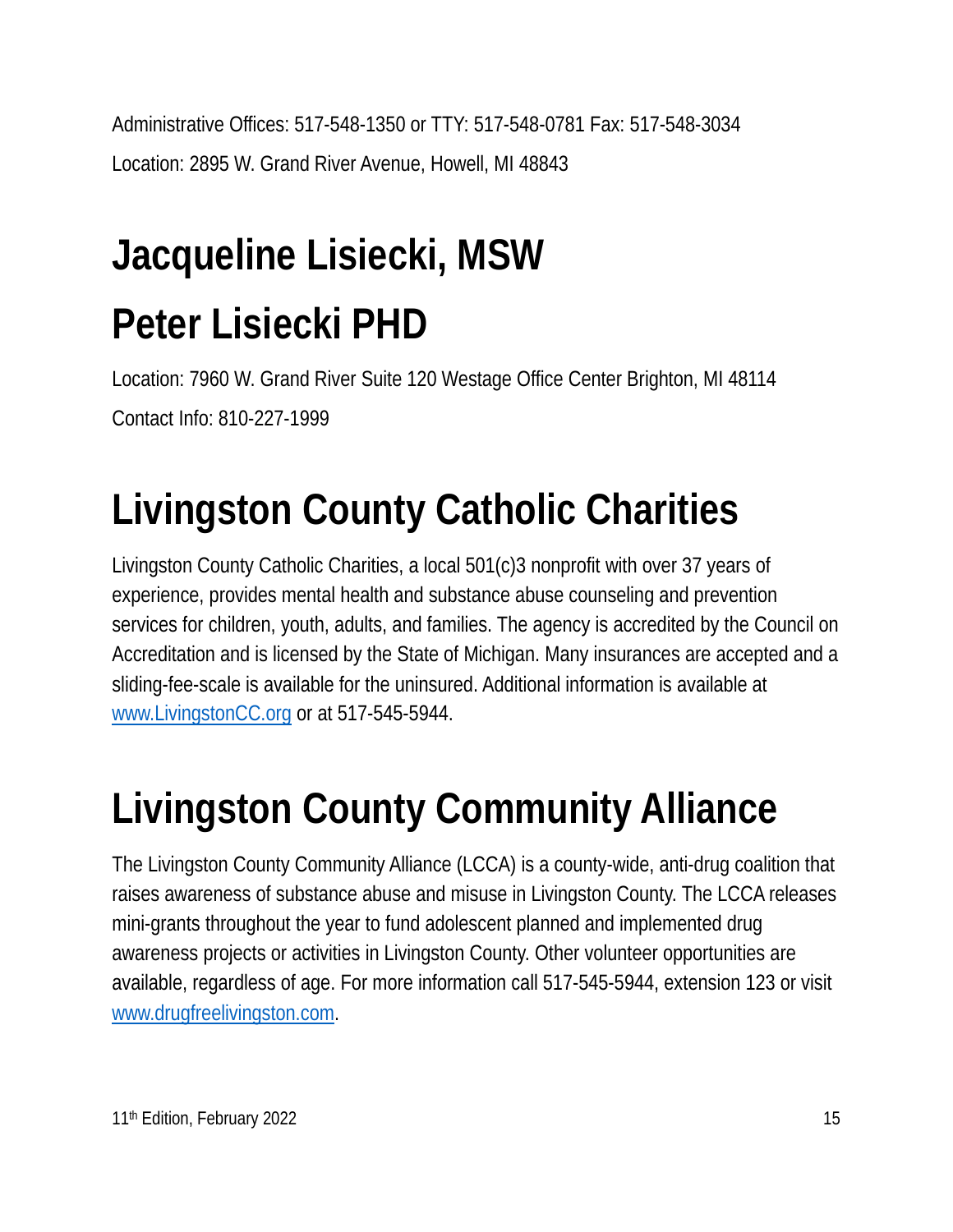Administrative Offices: 517-548-1350 or TTY: 517-548-0781 Fax: 517-548-3034

Location: 2895 W. Grand River Avenue, Howell, MI 48843

# Jacqueline Lisiecki, MSW

# Peter Lisiecki PHD

Location: 7960 W. Grand River Suite 120 Westage Office Center Brighton, MI 48114

Contact Info: 810-227-1999

# Livingston County Catholic Charities

Livingston County Catholic Charities, a local 501(c)3 nonprofit with over 37 years of experience, provides mental health and substance abuse counseling and prevention services for children, youth, adults, and families. The agency is accredited by the Council on Accreditation and is licensed by the State of Michigan. Many insurances are accepted and a sliding-fee-scale is available for the uninsured. Additional information is available at [www.LivingstonCC.org](http://www.LivingstonCC.org) or at 517-545-5944.

# Livingston County Community Alliance

The Livingston County Community Alliance (LCCA) is a county-wide, anti-drug coalition that raises awareness of substance abuse and misuse in Livingston County. The LCCA releases mini-grants throughout the year to fund adolescent planned and implemented drug awareness projects or activities in Livingston County. Other volunteer opportunities are available, regardless of age. For more information call 517-545-5944, extension 123 or visit [www.drugfreelivingston.com](http://www.drugfreelivingston.com).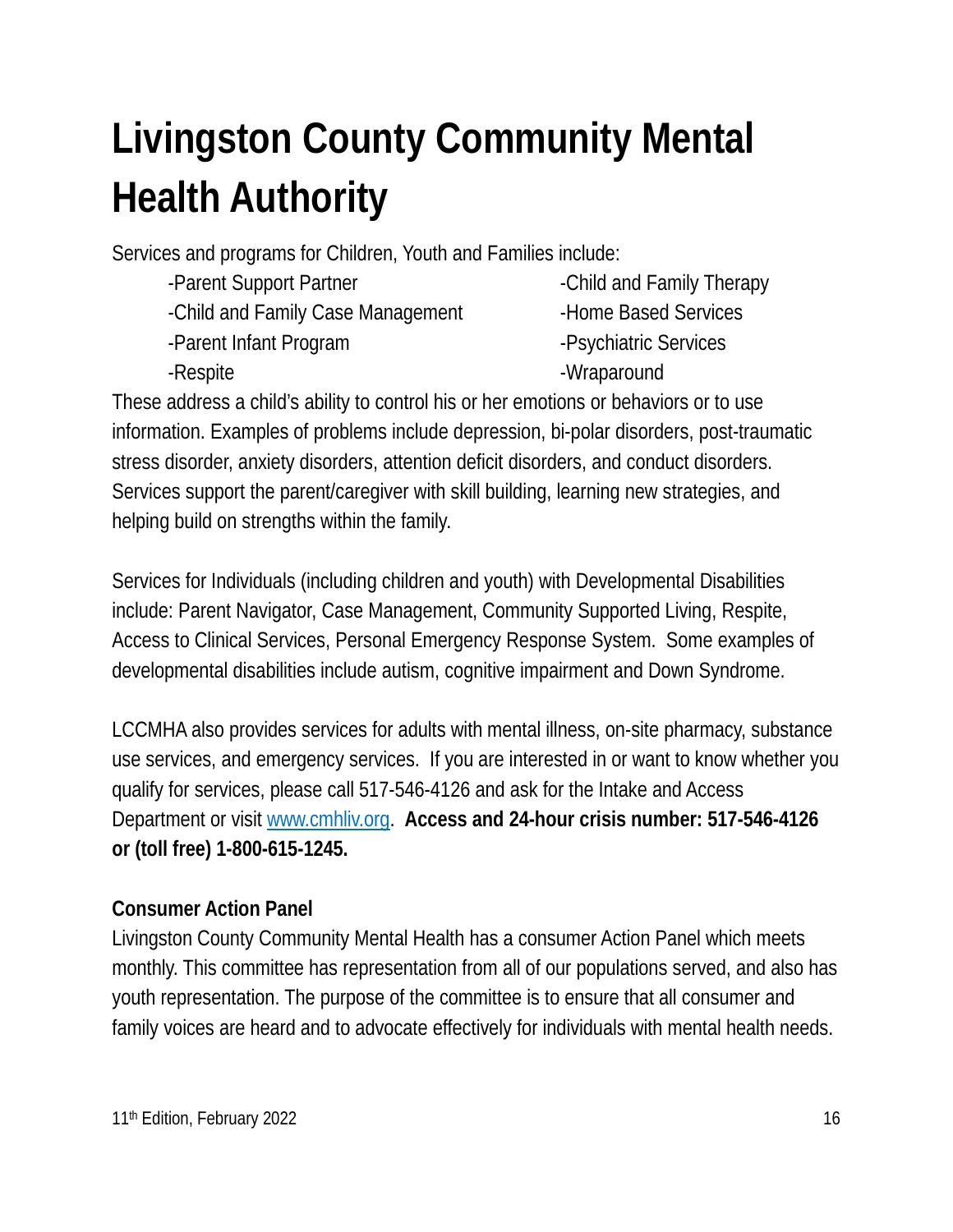# Livingston County Community Mental Health Authority

Services and programs for Children, Youth and Families include:

- Parent Support Partner
- Child and Family Case Management
- Parent Infant Program
- Respite
- Child and Family Therapy
- Home Based Services
- Psychiatric Services
- Wraparound

These address a child's ability to control his or her emotions or behaviors or to use information. Examples of problems include depression, bi-polar disorders, post-traumatic stress disorder, anxiety disorders, attention deficit disorders, and conduct disorders. Services support the parent/caregiver with skill building, learning new strategies, and helping build on strengths within the family.

Services for Individuals (including children and youth) with Developmental Disabilities include: Parent Navigator, Case Management, Community Supported Living, Respite, Access to Clinical Services, Personal Emergency Response System. Some examples of developmental disabilities include autism, cognitive impairment and Down Syndrome.

LCCMHA also provides services for adults with mental illness, on-site pharmacy, substance use services, and emergency services. If you are interested in or want to know whether you qualify for services, please call 517-546-4126 and ask for the Intake and Access Department or visit www.cmhliv.org. **Access and 24-hour crisis number: 517-546-4126 or (toll free) 1-800-615-1245.**

**Consumer Action Panel**

Livingston County Community Mental Health has a consumer Action Panel which meets monthly. This committee has representation from all of our populations served, and also has youth representation. The purpose of the committee is to ensure that all consumer and family voices are heard and to advocate effectively for individuals with mental health needs.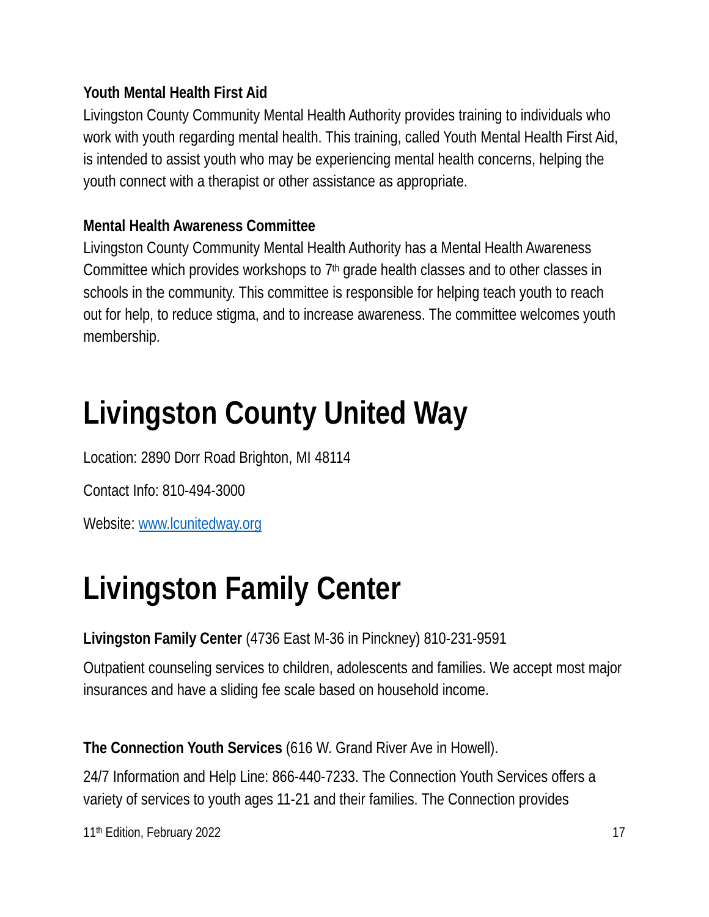**Youth Mental Health First Aid**

Livingston County Community Mental Health Authority provides training to individuals who work with youth regarding mental health. This training, called Youth Mental Health First Aid, is intended to assist youth who may be experiencing mental health concerns, helping the youth connect with a therapist or other assistance as appropriate.

**Mental Health Awareness Committee**

Livingston County Community Mental Health Authority has a Mental Health Awareness Committee which provides workshops to 7th grade health classes and to other classes in schools in the community. This committee is responsible for helping teach youth to reach out for help, to reduce stigma, and to increase awareness. The committee welcomes youth membership.

# Livingston County United Way

Location: 2890 Dorr Road Brighton, MI 48114

Contact Info: 810-494-3000

Website: [www.lcunitedway.org](http://www.lcunitedway.org)

# Livingston Family Center

**Livingston Family Center** (4736 East M-36 in Pinckney) 810-231-9591

Outpatient counseling services to children, adolescents and families. We accept most major insurances and have a sliding fee scale based on household income.

**The Connection Youth Services** (616 W. Grand River Ave in Howell).

24/7 Information and Help Line: 866-440-7233. The Connection Youth Services offers a variety of services to youth ages 11-21 and their families. The Connection provides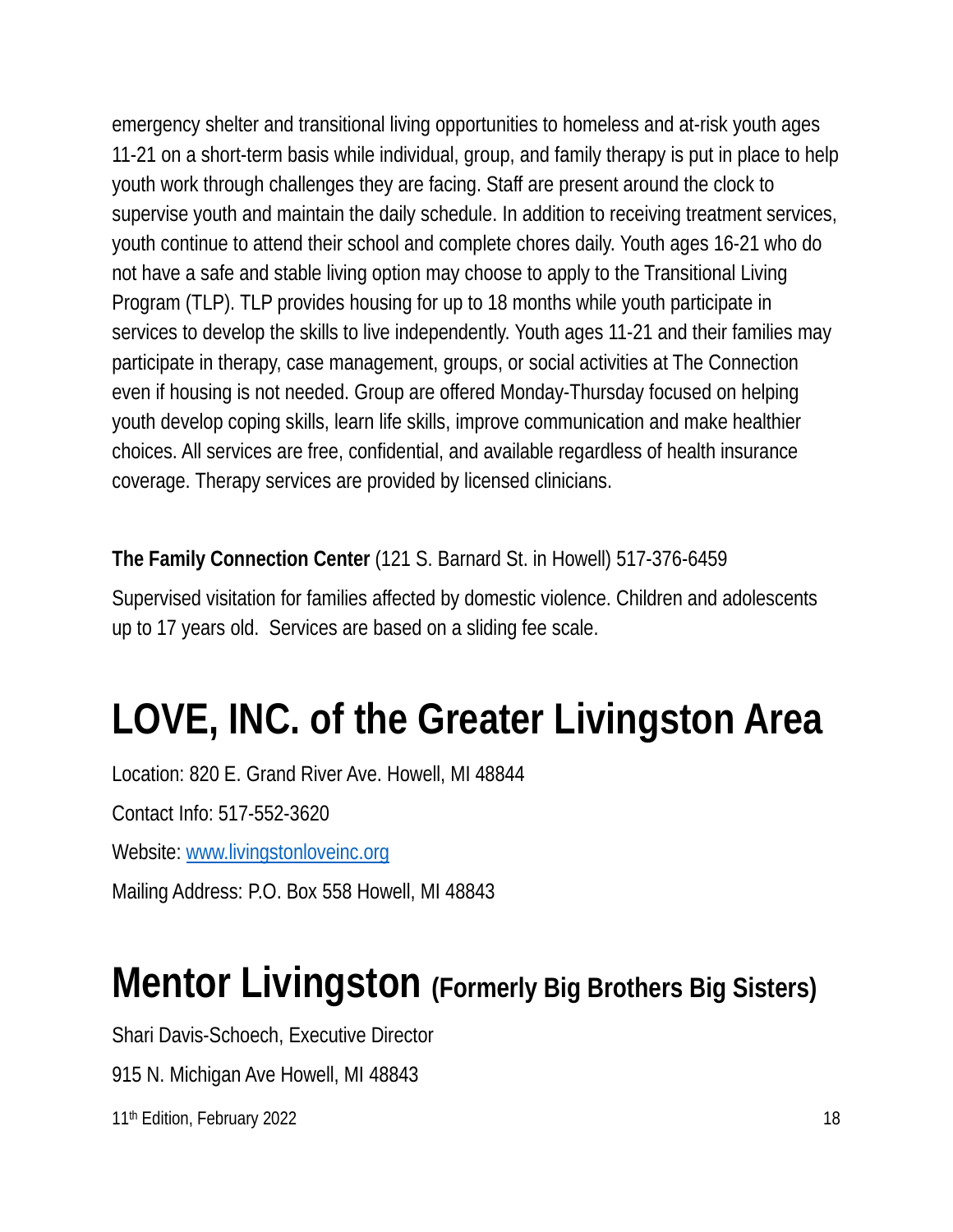emergency shelter and transitional living opportunities to homeless and at-risk youth ages 11-21 on a short-term basis while individual, group, and family therapy is put in place to help youth work through challenges they are facing. Staff are present around the clock to supervise youth and maintain the daily schedule. In addition to receiving treatment services, youth continue to attend their school and complete chores daily. Youth ages 16-21 who do not have a safe and stable living option may choose to apply to the Transitional Living Program (TLP). TLP provides housing for up to 18 months while youth participate in services to develop the skills to live independently. Youth ages 11-21 and their families may participate in therapy, case management, groups, or social activities at The Connection even if housing is not needed. Group are offered Monday-Thursday focused on helping youth develop coping skills, learn life skills, improve communication and make healthier choices. All services are free, confidential, and available regardless of health insurance coverage. Therapy services are provided by licensed clinicians.

**The Family Connection Center** (121 S. Barnard St. in Howell) 517-376-6459

Supervised visitation for families affected by domestic violence. Children and adolescents up to 17 years old. Services are based on a sliding fee scale.

# LOVE, INC. of the Greater Livingston Area

Location: 820 E. Grand River Ave. Howell, MI 48844

Contact Info: 517-552-3620

Website: [www.livingstonloveinc.org](www.livingstonloveinc.org)

Mailing Address: P.O. Box 558 Howell, MI 48843

# Mentor Livingston (Formerly Big Brothers Big Sisters)

Shari Davis-Schoech, Executive Director

915 N. Michigan Ave Howell, MI 48843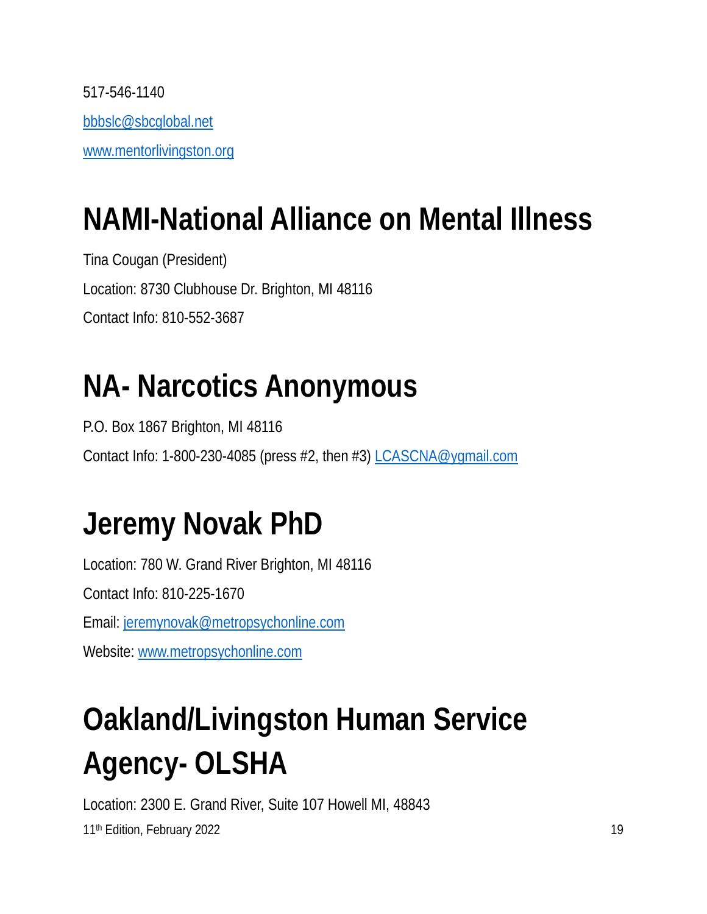517-546-1140

bbbslc@sbcglobal.net

www.mentorlivingston.org

# NAMI-National Alliance on Mental Illness

Tina Cougan (President)

Location: 8730 Clubhouse Dr. Brighton, MI 48116

Contact Info: 810-552-3687

# NA- Narcotics Anonymous

P.O. Box 1867 Brighton, MI 48116

Contact Info: 1-800-230-4085 (press #2, then #3) LCASCNA@ygmail.com

# Jeremy Novak PhD

Location: 780 W. Grand River Brighton, MI 48116

Contact Info: 810-225-1670

Email: jeremynovak@metropsychonline.com

Website: www.metropsychonline.com

# Oakland/Livingston Human Service Agency- OLSHA

Location: 2300 E. Grand River, Suite 107 Howell MI, 48843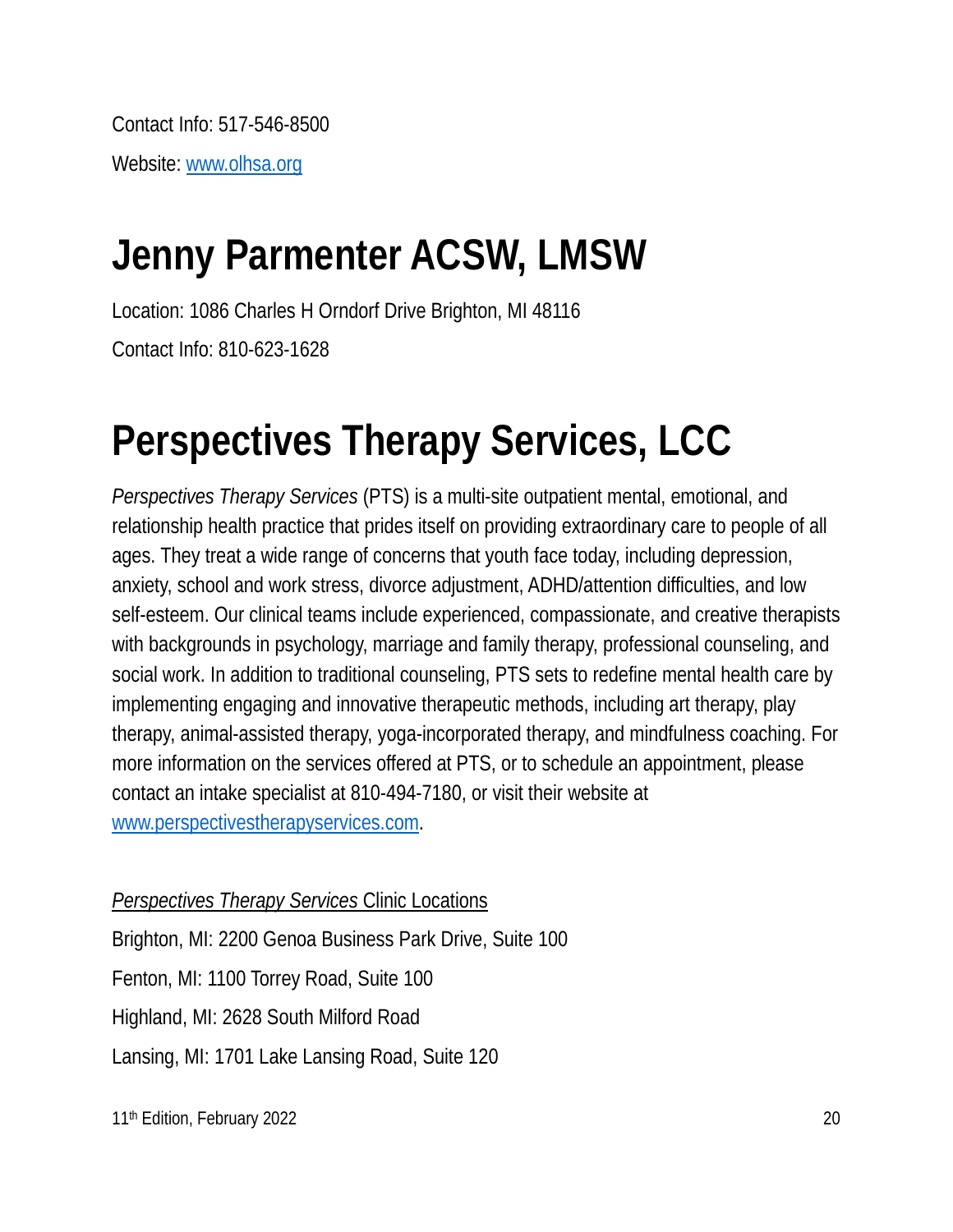Contact Info: 517-546-8500

Website: [www.olhsa.org](http://www.olhsa.org)

# Jenny Parmenter ACSW, LMSW

Location: 1086 Charles H Orndorf Drive Brighton, MI 48116

Contact Info: 810-623-1628

# Perspectives Therapy Services, LCC

*Perspectives Therapy Services* (PTS) is a multi-site outpatient mental, emotional, and relationship health practice that prides itself on providing extraordinary care to people of all ages. They treat a wide range of concerns that youth face today, including depression, anxiety, school and work stress, divorce adjustment, ADHD/attention difficulties, and low self-esteem. Our clinical teams include experienced, compassionate, and creative therapists with backgrounds in psychology, marriage and family therapy, professional counseling, and social work. In addition to traditional counseling, PTS sets to redefine mental health care by implementing engaging and innovative therapeutic methods, including art therapy, play therapy, animal-assisted therapy, yoga-incorporated therapy, and mindfulness coaching. For more information on the services offered at PTS, or to schedule an appointment, please contact an intake specialist at 810-494-7180, or visit their website at [www.perspectivestherapyservices.com](http://www.perspectivestherapyservices.com).

*Perspectives Therapy Services* Clinic Locations

Brighton, MI: 2200 Genoa Business Park Drive, Suite 100

Fenton, MI: 1100 Torrey Road, Suite 100

Highland, MI: 2628 South Milford Road

Lansing, MI: 1701 Lake Lansing Road, Suite 120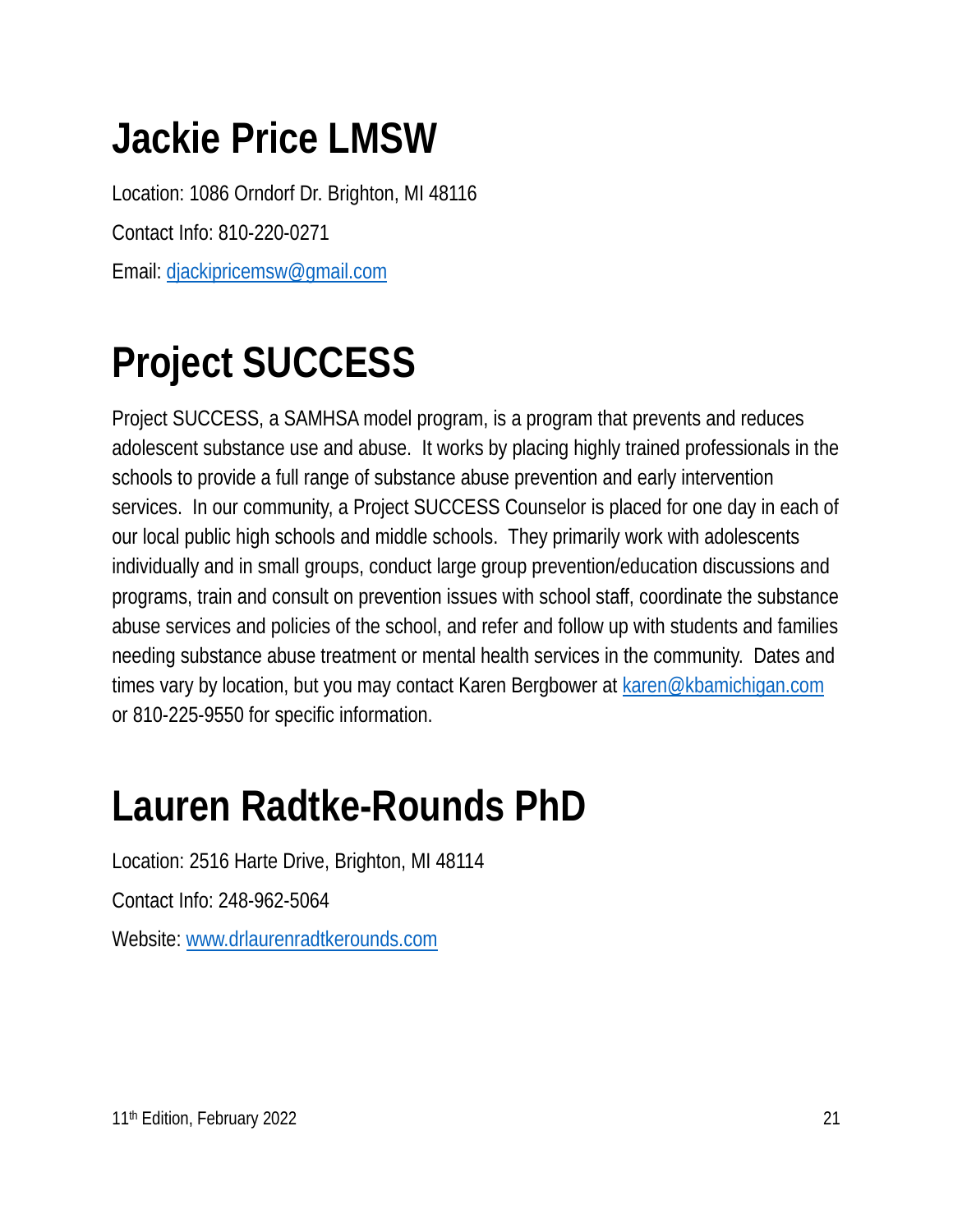# Jackie Price LMSW

Location: 1086 Orndorf Dr. Brighton, MI 48116

Contact Info: 810-220-0271

Email: djackipricemsw@gmail.com

# Project SUCCESS

Project SUCCESS, a SAMHSA model program, is a program that prevents and reduces adolescent substance use and abuse. It works by placing highly trained professionals in the schools to provide a full range of substance abuse prevention and early intervention services. In our community, a Project SUCCESS Counselor is placed for one day in each of our local public high schools and middle schools. They primarily work with adolescents individually and in small groups, conduct large group prevention/education discussions and programs, train and consult on prevention issues with school staff, coordinate the substance abuse services and policies of the school, and refer and follow up with students and families needing substance abuse treatment or mental health services in the community. Dates and times vary by location, but you may contact Karen Bergbower at karen@kbamichigan.com or 810-225-9550 for specific information.

# Lauren Radtke-Rounds PhD

Location: 2516 Harte Drive, Brighton, MI 48114

Contact Info: 248-962-5064

Website: www.drlaurenradtkerounds.com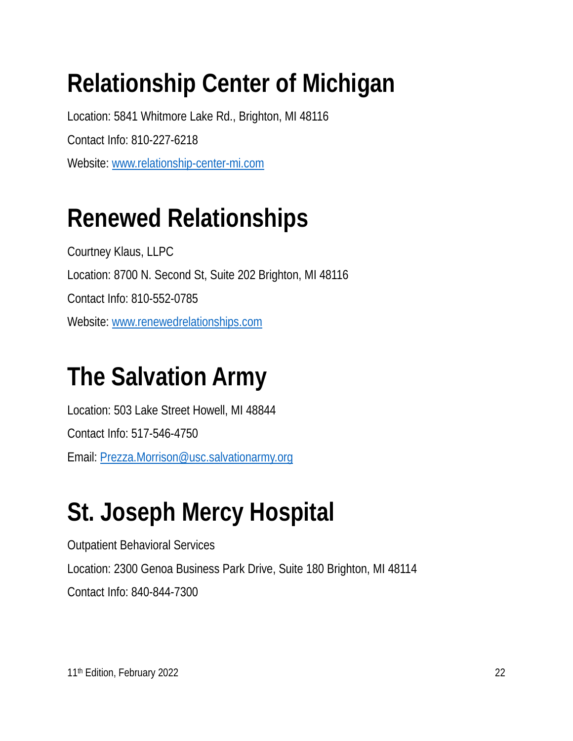# Relationship Center of Michigan

Location: 5841 Whitmore Lake Rd., Brighton, MI 48116

Contact Info: 810-227-6218

Website: www.relationship-center-mi.com

# Renewed Relationships

Courtney Klaus, LLPC

Location: 8700 N. Second St, Suite 202 Brighton, MI 48116

Contact Info: 810-552-0785

Website: www.renewedrelationships.com

# The Salvation Army

Location: 503 Lake Street Howell, MI 48844

Contact Info: 517-546-4750

Email: Prezza.Morrison@usc.salvationarmy.org

# St. Joseph Mercy Hospital

Outpatient Behavioral Services

Location: 2300 Genoa Business Park Drive, Suite 180 Brighton, MI 48114

Contact Info: 840-844-7300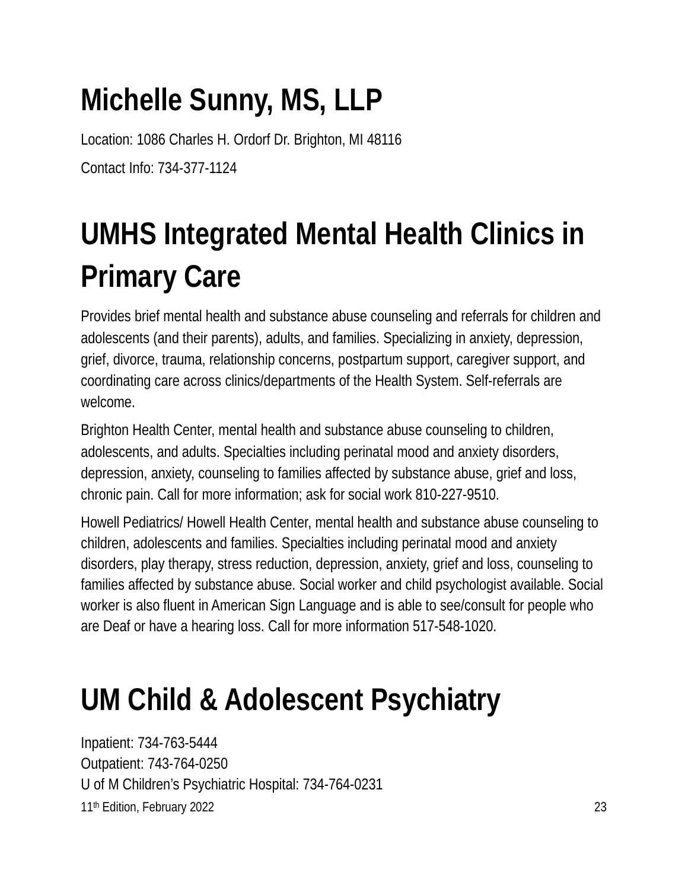# Michelle Sunny, MS, LLP

Location: 1086 Charles H. Ordorf Dr. Brighton, MI 48116

Contact Info: 734-377-1124

# UMHS Integrated Mental Health Clinics in Primary Care

Provides brief mental health and substance abuse counseling and referrals for children and adolescents (and their parents), adults, and families. Specializing in anxiety, depression, grief, divorce, trauma, relationship concerns, postpartum support, caregiver support, and coordinating care across clinics/departments of the Health System. Self-referrals are welcome.

Brighton Health Center, mental health and substance abuse counseling to children, adolescents, and adults. Specialties including perinatal mood and anxiety disorders, depression, anxiety, counseling to families affected by substance abuse, grief and loss, chronic pain. Call for more information; ask for social work 810-227-9510.

Howell Pediatrics/ Howell Health Center, mental health and substance abuse counseling to children, adolescents and families. Specialties including perinatal mood and anxiety disorders, play therapy, stress reduction, depression, anxiety, grief and loss, counseling to families affected by substance abuse. Social worker and child psychologist available. Social worker is also fluent in American Sign Language and is able to see/consult for people who are Deaf or have a hearing loss. Call for more information 517-548-1020.

# UM Child & Adolescent Psychiatry

Inpatient: 734-763-5444
Outpatient: 743-764-0250
U of M Children's Psychiatric Hospital: 734-764-0231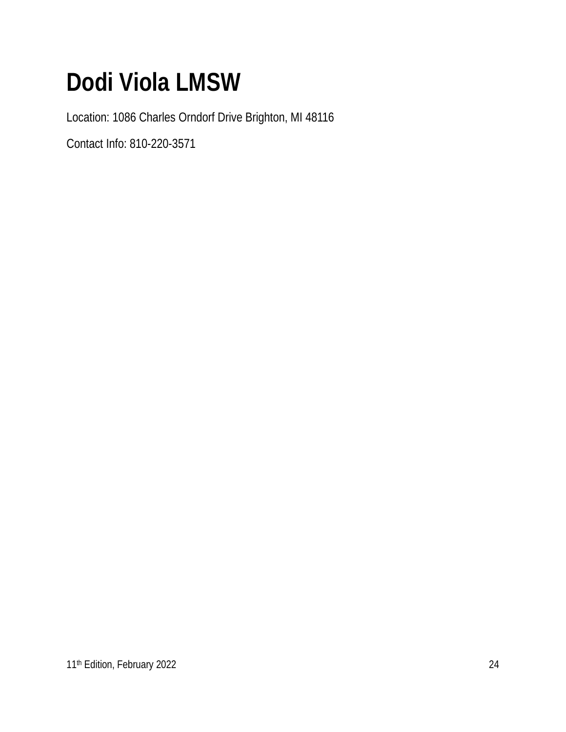# Dodi Viola LMSW

Location: 1086 Charles Orndorf Drive Brighton, MI 48116

Contact Info: 810-220-3571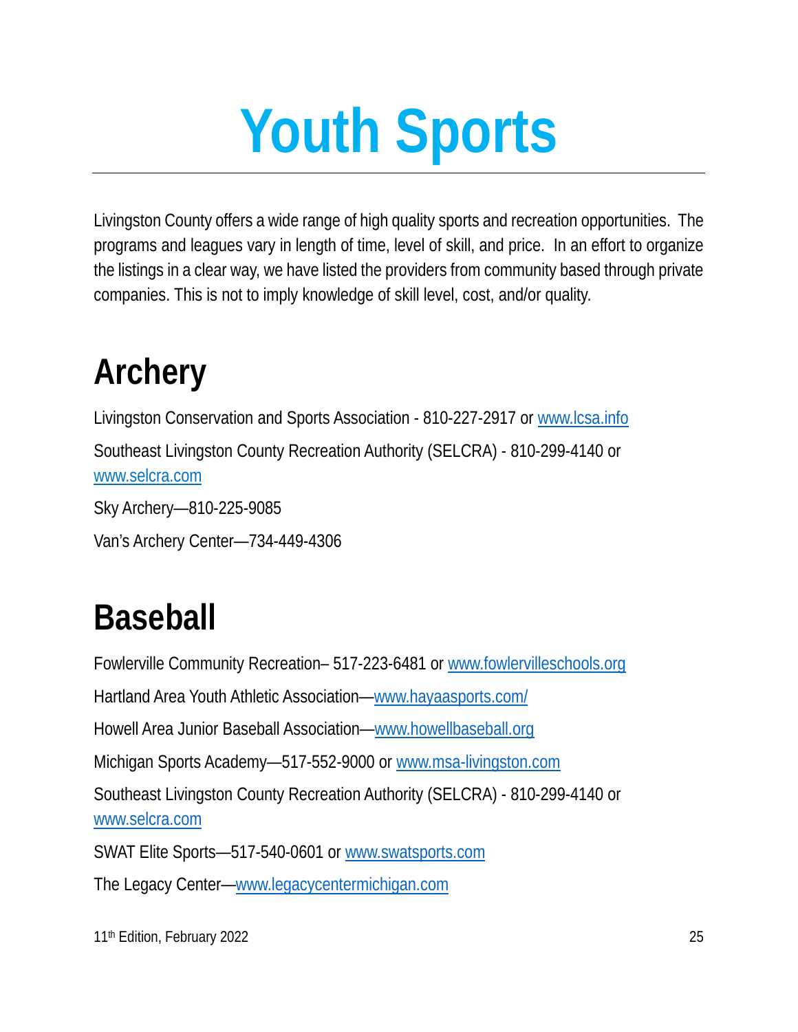# Youth Sports

Livingston County offers a wide range of high quality sports and recreation opportunities. The programs and leagues vary in length of time, level of skill, and price. In an effort to organize the listings in a clear way, we have listed the providers from community based through private companies. This is not to imply knowledge of skill level, cost, and/or quality.

## Archery

Livingston Conservation and Sports Association - 810-227-2917 or www.lcsa.info

Southeast Livingston County Recreation Authority (SELCRA) - 810-299-4140 or www.selcra.com

Sky Archery—810-225-9085

Van's Archery Center—734-449-4306

## Baseball

Fowlerville Community Recreation– 517-223-6481 or www.fowlervilleschools.org

Hartland Area Youth Athletic Association—www.hayaasports.com/

Howell Area Junior Baseball Association—www.howellbaseball.org

Michigan Sports Academy—517-552-9000 or www.msa-livingston.com

Southeast Livingston County Recreation Authority (SELCRA) - 810-299-4140 or www.selcra.com

SWAT Elite Sports—517-540-0601 or www.swatsports.com

The Legacy Center—www.legacycentermichigan.com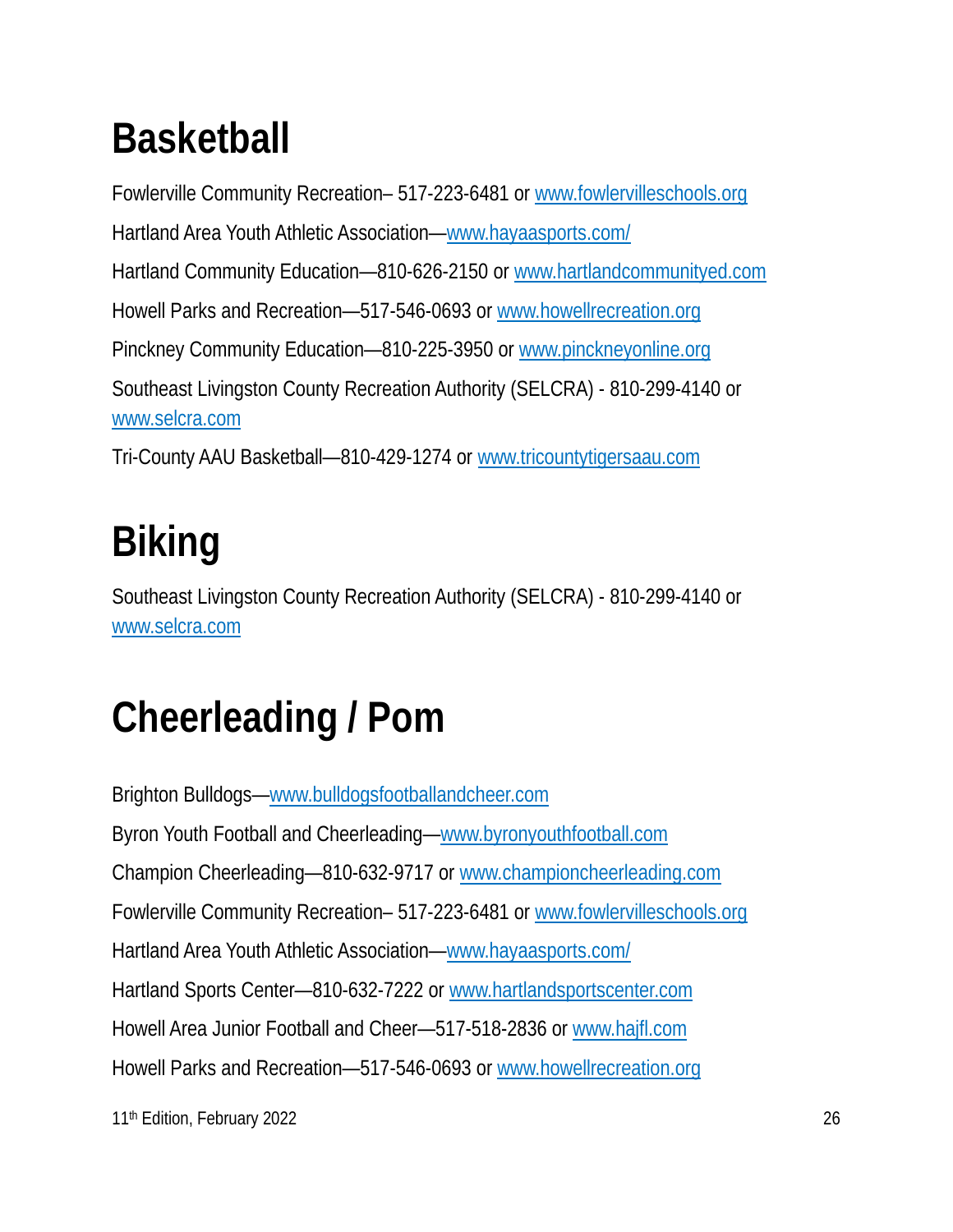# Basketball

Fowlerville Community Recreation– 517-223-6481 or www.fowlervilleschools.org

Hartland Area Youth Athletic Association—www.hayaasports.com/

Hartland Community Education—810-626-2150 or www.hartlandcommunityed.com

Howell Parks and Recreation—517-546-0693 or www.howellrecreation.org

Pinckney Community Education—810-225-3950 or www.pinckneyonline.org

Southeast Livingston County Recreation Authority (SELCRA) - 810-299-4140 or www.selcra.com

Tri-County AAU Basketball—810-429-1274 or www.tricountytigersaau.com

# Biking

Southeast Livingston County Recreation Authority (SELCRA) - 810-299-4140 or www.selcra.com

# Cheerleading / Pom

Brighton Bulldogs—www.bulldogsfootballandcheer.com

Byron Youth Football and Cheerleading—www.byronyouthfootball.com

Champion Cheerleading—810-632-9717 or www.championcheerleading.com

Fowlerville Community Recreation– 517-223-6481 or www.fowlervilleschools.org

Hartland Area Youth Athletic Association—www.hayaasports.com/

Hartland Sports Center—810-632-7222 or www.hartlandsportscenter.com

Howell Area Junior Football and Cheer—517-518-2836 or www.hajfl.com

Howell Parks and Recreation—517-546-0693 or www.howellrecreation.org

11th Edition, February 2022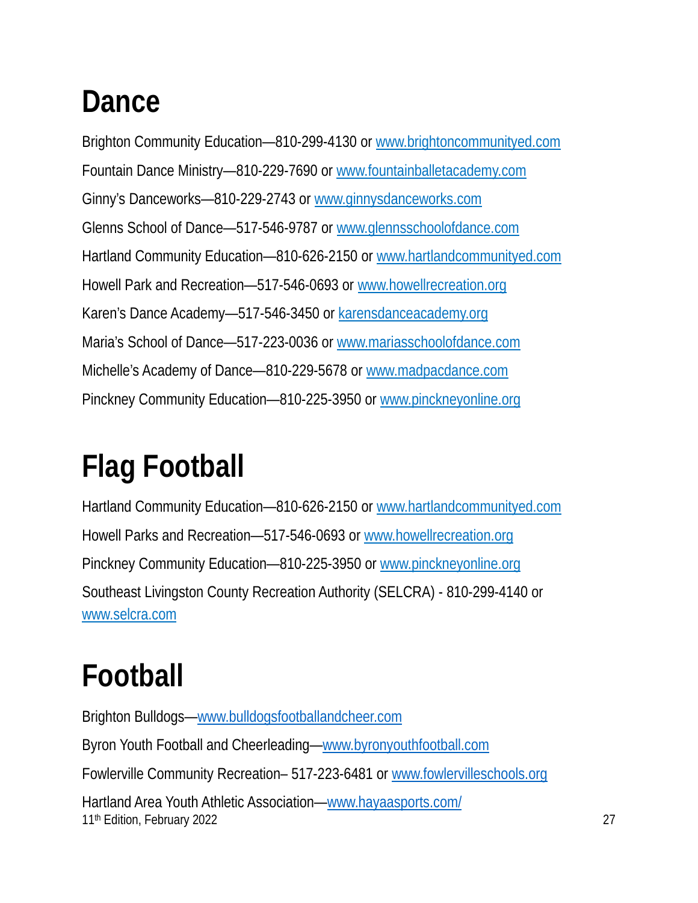# Dance

Brighton Community Education—810-299-4130 or www.brightoncommunityed.com

Fountain Dance Ministry—810-229-7690 or www.fountainballetacademy.com

Ginny's Danceworks—810-229-2743 or www.ginnysdanceworks.com

Glenns School of Dance—517-546-9787 or www.glennsschoolofdance.com

Hartland Community Education—810-626-2150 or www.hartlandcommunityed.com

Howell Park and Recreation—517-546-0693 or www.howellrecreation.org

Karen's Dance Academy—517-546-3450 or karensdanceacademy.org

Maria's School of Dance—517-223-0036 or www.mariasschoolofdance.com

Michelle's Academy of Dance—810-229-5678 or www.madpacdance.com

Pinckney Community Education—810-225-3950 or www.pinckneyonline.org

# Flag Football

Hartland Community Education—810-626-2150 or www.hartlandcommunityed.com

Howell Parks and Recreation—517-546-0693 or www.howellrecreation.org

Pinckney Community Education—810-225-3950 or www.pinckneyonline.org

Southeast Livingston County Recreation Authority (SELCRA) - 810-299-4140 or www.selcra.com

# Football

Brighton Bulldogs—www.bulldogsfootballandcheer.com

Byron Youth Football and Cheerleading—www.byronyouthfootball.com

Fowlerville Community Recreation– 517-223-6481 or www.fowlervilleschools.org

Hartland Area Youth Athletic Association—www.hayaasports.com/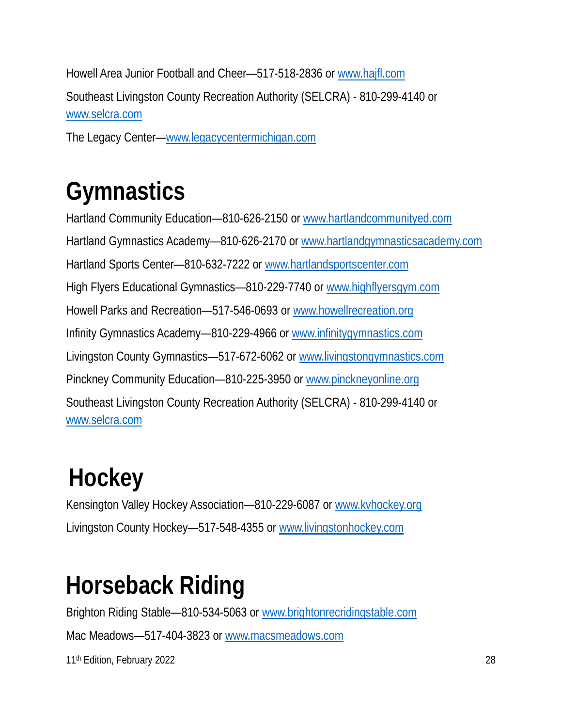Howell Area Junior Football and Cheer—517-518-2836 or www.hajfl.com

Southeast Livingston County Recreation Authority (SELCRA) - 810-299-4140 or www.selcra.com

The Legacy Center—www.legacycentermichigan.com

# Gymnastics

Hartland Community Education—810-626-2150 or www.hartlandcommunityed.com

Hartland Gymnastics Academy—810-626-2170 or www.hartlandgymnasticsacademy.com

Hartland Sports Center—810-632-7222 or www.hartlandsportscenter.com

High Flyers Educational Gymnastics—810-229-7740 or www.highflyersgym.com

Howell Parks and Recreation—517-546-0693 or www.howellrecreation.org

Infinity Gymnastics Academy—810-229-4966 or www.infinitygymnastics.com

Livingston County Gymnastics—517-672-6062 or www.livingstongymnastics.com

Pinckney Community Education—810-225-3950 or www.pinckneyonline.org

Southeast Livingston County Recreation Authority (SELCRA) - 810-299-4140 or www.selcra.com

# Hockey

Kensington Valley Hockey Association—810-229-6087 or www.kvhockey.org

Livingston County Hockey—517-548-4355 or www.livingstonhockey.com

# Horseback Riding

Brighton Riding Stable—810-534-5063 or www.brightonrecridingstable.com

Mac Meadows—517-404-3823 or www.macsmeadows.com

11th Edition, February 2022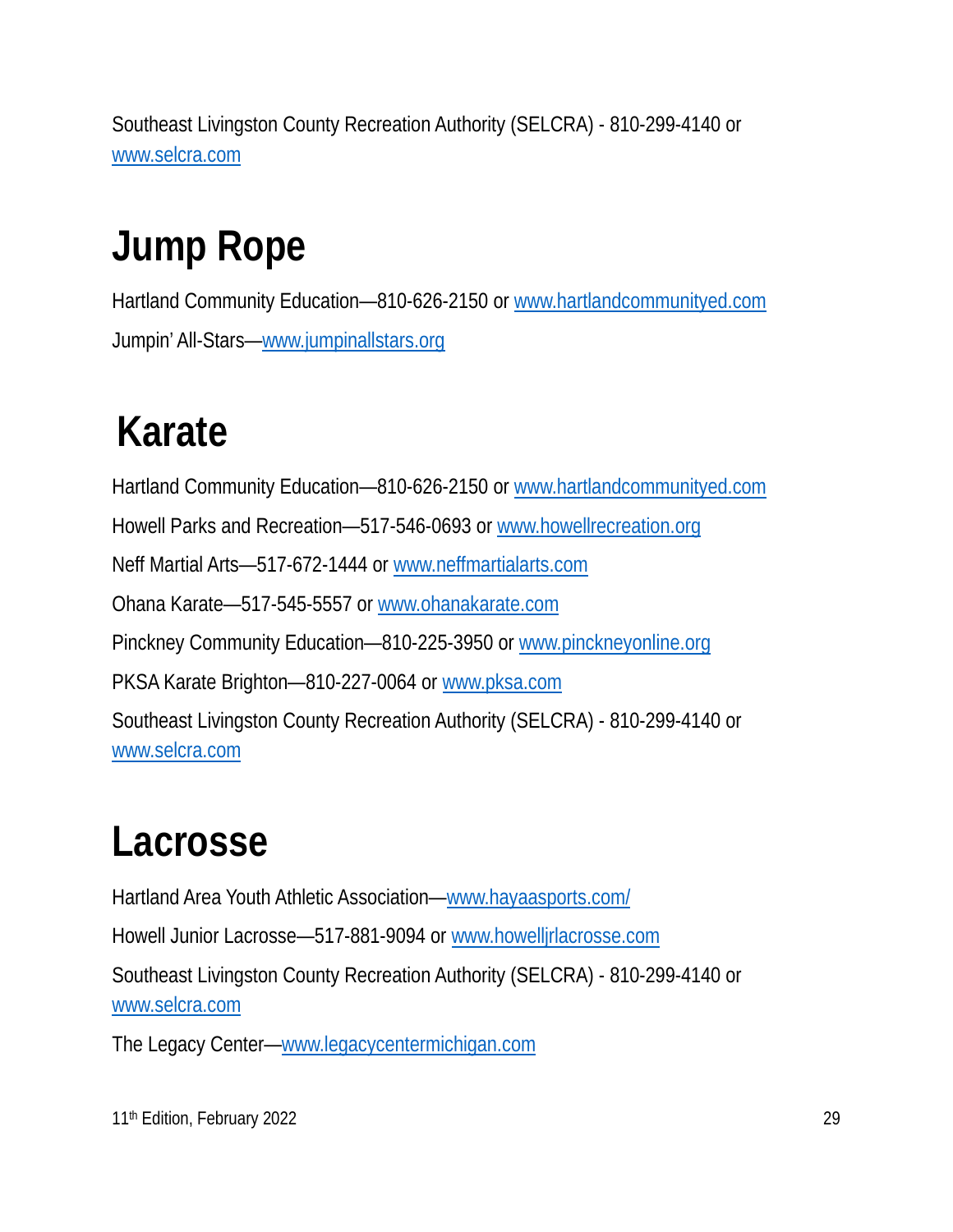Southeast Livingston County Recreation Authority (SELCRA) - 810-299-4140 or www.selcra.com

# Jump Rope

Hartland Community Education—810-626-2150 or www.hartlandcommunityed.com

Jumpin' All-Stars—www.jumpinallstars.org

# Karate

Hartland Community Education—810-626-2150 or www.hartlandcommunityed.com

Howell Parks and Recreation—517-546-0693 or www.howellrecreation.org

Neff Martial Arts—517-672-1444 or www.neffmartialarts.com

Ohana Karate—517-545-5557 or www.ohanakarate.com

Pinckney Community Education—810-225-3950 or www.pinckneyonline.org

PKSA Karate Brighton—810-227-0064 or www.pksa.com

Southeast Livingston County Recreation Authority (SELCRA) - 810-299-4140 or www.selcra.com

# Lacrosse

Hartland Area Youth Athletic Association—www.hayaasports.com/

Howell Junior Lacrosse—517-881-9094 or www.howelljrlacrosse.com

Southeast Livingston County Recreation Authority (SELCRA) - 810-299-4140 or www.selcra.com

The Legacy Center—www.legacycentermichigan.com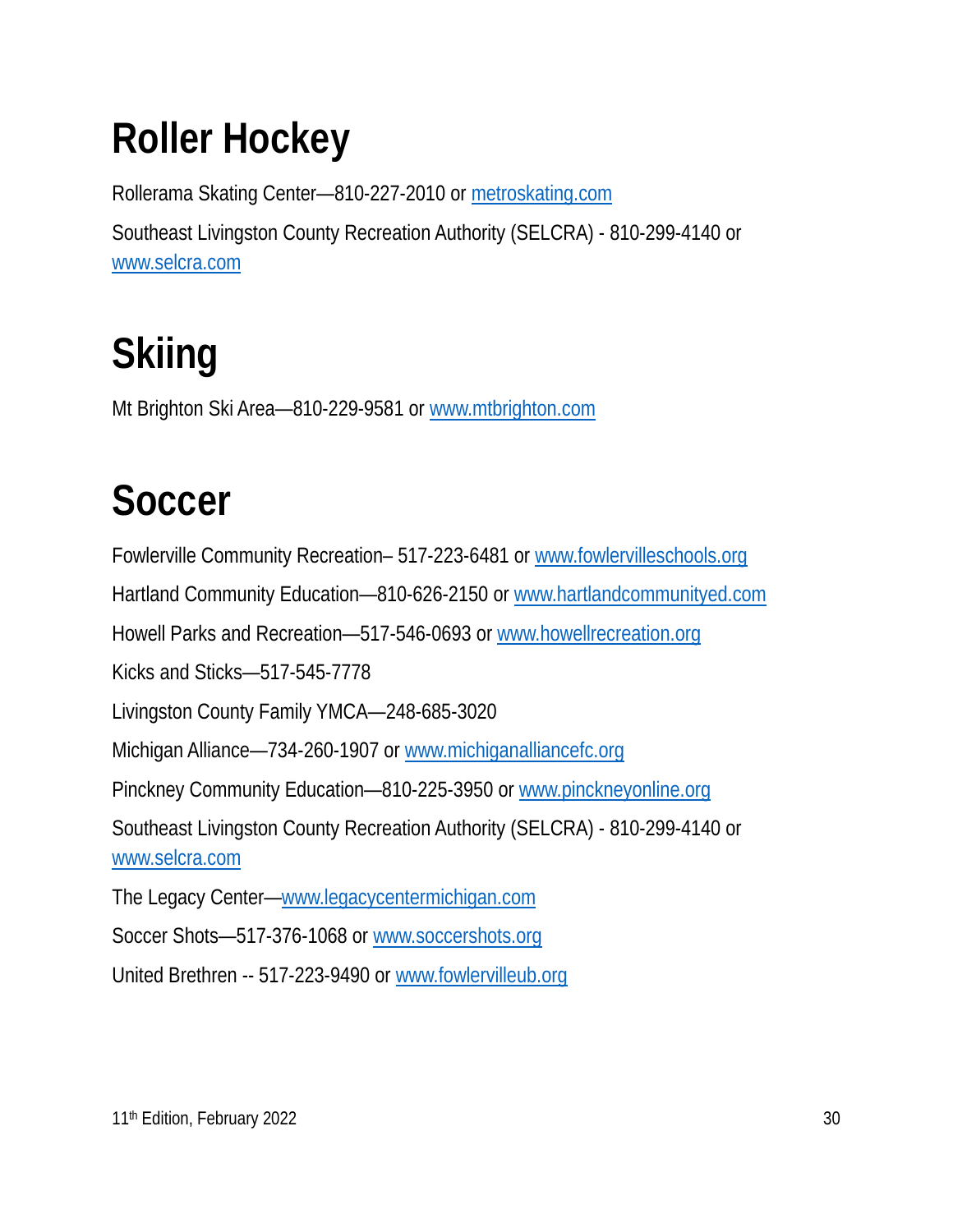# Roller Hockey

Rollerama Skating Center—810-227-2010 or metroskating.com

Southeast Livingston County Recreation Authority (SELCRA) - 810-299-4140 or www.selcra.com

# Skiing

Mt Brighton Ski Area—810-229-9581 or www.mtbrighton.com

# Soccer

Fowlerville Community Recreation– 517-223-6481 or www.fowlervilleschools.org

Hartland Community Education—810-626-2150 or www.hartlandcommunityed.com

Howell Parks and Recreation—517-546-0693 or www.howellrecreation.org

Kicks and Sticks—517-545-7778

Livingston County Family YMCA—248-685-3020

Michigan Alliance—734-260-1907 or www.michiganalliancefc.org

Pinckney Community Education—810-225-3950 or www.pinckneyonline.org

Southeast Livingston County Recreation Authority (SELCRA) - 810-299-4140 or www.selcra.com

The Legacy Center—www.legacycentermichigan.com

Soccer Shots—517-376-1068 or www.soccershots.org

United Brethren -- 517-223-9490 or www.fowlervilleub.org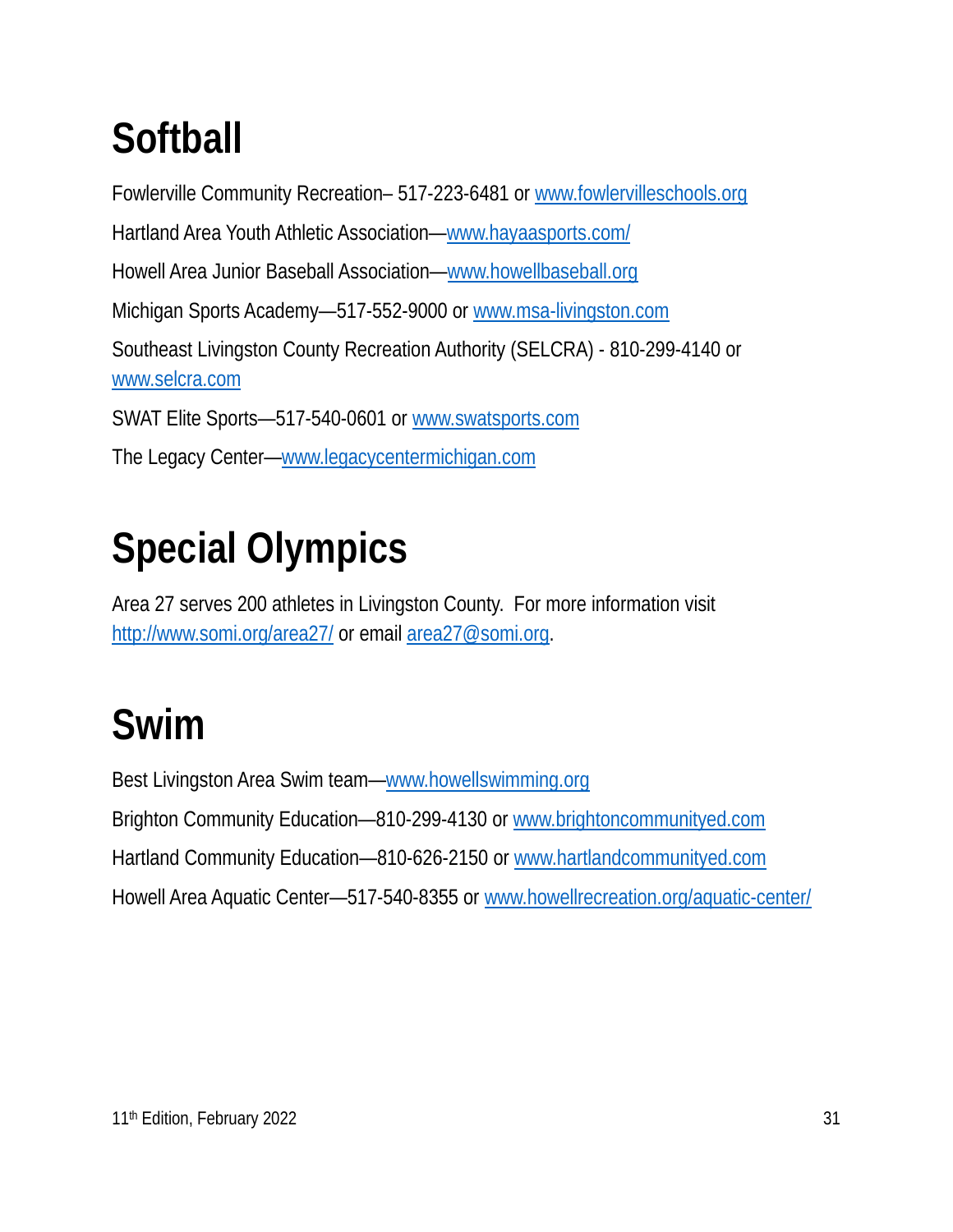# Softball

Fowlerville Community Recreation– 517-223-6481 or www.fowlervilleschools.org

Hartland Area Youth Athletic Association—www.hayaasports.com/

Howell Area Junior Baseball Association—www.howellbaseball.org

Michigan Sports Academy—517-552-9000 or www.msa-livingston.com

Southeast Livingston County Recreation Authority (SELCRA) - 810-299-4140 or www.selcra.com

SWAT Elite Sports—517-540-0601 or www.swatsports.com

The Legacy Center—www.legacycentermichigan.com

# Special Olympics

Area 27 serves 200 athletes in Livingston County. For more information visit http://www.somi.org/area27/ or email area27@somi.org.

# Swim

Best Livingston Area Swim team—www.howellswimming.org

Brighton Community Education—810-299-4130 or www.brightoncommunityed.com

Hartland Community Education—810-626-2150 or www.hartlandcommunityed.com

Howell Area Aquatic Center—517-540-8355 or www.howellrecreation.org/aquatic-center/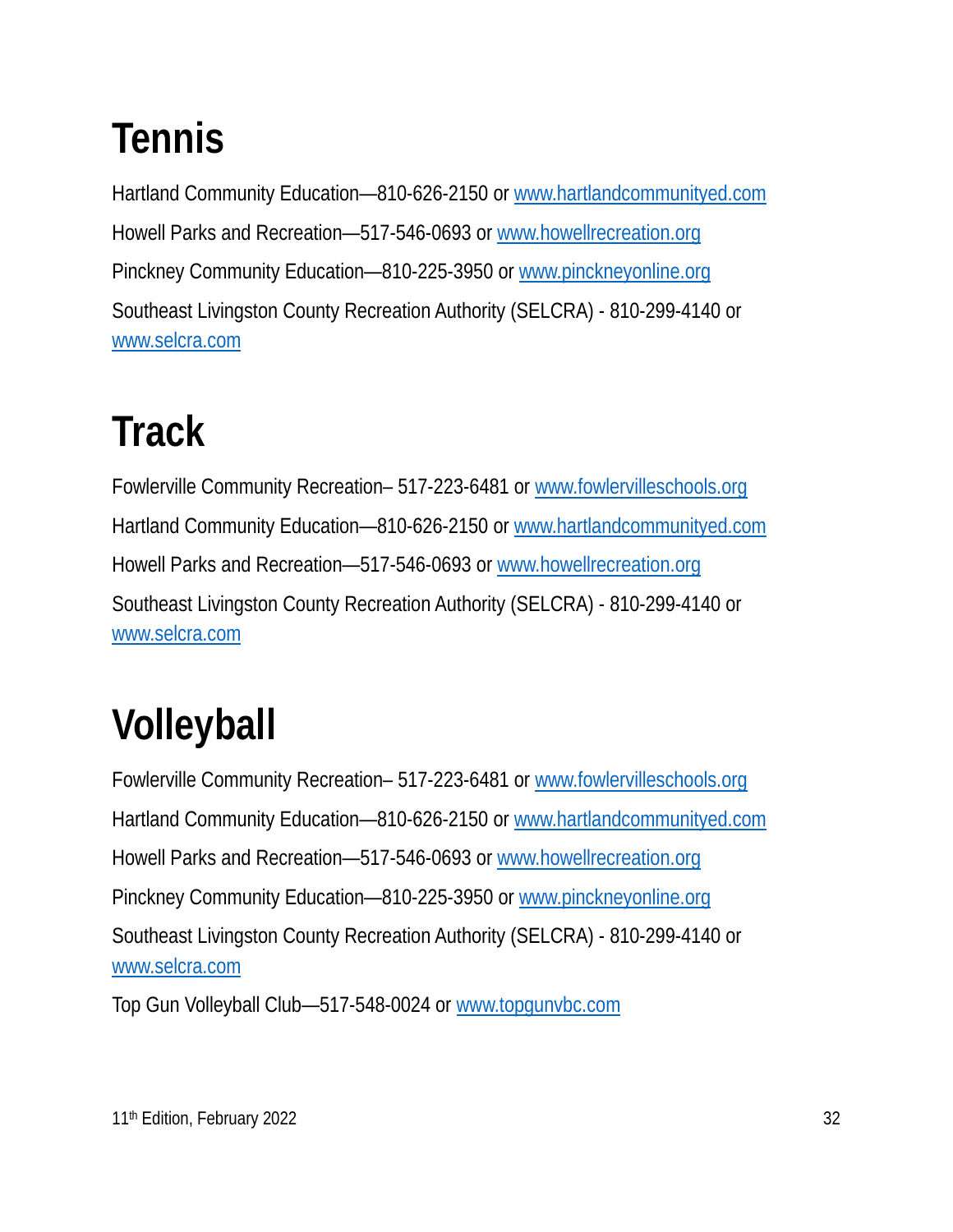# Tennis

Hartland Community Education—810-626-2150 or www.hartlandcommunityed.com

Howell Parks and Recreation—517-546-0693 or www.howellrecreation.org

Pinckney Community Education—810-225-3950 or www.pinckneyonline.org

Southeast Livingston County Recreation Authority (SELCRA) - 810-299-4140 or www.selcra.com

# Track

Fowlerville Community Recreation– 517-223-6481 or www.fowlervilleschools.org

Hartland Community Education—810-626-2150 or www.hartlandcommunityed.com

Howell Parks and Recreation—517-546-0693 or www.howellrecreation.org

Southeast Livingston County Recreation Authority (SELCRA) - 810-299-4140 or www.selcra.com

# Volleyball

Fowlerville Community Recreation– 517-223-6481 or www.fowlervilleschools.org

Hartland Community Education—810-626-2150 or www.hartlandcommunityed.com

Howell Parks and Recreation—517-546-0693 or www.howellrecreation.org

Pinckney Community Education—810-225-3950 or www.pinckneyonline.org

Southeast Livingston County Recreation Authority (SELCRA) - 810-299-4140 or www.selcra.com

Top Gun Volleyball Club—517-548-0024 or www.topgunvbc.com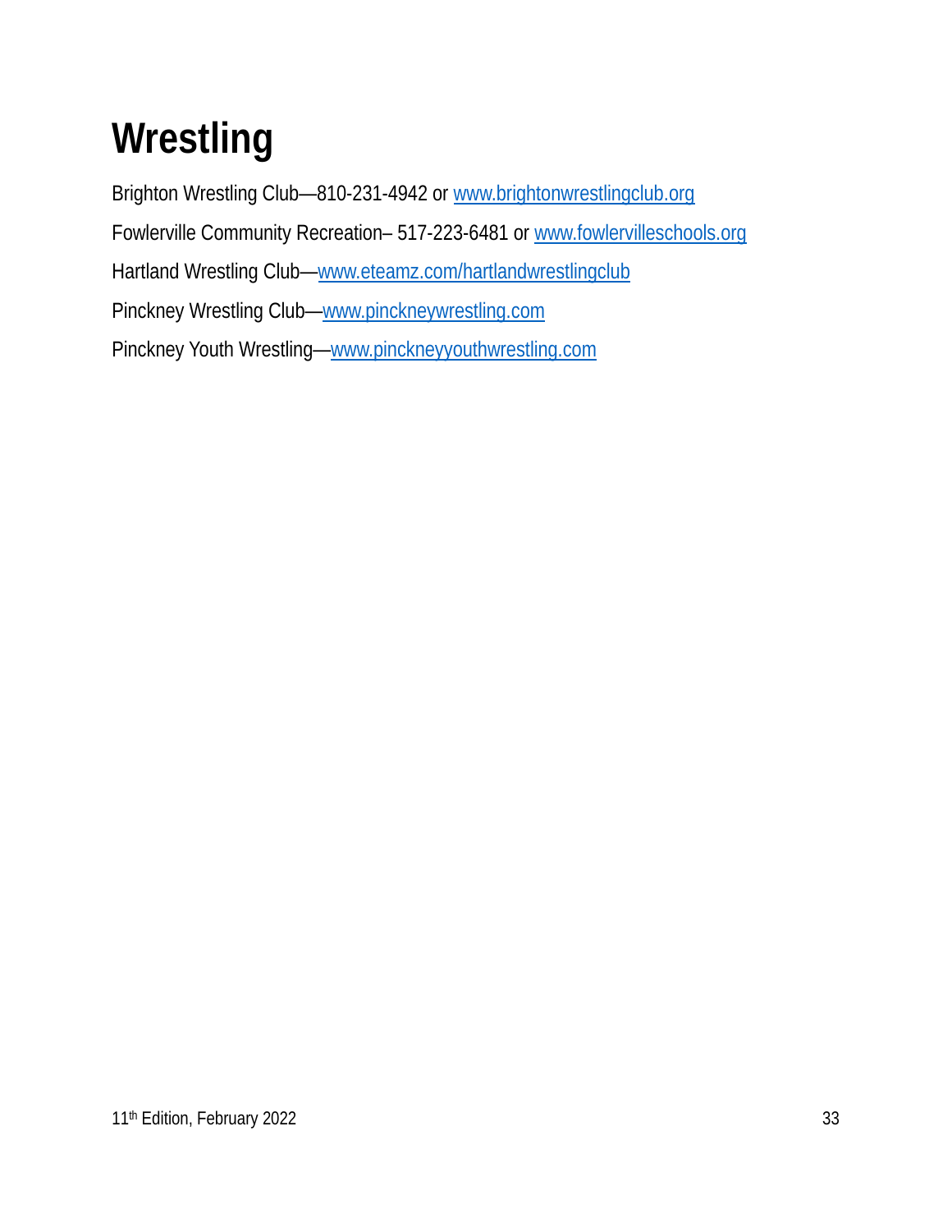# Wrestling

Brighton Wrestling Club—810-231-4942 or www.brightonwrestlingclub.org

Fowlerville Community Recreation– 517-223-6481 or www.fowlervilleschools.org

Hartland Wrestling Club—www.eteamz.com/hartlandwrestlingclub

Pinckney Wrestling Club—www.pinckneywrestling.com

Pinckney Youth Wrestling—www.pinckneyyouthwrestling.com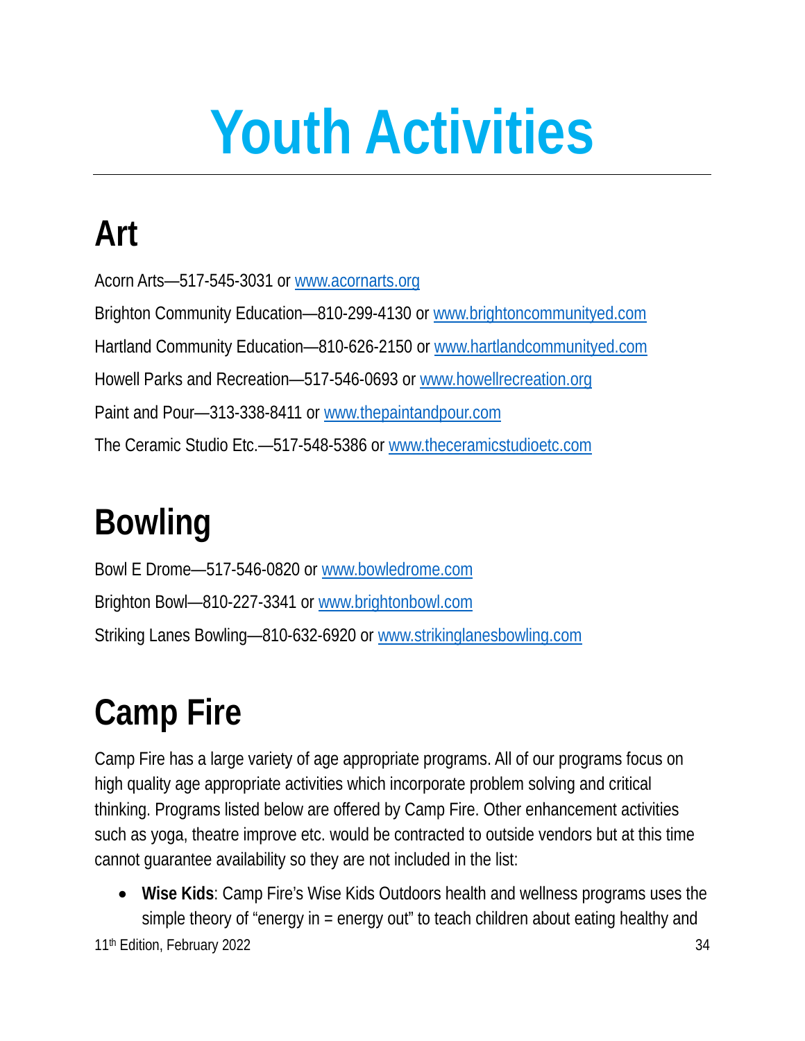# Youth Activities

## Art

Acorn Arts—517-545-3031 or www.acornarts.org

Brighton Community Education—810-299-4130 or www.brightoncommunityed.com

Hartland Community Education—810-626-2150 or www.hartlandcommunityed.com

Howell Parks and Recreation—517-546-0693 or www.howellrecreation.org

Paint and Pour—313-338-8411 or www.thepaintandpour.com

The Ceramic Studio Etc.—517-548-5386 or www.theceramicstudioetc.com

## Bowling

Bowl E Drome—517-546-0820 or www.bowledrome.com

Brighton Bowl—810-227-3341 or www.brightonbowl.com

Striking Lanes Bowling—810-632-6920 or www.strikinglanesbowling.com

## Camp Fire

Camp Fire has a large variety of age appropriate programs. All of our programs focus on high quality age appropriate activities which incorporate problem solving and critical thinking. Programs listed below are offered by Camp Fire. Other enhancement activities such as yoga, theatre improve etc. would be contracted to outside vendors but at this time cannot guarantee availability so they are not included in the list:

- **Wise Kids**: Camp Fire's Wise Kids Outdoors health and wellness programs uses the simple theory of "energy in = energy out" to teach children about eating healthy and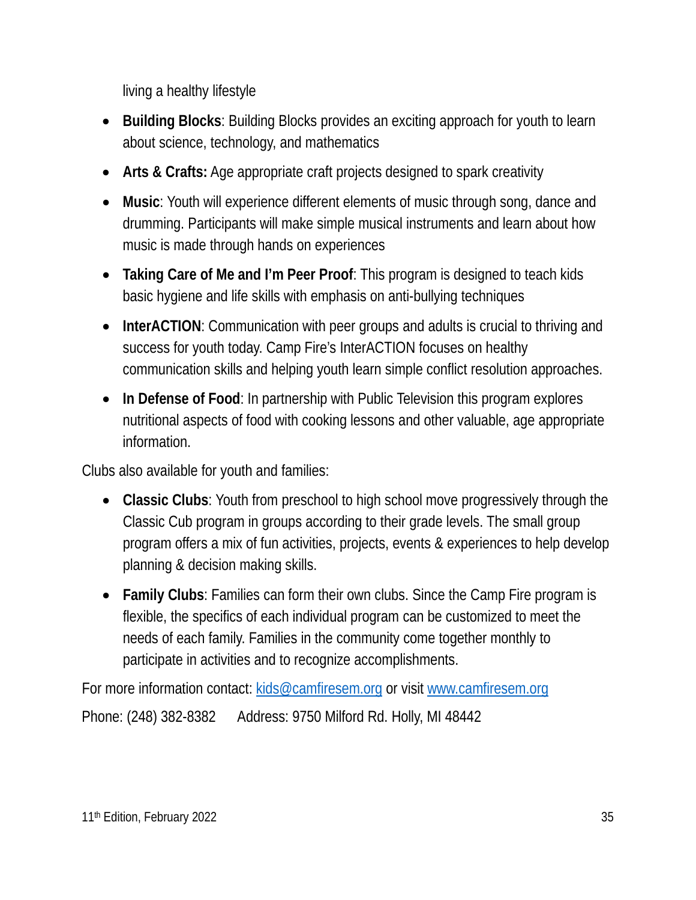living a healthy lifestyle

- **Building Blocks**: Building Blocks provides an exciting approach for youth to learn about science, technology, and mathematics
- **Arts & Crafts:** Age appropriate craft projects designed to spark creativity
- **Music**: Youth will experience different elements of music through song, dance and drumming. Participants will make simple musical instruments and learn about how music is made through hands on experiences
- **Taking Care of Me and I'm Peer Proof**: This program is designed to teach kids basic hygiene and life skills with emphasis on anti-bullying techniques
- **InterACTION**: Communication with peer groups and adults is crucial to thriving and success for youth today. Camp Fire's InterACTION focuses on healthy communication skills and helping youth learn simple conflict resolution approaches.
- **In Defense of Food**: In partnership with Public Television this program explores nutritional aspects of food with cooking lessons and other valuable, age appropriate information.

Clubs also available for youth and families:

- **Classic Clubs**: Youth from preschool to high school move progressively through the Classic Cub program in groups according to their grade levels. The small group program offers a mix of fun activities, projects, events & experiences to help develop planning & decision making skills.
- **Family Clubs**: Families can form their own clubs. Since the Camp Fire program is flexible, the specifics of each individual program can be customized to meet the needs of each family. Families in the community come together monthly to participate in activities and to recognize accomplishments.

For more information contact: kids@camfiresem.org or visit www.camfiresem.org

Phone: (248) 382-8382 Address: 9750 Milford Rd. Holly, MI 48442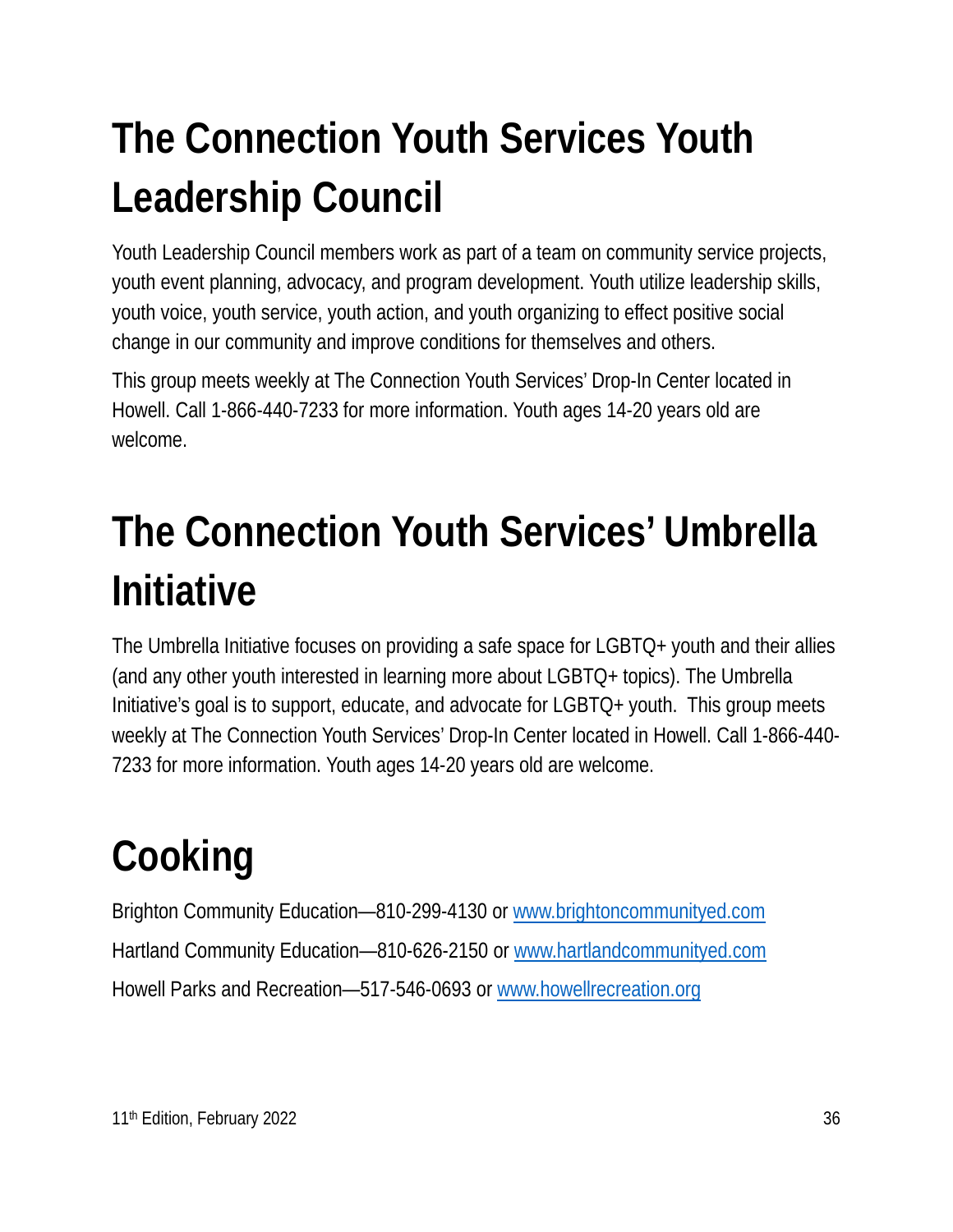# The Connection Youth Services Youth Leadership Council

Youth Leadership Council members work as part of a team on community service projects, youth event planning, advocacy, and program development. Youth utilize leadership skills, youth voice, youth service, youth action, and youth organizing to effect positive social change in our community and improve conditions for themselves and others.

This group meets weekly at The Connection Youth Services' Drop-In Center located in Howell. Call 1-866-440-7233 for more information. Youth ages 14-20 years old are welcome.

# The Connection Youth Services' Umbrella Initiative

The Umbrella Initiative focuses on providing a safe space for LGBTQ+ youth and their allies (and any other youth interested in learning more about LGBTQ+ topics). The Umbrella Initiative's goal is to support, educate, and advocate for LGBTQ+ youth. This group meets weekly at The Connection Youth Services' Drop-In Center located in Howell. Call 1-866-440-7233 for more information. Youth ages 14-20 years old are welcome.

# Cooking

Brighton Community Education—810-299-4130 or www.brightoncommunityed.com

Hartland Community Education—810-626-2150 or www.hartlandcommunityed.com

Howell Parks and Recreation—517-546-0693 or www.howellrecreation.org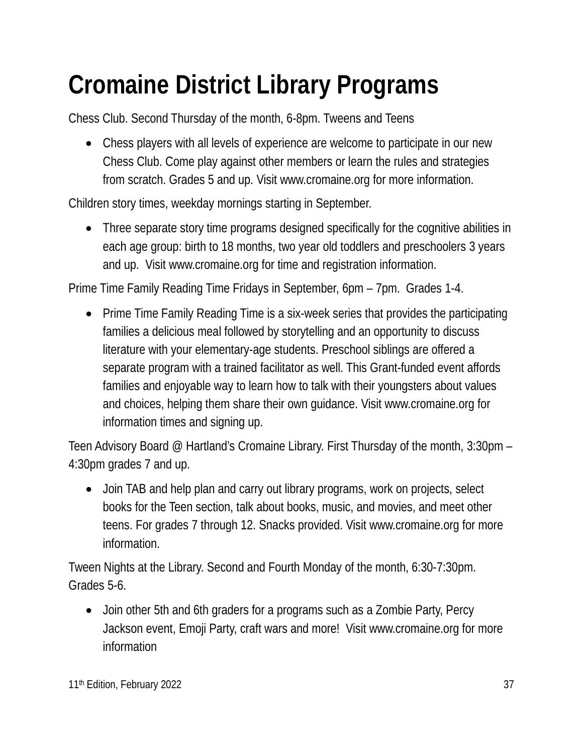# Cromaine District Library Programs

Chess Club. Second Thursday of the month, 6-8pm. Tweens and Teens

- Chess players with all levels of experience are welcome to participate in our new Chess Club. Come play against other members or learn the rules and strategies from scratch. Grades 5 and up. Visit www.cromaine.org for more information.

Children story times, weekday mornings starting in September.

- Three separate story time programs designed specifically for the cognitive abilities in each age group: birth to 18 months, two year old toddlers and preschoolers 3 years and up. Visit www.cromaine.org for time and registration information.

Prime Time Family Reading Time Fridays in September, 6pm – 7pm. Grades 1-4.

- Prime Time Family Reading Time is a six-week series that provides the participating families a delicious meal followed by storytelling and an opportunity to discuss literature with your elementary-age students. Preschool siblings are offered a separate program with a trained facilitator as well. This Grant-funded event affords families and enjoyable way to learn how to talk with their youngsters about values and choices, helping them share their own guidance. Visit www.cromaine.org for information times and signing up.

Teen Advisory Board @ Hartland's Cromaine Library. First Thursday of the month, 3:30pm – 4:30pm grades 7 and up.

- Join TAB and help plan and carry out library programs, work on projects, select books for the Teen section, talk about books, music, and movies, and meet other teens. For grades 7 through 12. Snacks provided. Visit www.cromaine.org for more information.

Tween Nights at the Library. Second and Fourth Monday of the month, 6:30-7:30pm. Grades 5-6.

- Join other 5th and 6th graders for a programs such as a Zombie Party, Percy Jackson event, Emoji Party, craft wars and more! Visit www.cromaine.org for more information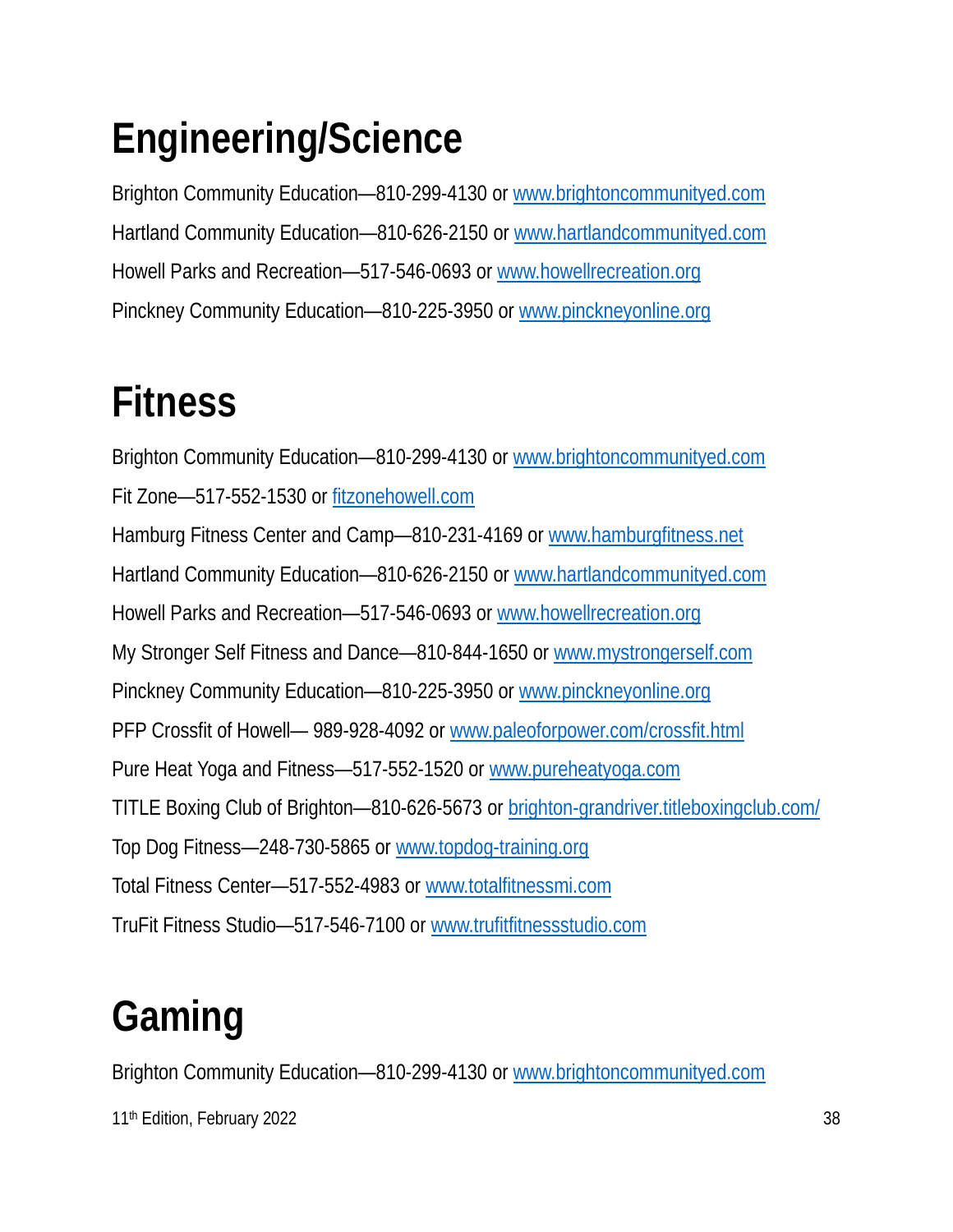# Engineering/Science

Brighton Community Education—810-299-4130 or www.brightoncommunityed.com

Hartland Community Education—810-626-2150 or www.hartlandcommunityed.com

Howell Parks and Recreation—517-546-0693 or www.howellrecreation.org

Pinckney Community Education—810-225-3950 or www.pinckneyonline.org

# Fitness

Brighton Community Education—810-299-4130 or www.brightoncommunityed.com

Fit Zone—517-552-1530 or fitzonehowell.com

Hamburg Fitness Center and Camp—810-231-4169 or www.hamburgfitness.net

Hartland Community Education—810-626-2150 or www.hartlandcommunityed.com

Howell Parks and Recreation—517-546-0693 or www.howellrecreation.org

My Stronger Self Fitness and Dance—810-844-1650 or www.mystrongerself.com

Pinckney Community Education—810-225-3950 or www.pinckneyonline.org

PFP Crossfit of Howell— 989-928-4092 or www.paleoforpower.com/crossfit.html

Pure Heat Yoga and Fitness—517-552-1520 or www.pureheatyoga.com

TITLE Boxing Club of Brighton—810-626-5673 or brighton-grandriver.titleboxingclub.com/

Top Dog Fitness—248-730-5865 or www.topdog-training.org

Total Fitness Center—517-552-4983 or www.totalfitnessmi.com

TruFit Fitness Studio—517-546-7100 or www.trufitfitnessstudio.com

# Gaming

Brighton Community Education—810-299-4130 or www.brightoncommunityed.com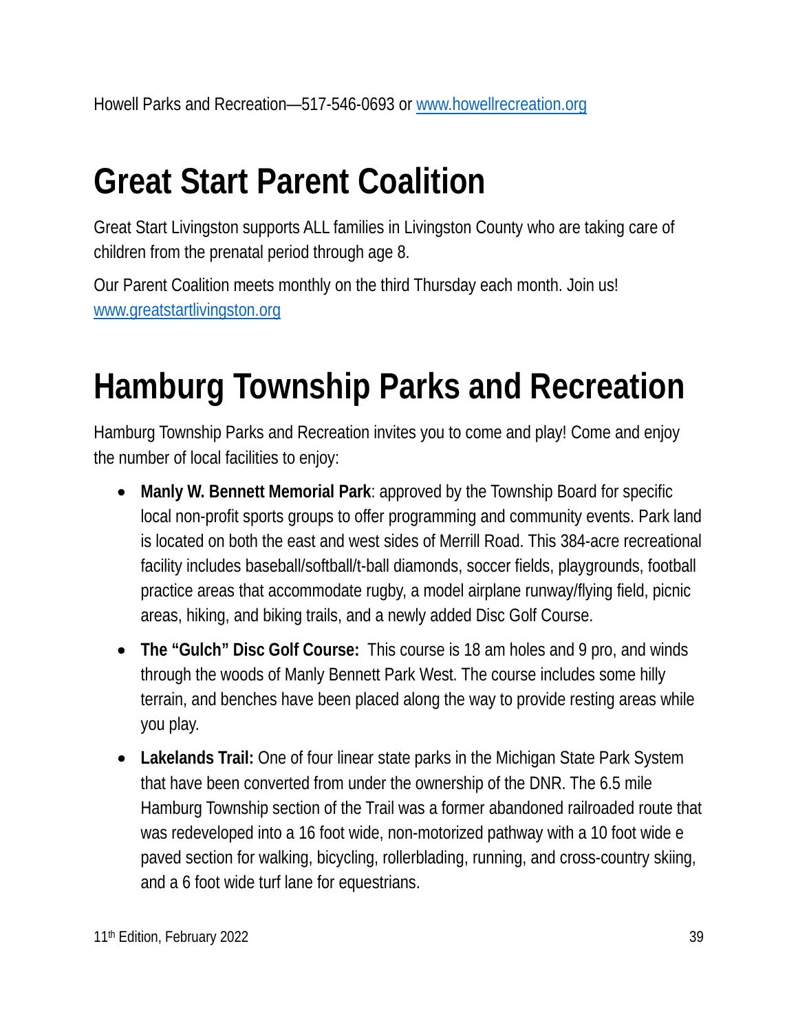Howell Parks and Recreation—517-546-0693 or [www.howellrecreation.org](http://www.howellrecreation.org)

# Great Start Parent Coalition

Great Start Livingston supports ALL families in Livingston County who are taking care of children from the prenatal period through age 8.

Our Parent Coalition meets monthly on the third Thursday each month. Join us! [www.greatstartlivingston.org](http://www.greatstartlivingston.org)

# Hamburg Township Parks and Recreation

Hamburg Township Parks and Recreation invites you to come and play! Come and enjoy the number of local facilities to enjoy:

- **Manly W. Bennett Memorial Park**: approved by the Township Board for specific local non-profit sports groups to offer programming and community events. Park land is located on both the east and west sides of Merrill Road. This 384-acre recreational facility includes baseball/softball/t-ball diamonds, soccer fields, playgrounds, football practice areas that accommodate rugby, a model airplane runway/flying field, picnic areas, hiking, and biking trails, and a newly added Disc Golf Course.
- **The "Gulch" Disc Golf Course:** This course is 18 am holes and 9 pro, and winds through the woods of Manly Bennett Park West. The course includes some hilly terrain, and benches have been placed along the way to provide resting areas while you play.
- **Lakelands Trail:** One of four linear state parks in the Michigan State Park System that have been converted from under the ownership of the DNR. The 6.5 mile Hamburg Township section of the Trail was a former abandoned railroaded route that was redeveloped into a 16 foot wide, non-motorized pathway with a 10 foot wide e paved section for walking, bicycling, rollerblading, running, and cross-country skiing, and a 6 foot wide turf lane for equestrians.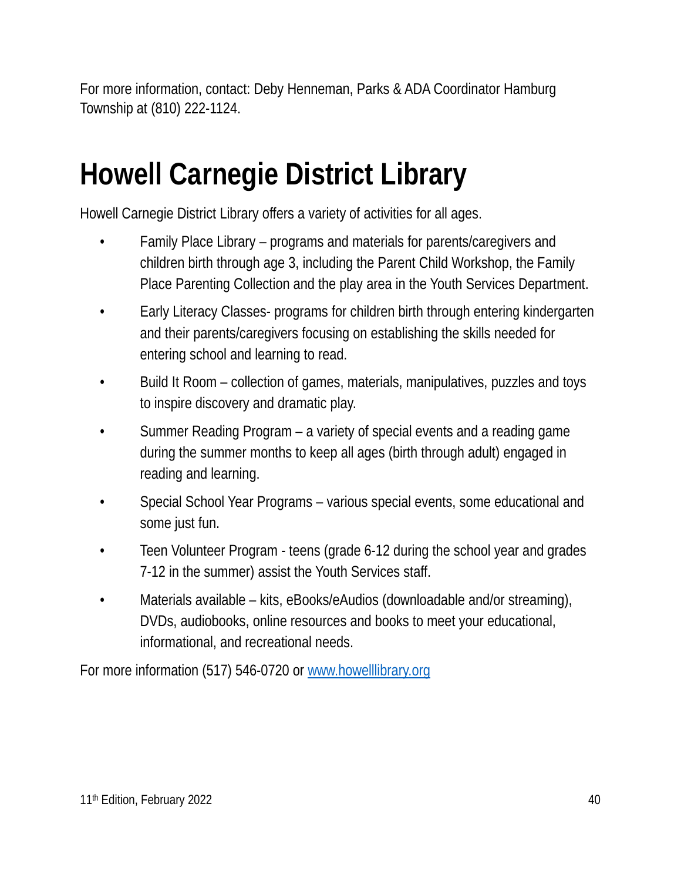For more information, contact: Deby Henneman, Parks & ADA Coordinator Hamburg Township at (810) 222-1124.

# Howell Carnegie District Library

Howell Carnegie District Library offers a variety of activities for all ages.

- Family Place Library – programs and materials for parents/caregivers and children birth through age 3, including the Parent Child Workshop, the Family Place Parenting Collection and the play area in the Youth Services Department.
- Early Literacy Classes- programs for children birth through entering kindergarten and their parents/caregivers focusing on establishing the skills needed for entering school and learning to read.
- Build It Room – collection of games, materials, manipulatives, puzzles and toys to inspire discovery and dramatic play.
- Summer Reading Program – a variety of special events and a reading game during the summer months to keep all ages (birth through adult) engaged in reading and learning.
- Special School Year Programs – various special events, some educational and some just fun.
- Teen Volunteer Program - teens (grade 6-12 during the school year and grades 7-12 in the summer) assist the Youth Services staff.
- Materials available – kits, eBooks/eAudios (downloadable and/or streaming), DVDs, audiobooks, online resources and books to meet your educational, informational, and recreational needs.

For more information (517) 546-0720 or [www.howelllibrary.org](http://www.howelllibrary.org)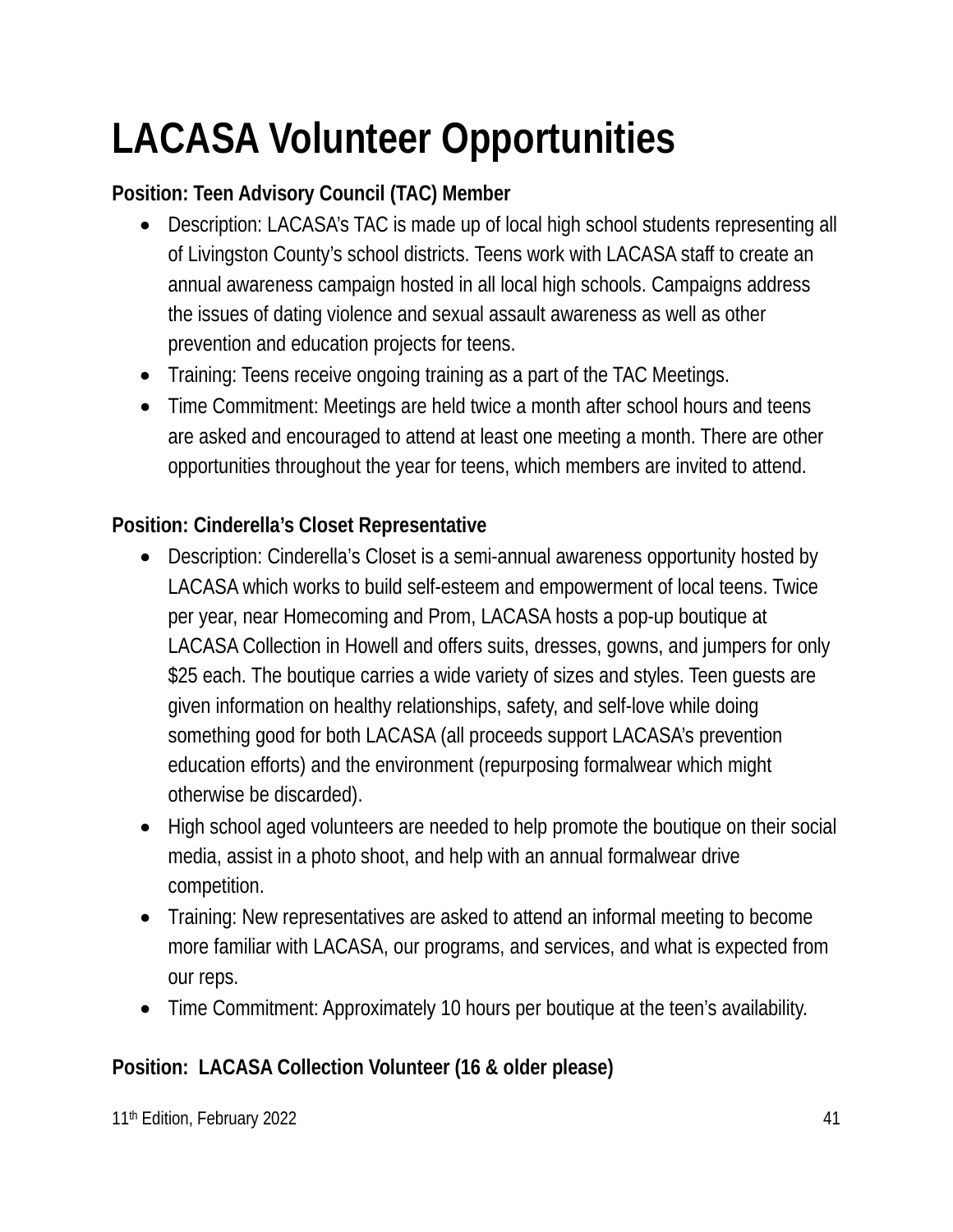# LACASA Volunteer Opportunities

**Position: Teen Advisory Council (TAC) Member**

- Description: LACASA's TAC is made up of local high school students representing all of Livingston County's school districts. Teens work with LACASA staff to create an annual awareness campaign hosted in all local high schools. Campaigns address the issues of dating violence and sexual assault awareness as well as other prevention and education projects for teens.
- Training: Teens receive ongoing training as a part of the TAC Meetings.
- Time Commitment: Meetings are held twice a month after school hours and teens are asked and encouraged to attend at least one meeting a month. There are other opportunities throughout the year for teens, which members are invited to attend.

**Position: Cinderella's Closet Representative**

- Description: Cinderella's Closet is a semi-annual awareness opportunity hosted by LACASA which works to build self-esteem and empowerment of local teens. Twice per year, near Homecoming and Prom, LACASA hosts a pop-up boutique at LACASA Collection in Howell and offers suits, dresses, gowns, and jumpers for only $25 each. The boutique carries a wide variety of sizes and styles. Teen guests are given information on healthy relationships, safety, and self-love while doing something good for both LACASA (all proceeds support LACASA's prevention education efforts) and the environment (repurposing formalwear which might otherwise be discarded).
- High school aged volunteers are needed to help promote the boutique on their social media, assist in a photo shoot, and help with an annual formalwear drive competition.
- Training: New representatives are asked to attend an informal meeting to become more familiar with LACASA, our programs, and services, and what is expected from our reps.
- Time Commitment: Approximately 10 hours per boutique at the teen's availability.

**Position: LACASA Collection Volunteer (16 & older please)**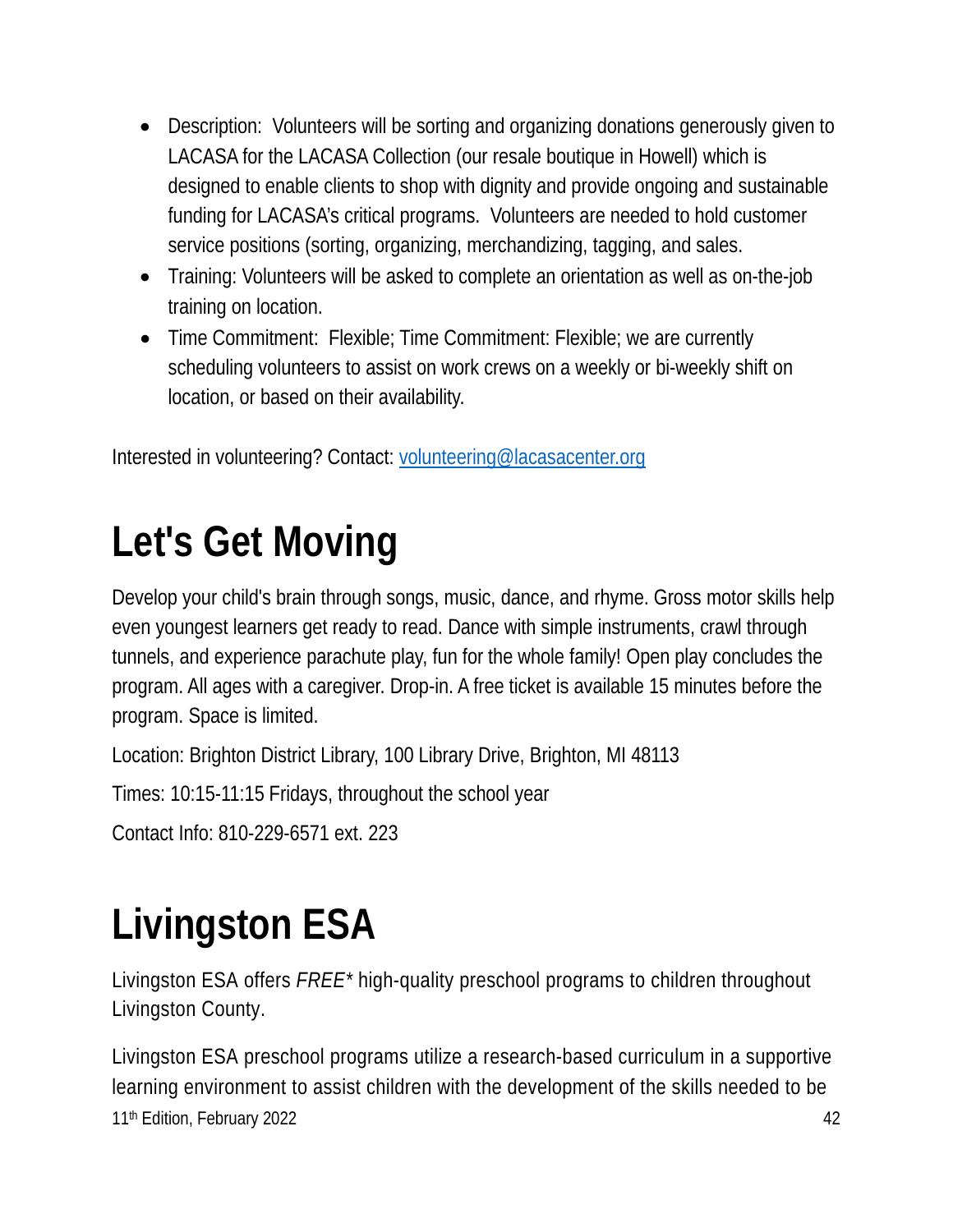- Description:  Volunteers will be sorting and organizing donations generously given to LACASA for the LACASA Collection (our resale boutique in Howell) which is designed to enable clients to shop with dignity and provide ongoing and sustainable funding for LACASA's critical programs.  Volunteers are needed to hold customer service positions (sorting, organizing, merchandizing, tagging, and sales.
- Training: Volunteers will be asked to complete an orientation as well as on-the-job training on location.
- Time Commitment:  Flexible; Time Commitment: Flexible; we are currently scheduling volunteers to assist on work crews on a weekly or bi-weekly shift on location, or based on their availability.

Interested in volunteering? Contact: volunteering@lacasacenter.org

# Let's Get Moving

Develop your child's brain through songs, music, dance, and rhyme. Gross motor skills help even youngest learners get ready to read. Dance with simple instruments, crawl through tunnels, and experience parachute play, fun for the whole family! Open play concludes the program. All ages with a caregiver. Drop-in. A free ticket is available 15 minutes before the program. Space is limited.

Location: Brighton District Library, 100 Library Drive, Brighton, MI 48113

Times: 10:15-11:15 Fridays, throughout the school year

Contact Info: 810-229-6571 ext. 223

# Livingston ESA

Livingston ESA offers *FREE** high-quality preschool programs to children throughout Livingston County.

Livingston ESA preschool programs utilize a research-based curriculum in a supportive learning environment to assist children with the development of the skills needed to be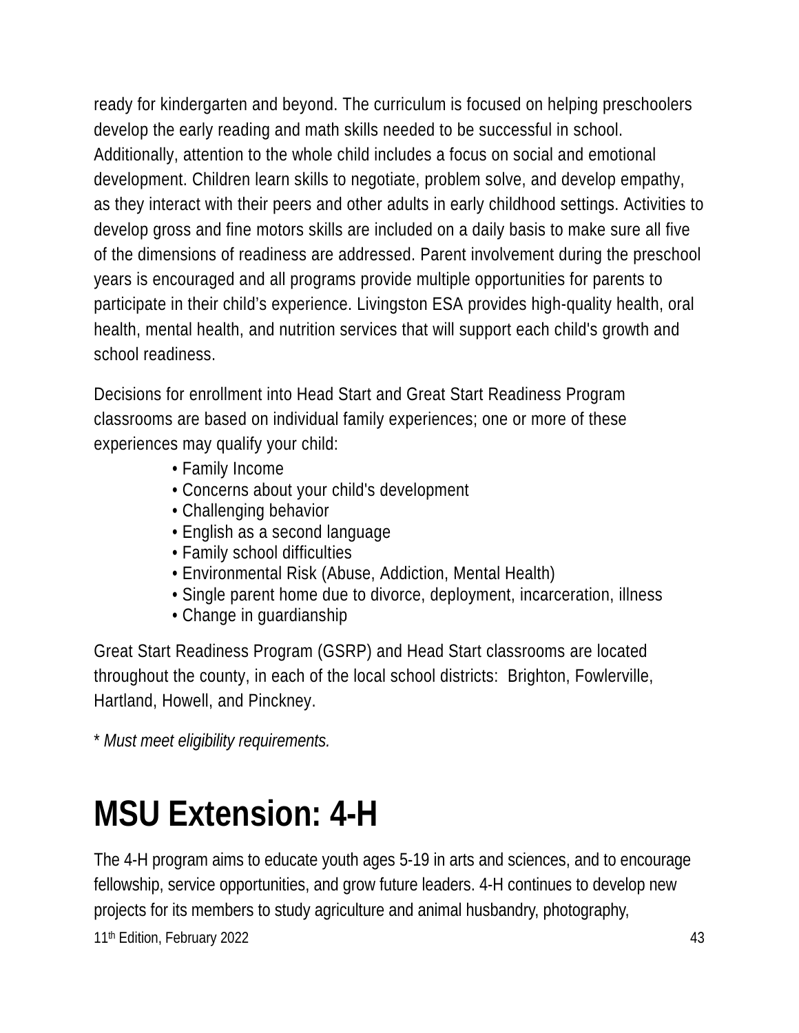ready for kindergarten and beyond. The curriculum is focused on helping preschoolers develop the early reading and math skills needed to be successful in school. Additionally, attention to the whole child includes a focus on social and emotional development. Children learn skills to negotiate, problem solve, and develop empathy, as they interact with their peers and other adults in early childhood settings. Activities to develop gross and fine motors skills are included on a daily basis to make sure all five of the dimensions of readiness are addressed. Parent involvement during the preschool years is encouraged and all programs provide multiple opportunities for parents to participate in their child's experience. Livingston ESA provides high-quality health, oral health, mental health, and nutrition services that will support each child's growth and school readiness.

Decisions for enrollment into Head Start and Great Start Readiness Program classrooms are based on individual family experiences; one or more of these experiences may qualify your child:

- Family Income
- Concerns about your child's development
- Challenging behavior
- English as a second language
- Family school difficulties
- Environmental Risk (Abuse, Addiction, Mental Health)
- Single parent home due to divorce, deployment, incarceration, illness
- Change in guardianship

Great Start Readiness Program (GSRP) and Head Start classrooms are located throughout the county, in each of the local school districts: Brighton, Fowlerville, Hartland, Howell, and Pinckney.

*\* Must meet eligibility requirements.*

# MSU Extension: 4-H

The 4-H program aims to educate youth ages 5-19 in arts and sciences, and to encourage fellowship, service opportunities, and grow future leaders. 4-H continues to develop new projects for its members to study agriculture and animal husbandry, photography,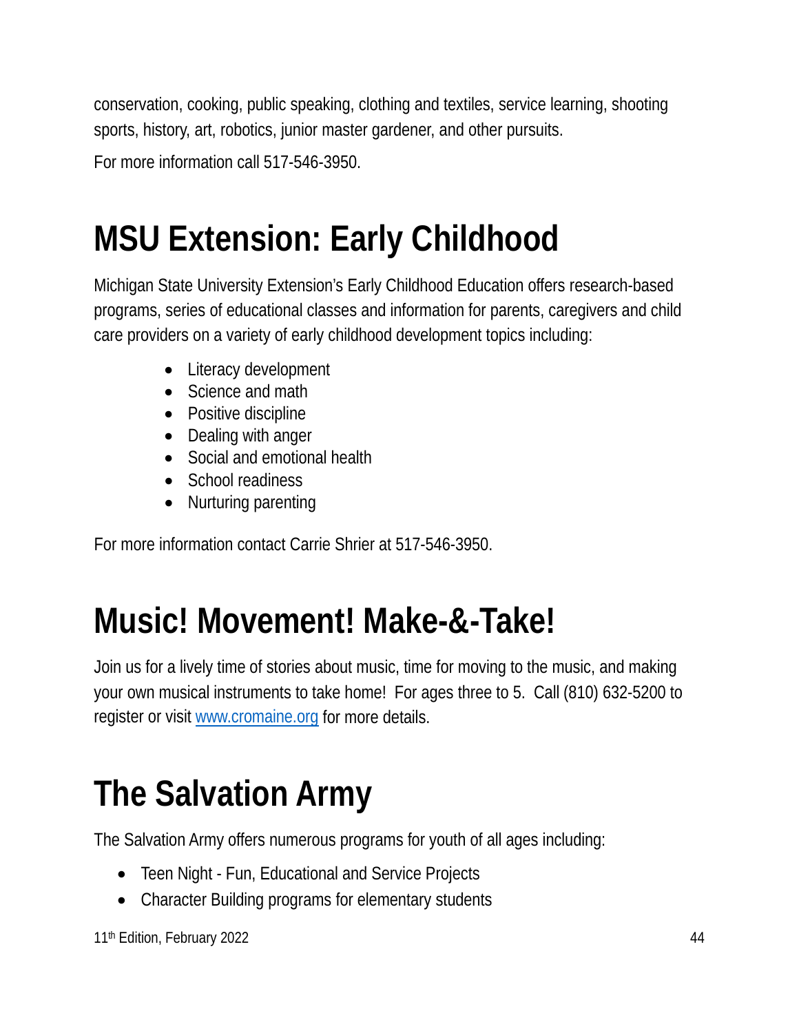conservation, cooking, public speaking, clothing and textiles, service learning, shooting sports, history, art, robotics, junior master gardener, and other pursuits.

For more information call 517-546-3950.

# MSU Extension: Early Childhood

Michigan State University Extension's Early Childhood Education offers research-based programs, series of educational classes and information for parents, caregivers and child care providers on a variety of early childhood development topics including:

- Literacy development
- Science and math
- Positive discipline
- Dealing with anger
- Social and emotional health
- School readiness
- Nurturing parenting

For more information contact Carrie Shrier at 517-546-3950.

# Music! Movement! Make-&-Take!

Join us for a lively time of stories about music, time for moving to the music, and making your own musical instruments to take home! For ages three to 5. Call (810) 632-5200 to register or visit [www.cromaine.org](http://www.cromaine.org) for more details.

# The Salvation Army

The Salvation Army offers numerous programs for youth of all ages including:

- Teen Night - Fun, Educational and Service Projects
- Character Building programs for elementary students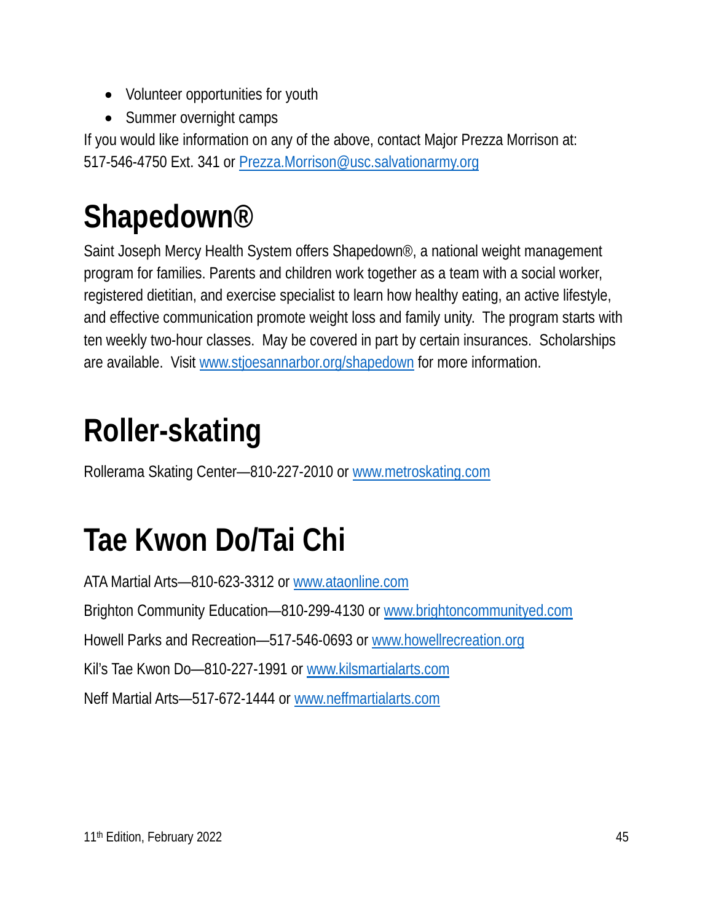- Volunteer opportunities for youth
- Summer overnight camps

If you would like information on any of the above, contact Major Prezza Morrison at: 517-546-4750 Ext. 341 or Prezza.Morrison@usc.salvationarmy.org

# Shapedown®

Saint Joseph Mercy Health System offers Shapedown®, a national weight management program for families. Parents and children work together as a team with a social worker, registered dietitian, and exercise specialist to learn how healthy eating, an active lifestyle, and effective communication promote weight loss and family unity. The program starts with ten weekly two-hour classes. May be covered in part by certain insurances. Scholarships are available. Visit www.stjoesannarbor.org/shapedown for more information.

# Roller-skating

Rollerama Skating Center—810-227-2010 or www.metroskating.com

# Tae Kwon Do/Tai Chi

ATA Martial Arts—810-623-3312 or www.ataonline.com

Brighton Community Education—810-299-4130 or www.brightoncommunityed.com

Howell Parks and Recreation—517-546-0693 or www.howellrecreation.org

Kil's Tae Kwon Do—810-227-1991 or www.kilsmartialarts.com

Neff Martial Arts—517-672-1444 or www.neffmartialarts.com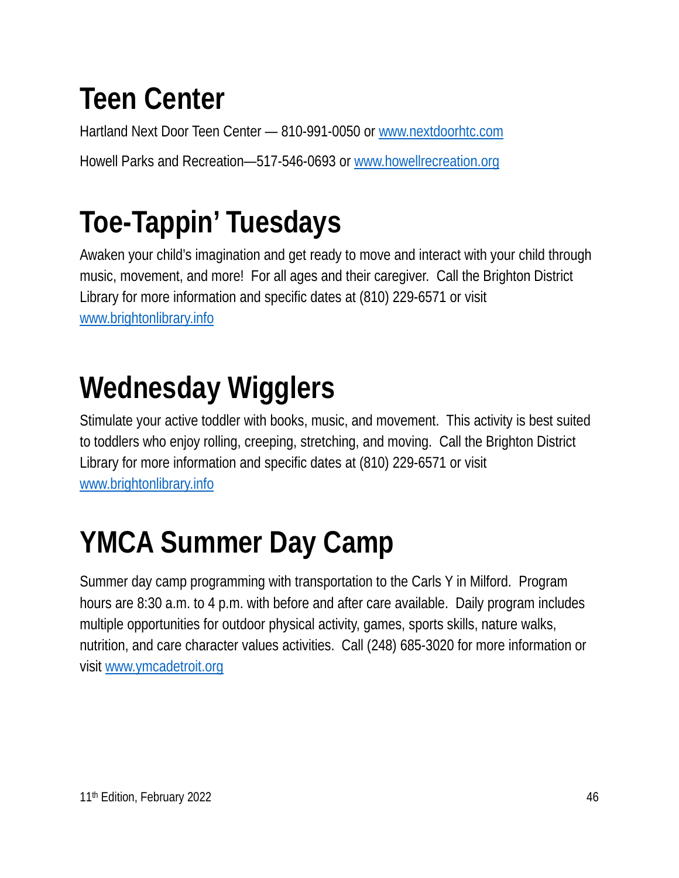# Teen Center

Hartland Next Door Teen Center — 810-991-0050 or www.nextdoorhtc.com

Howell Parks and Recreation—517-546-0693 or www.howellrecreation.org

# Toe-Tappin' Tuesdays

Awaken your child's imagination and get ready to move and interact with your child through music, movement, and more! For all ages and their caregiver. Call the Brighton District Library for more information and specific dates at (810) 229-6571 or visit www.brightonlibrary.info

# Wednesday Wigglers

Stimulate your active toddler with books, music, and movement. This activity is best suited to toddlers who enjoy rolling, creeping, stretching, and moving. Call the Brighton District Library for more information and specific dates at (810) 229-6571 or visit www.brightonlibrary.info

# YMCA Summer Day Camp

Summer day camp programming with transportation to the Carls Y in Milford. Program hours are 8:30 a.m. to 4 p.m. with before and after care available. Daily program includes multiple opportunities for outdoor physical activity, games, sports skills, nature walks, nutrition, and care character values activities. Call (248) 685-3020 for more information or visit www.ymcadetroit.org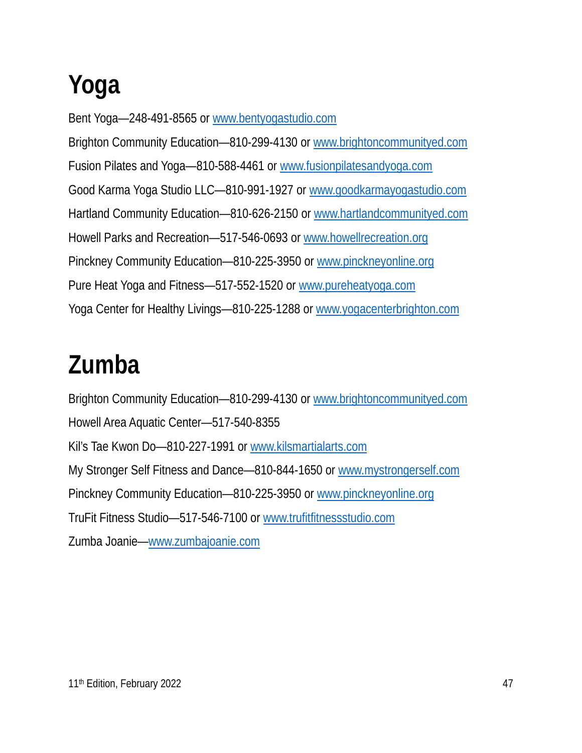# Yoga

Bent Yoga—248-491-8565 or [www.bentyogastudio.com](http://www.bentyogastudio.com)

Brighton Community Education—810-299-4130 or [www.brightoncommunityed.com](http://www.brightoncommunityed.com)

Fusion Pilates and Yoga—810-588-4461 or [www.fusionpilatesandyoga.com](http://www.fusionpilatesandyoga.com)

Good Karma Yoga Studio LLC—810-991-1927 or [www.goodkarmayogastudio.com](http://www.goodkarmayogastudio.com)

Hartland Community Education—810-626-2150 or [www.hartlandcommunityed.com](http://www.hartlandcommunityed.com)

Howell Parks and Recreation—517-546-0693 or [www.howellrecreation.org](http://www.howellrecreation.org)

Pinckney Community Education—810-225-3950 or [www.pinckneyonline.org](http://www.pinckneyonline.org)

Pure Heat Yoga and Fitness—517-552-1520 or [www.pureheatyoga.com](http://www.pureheatyoga.com)

Yoga Center for Healthy Livings—810-225-1288 or [www.yogacenterbrighton.com](http://www.yogacenterbrighton.com)

# Zumba

Brighton Community Education—810-299-4130 or [www.brightoncommunityed.com](http://www.brightoncommunityed.com)

Howell Area Aquatic Center—517-540-8355

Kil's Tae Kwon Do—810-227-1991 or [www.kilsmartialarts.com](http://www.kilsmartialarts.com)

My Stronger Self Fitness and Dance—810-844-1650 or [www.mystrongerself.com](http://www.mystrongerself.com)

Pinckney Community Education—810-225-3950 or [www.pinckneyonline.org](http://www.pinckneyonline.org)

TruFit Fitness Studio—517-546-7100 or [www.trufitfitnessstudio.com](http://www.trufitfitnessstudio.com)

Zumba Joanie—[www.zumbajoanie.com](http://www.zumbajoanie.com)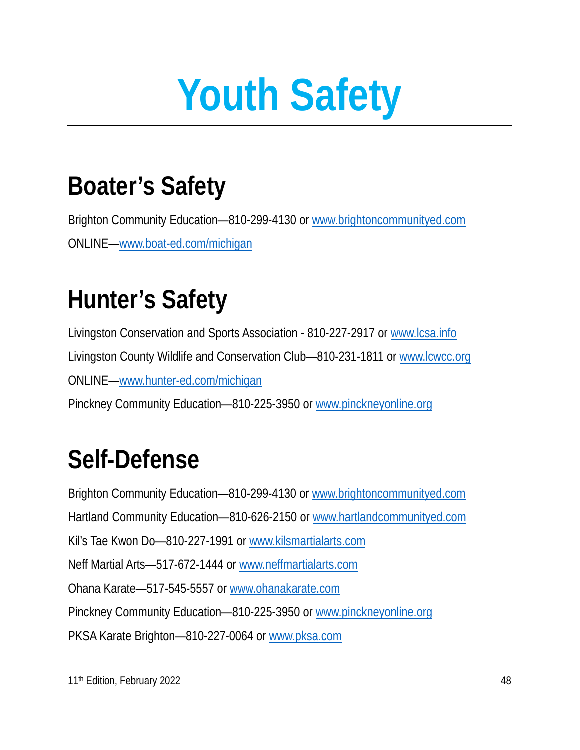# Youth Safety

## Boater's Safety

Brighton Community Education—810-299-4130 or www.brightoncommunityed.com

ONLINE—www.boat-ed.com/michigan

## Hunter's Safety

Livingston Conservation and Sports Association - 810-227-2917 or www.lcsa.info

Livingston County Wildlife and Conservation Club—810-231-1811 or www.lcwcc.org

ONLINE—www.hunter-ed.com/michigan

Pinckney Community Education—810-225-3950 or www.pinckneyonline.org

## Self-Defense

Brighton Community Education—810-299-4130 or www.brightoncommunityed.com

Hartland Community Education—810-626-2150 or www.hartlandcommunityed.com

Kil's Tae Kwon Do—810-227-1991 or www.kilsmartialarts.com

Neff Martial Arts—517-672-1444 or www.neffmartialarts.com

Ohana Karate—517-545-5557 or www.ohanakarate.com

Pinckney Community Education—810-225-3950 or www.pinckneyonline.org

PKSA Karate Brighton—810-227-0064 or www.pksa.com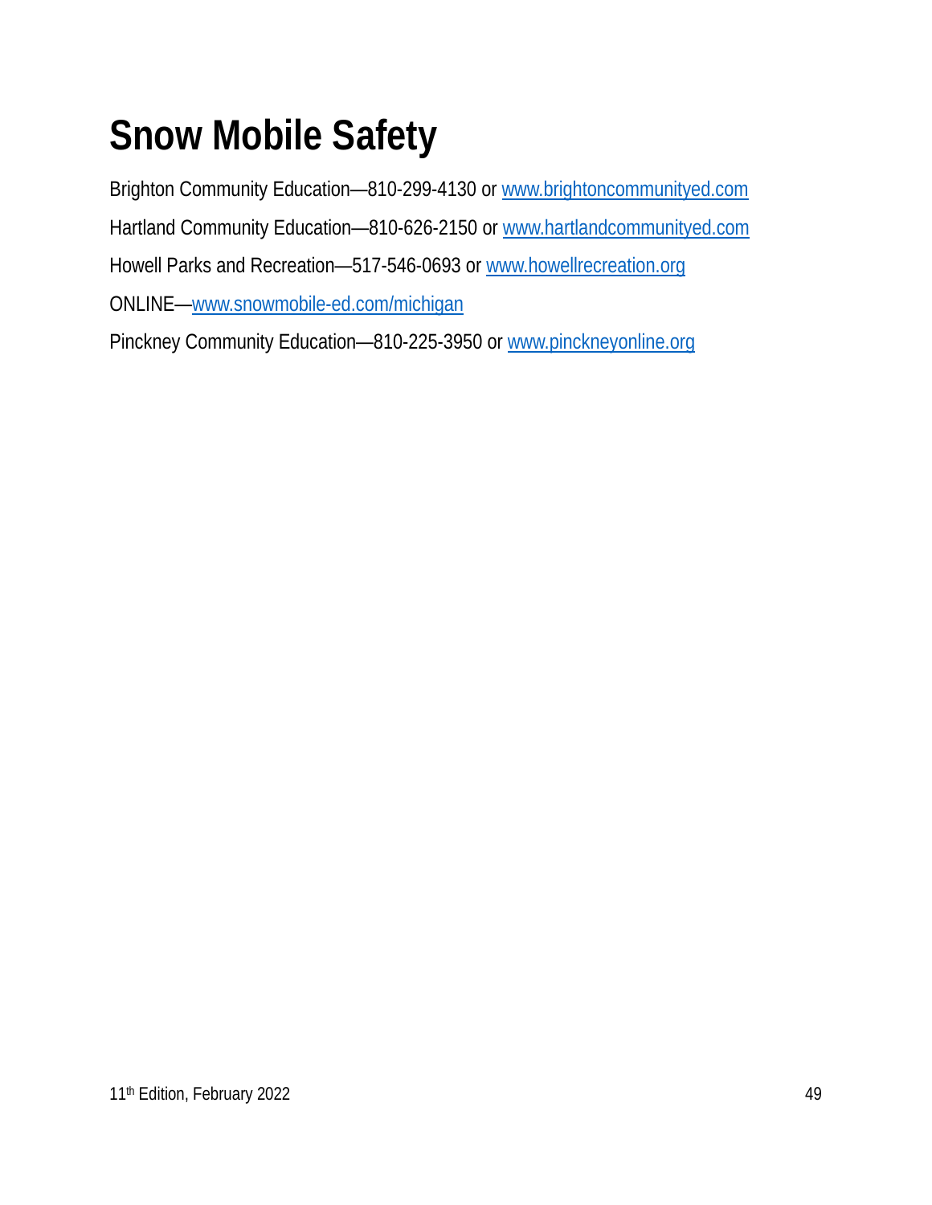# Snow Mobile Safety

Brighton Community Education—810-299-4130 or www.brightoncommunityed.com

Hartland Community Education—810-626-2150 or www.hartlandcommunityed.com

Howell Parks and Recreation—517-546-0693 or www.howellrecreation.org

ONLINE—www.snowmobile-ed.com/michigan

Pinckney Community Education—810-225-3950 or www.pinckneyonline.org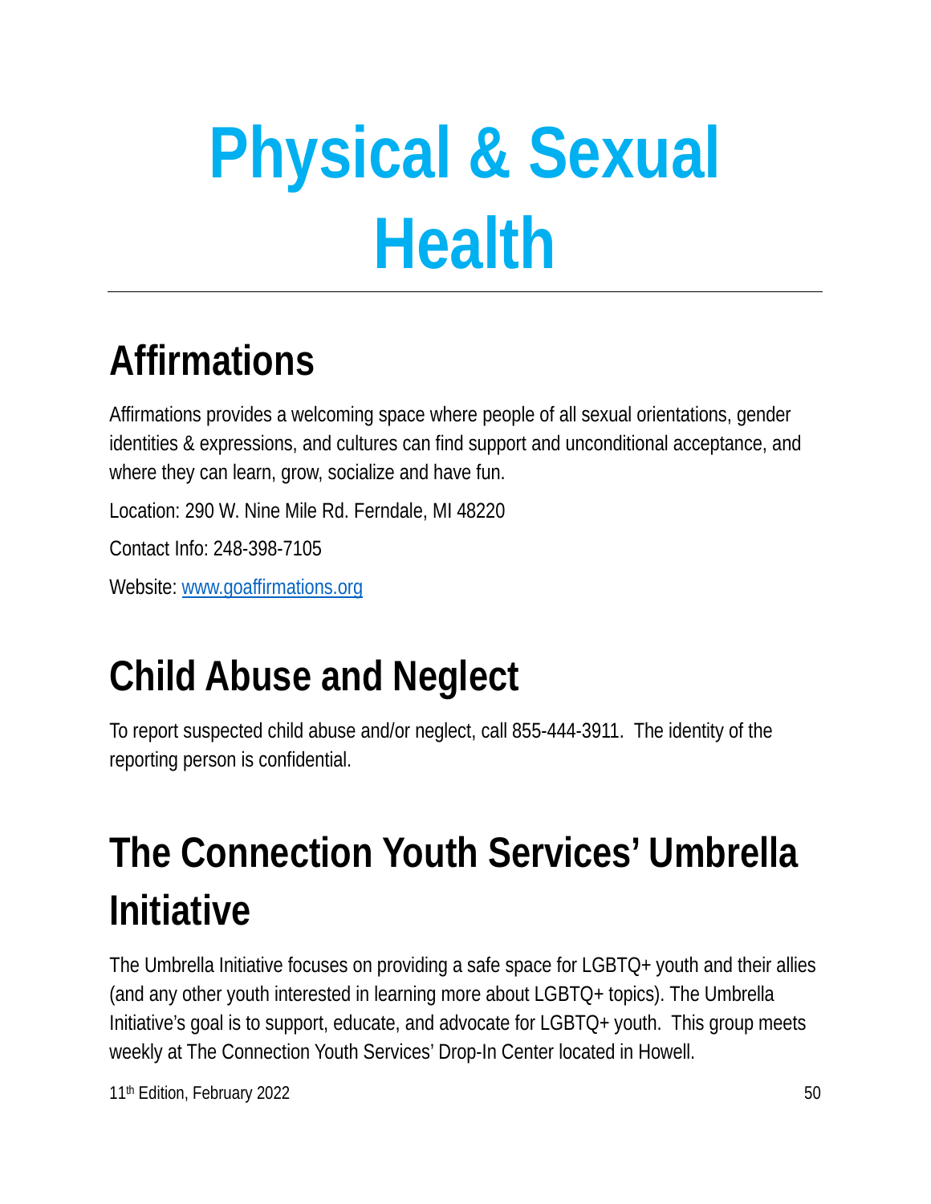# Physical & Sexual Health

## Affirmations

Affirmations provides a welcoming space where people of all sexual orientations, gender identities & expressions, and cultures can find support and unconditional acceptance, and where they can learn, grow, socialize and have fun.

Location: 290 W. Nine Mile Rd. Ferndale, MI 48220

Contact Info: 248-398-7105

Website: [www.goaffirmations.org](http://www.goaffirmations.org)

## Child Abuse and Neglect

To report suspected child abuse and/or neglect, call 855-444-3911. The identity of the reporting person is confidential.

## The Connection Youth Services' Umbrella Initiative

The Umbrella Initiative focuses on providing a safe space for LGBTQ+ youth and their allies (and any other youth interested in learning more about LGBTQ+ topics). The Umbrella Initiative's goal is to support, educate, and advocate for LGBTQ+ youth. This group meets weekly at The Connection Youth Services' Drop-In Center located in Howell.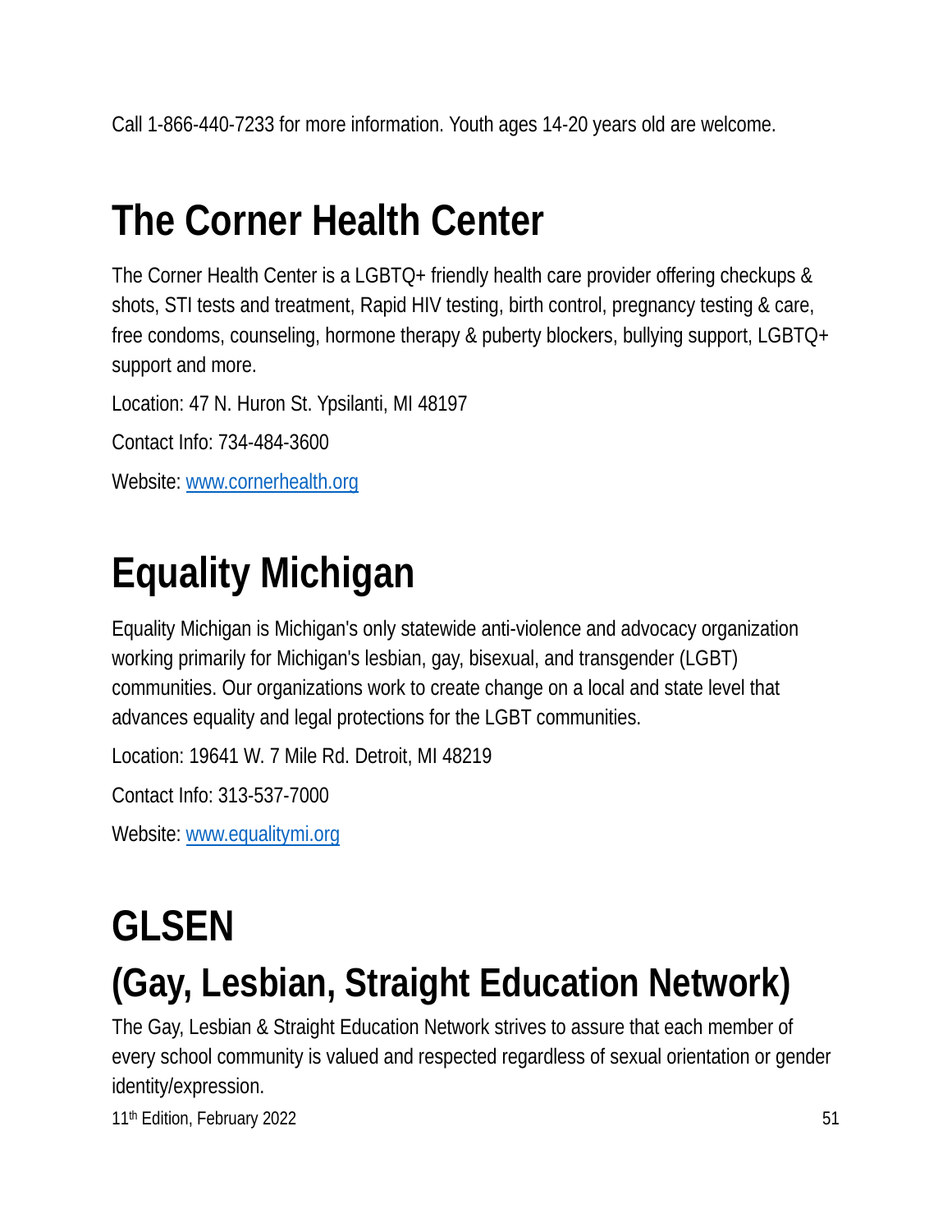Call 1-866-440-7233 for more information. Youth ages 14-20 years old are welcome.

# The Corner Health Center

The Corner Health Center is a LGBTQ+ friendly health care provider offering checkups & shots, STI tests and treatment, Rapid HIV testing, birth control, pregnancy testing & care, free condoms, counseling, hormone therapy & puberty blockers, bullying support, LGBTQ+ support and more.

Location: 47 N. Huron St. Ypsilanti, MI 48197

Contact Info: 734-484-3600

Website: [www.cornerhealth.org](http://www.cornerhealth.org)

# Equality Michigan

Equality Michigan is Michigan's only statewide anti-violence and advocacy organization working primarily for Michigan's lesbian, gay, bisexual, and transgender (LGBT) communities. Our organizations work to create change on a local and state level that advances equality and legal protections for the LGBT communities.

Location: 19641 W. 7 Mile Rd. Detroit, MI 48219

Contact Info: 313-537-7000

Website: [www.equalitymi.org](http://www.equalitymi.org)

# GLSEN (Gay, Lesbian, Straight Education Network)

The Gay, Lesbian & Straight Education Network strives to assure that each member of every school community is valued and respected regardless of sexual orientation or gender identity/expression.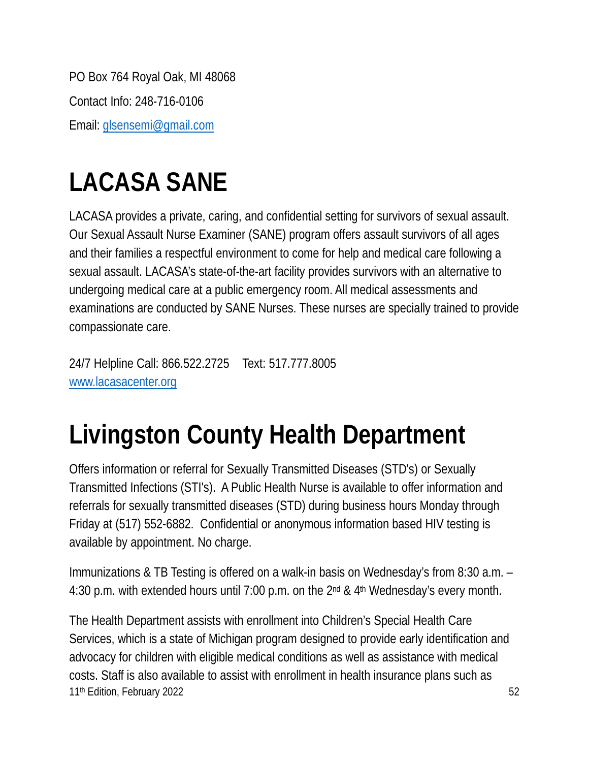PO Box 764 Royal Oak, MI 48068

Contact Info: 248-716-0106

Email: glsensemi@gmail.com

# LACASA SANE

LACASA provides a private, caring, and confidential setting for survivors of sexual assault. Our Sexual Assault Nurse Examiner (SANE) program offers assault survivors of all ages and their families a respectful environment to come for help and medical care following a sexual assault. LACASA's state-of-the-art facility provides survivors with an alternative to undergoing medical care at a public emergency room. All medical assessments and examinations are conducted by SANE Nurses. These nurses are specially trained to provide compassionate care.

24/7 Helpline Call: 866.522.2725    Text: 517.777.8005
www.lacasacenter.org

# Livingston County Health Department

Offers information or referral for Sexually Transmitted Diseases (STD's) or Sexually Transmitted Infections (STI's). A Public Health Nurse is available to offer information and referrals for sexually transmitted diseases (STD) during business hours Monday through Friday at (517) 552-6882. Confidential or anonymous information based HIV testing is available by appointment. No charge.

Immunizations & TB Testing is offered on a walk-in basis on Wednesday's from 8:30 a.m. – 4:30 p.m. with extended hours until 7:00 p.m. on the 2nd & 4th Wednesday's every month.

The Health Department assists with enrollment into Children's Special Health Care Services, which is a state of Michigan program designed to provide early identification and advocacy for children with eligible medical conditions as well as assistance with medical costs. Staff is also available to assist with enrollment in health insurance plans such as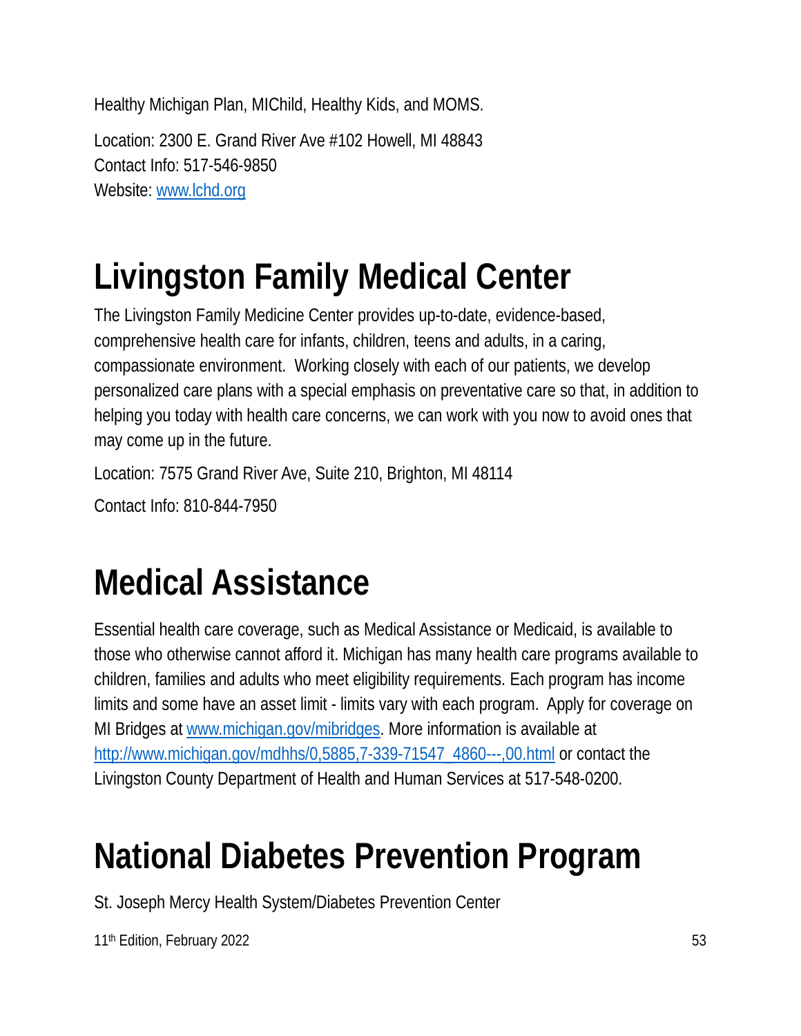Healthy Michigan Plan, MIChild, Healthy Kids, and MOMS.

Location: 2300 E. Grand River Ave #102 Howell, MI 48843
Contact Info: 517-546-9850
Website: www.lchd.org

# Livingston Family Medical Center

The Livingston Family Medicine Center provides up-to-date, evidence-based, comprehensive health care for infants, children, teens and adults, in a caring, compassionate environment. Working closely with each of our patients, we develop personalized care plans with a special emphasis on preventative care so that, in addition to helping you today with health care concerns, we can work with you now to avoid ones that may come up in the future.

Location: 7575 Grand River Ave, Suite 210, Brighton, MI 48114

Contact Info: 810-844-7950

# Medical Assistance

Essential health care coverage, such as Medical Assistance or Medicaid, is available to those who otherwise cannot afford it. Michigan has many health care programs available to children, families and adults who meet eligibility requirements. Each program has income limits and some have an asset limit - limits vary with each program. Apply for coverage on MI Bridges at www.michigan.gov/mibridges. More information is available at http://www.michigan.gov/mdhhs/0,5885,7-339-71547_4860---,00.html or contact the Livingston County Department of Health and Human Services at 517-548-0200.

# National Diabetes Prevention Program

St. Joseph Mercy Health System/Diabetes Prevention Center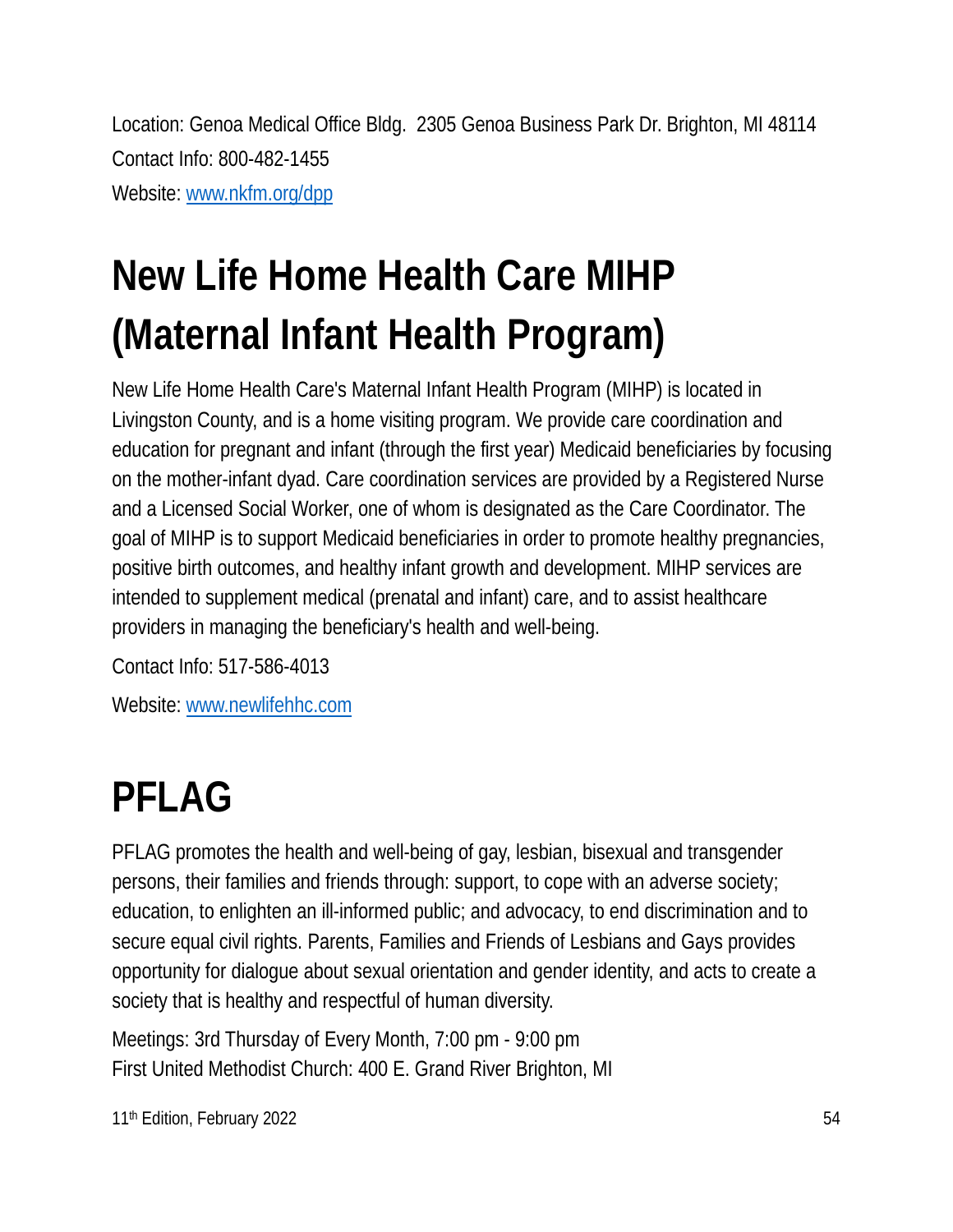Location: Genoa Medical Office Bldg.  2305 Genoa Business Park Dr. Brighton, MI 48114
Contact Info: 800-482-1455
Website: [www.nkfm.org/dpp](http://www.nkfm.org/dpp)

# New Life Home Health Care MIHP (Maternal Infant Health Program)

New Life Home Health Care's Maternal Infant Health Program (MIHP) is located in Livingston County, and is a home visiting program. We provide care coordination and education for pregnant and infant (through the first year) Medicaid beneficiaries by focusing on the mother-infant dyad. Care coordination services are provided by a Registered Nurse and a Licensed Social Worker, one of whom is designated as the Care Coordinator. The goal of MIHP is to support Medicaid beneficiaries in order to promote healthy pregnancies, positive birth outcomes, and healthy infant growth and development. MIHP services are intended to supplement medical (prenatal and infant) care, and to assist healthcare providers in managing the beneficiary's health and well-being.

Contact Info: 517-586-4013

Website: [www.newlifehhc.com](http://www.newlifehhc.com)

# PFLAG

PFLAG promotes the health and well-being of gay, lesbian, bisexual and transgender persons, their families and friends through: support, to cope with an adverse society; education, to enlighten an ill-informed public; and advocacy, to end discrimination and to secure equal civil rights. Parents, Families and Friends of Lesbians and Gays provides opportunity for dialogue about sexual orientation and gender identity, and acts to create a society that is healthy and respectful of human diversity.

Meetings: 3rd Thursday of Every Month, 7:00 pm - 9:00 pm
First United Methodist Church: 400 E. Grand River Brighton, MI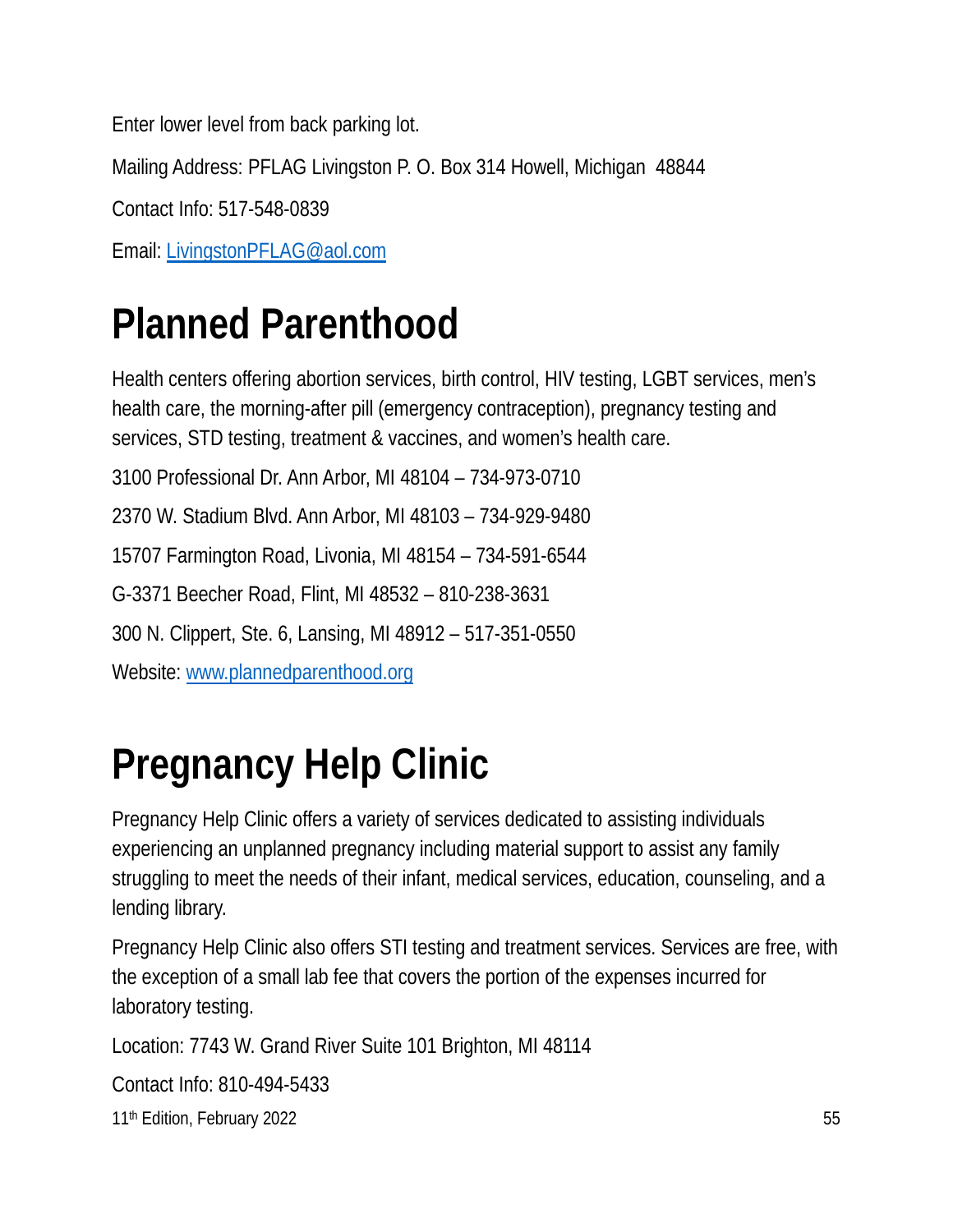Enter lower level from back parking lot.

Mailing Address: PFLAG Livingston P. O. Box 314 Howell, Michigan  48844

Contact Info: 517-548-0839

Email: LivingstonPFLAG@aol.com

# Planned Parenthood

Health centers offering abortion services, birth control, HIV testing, LGBT services, men's health care, the morning-after pill (emergency contraception), pregnancy testing and services, STD testing, treatment & vaccines, and women's health care.

3100 Professional Dr. Ann Arbor, MI 48104 – 734-973-0710

2370 W. Stadium Blvd. Ann Arbor, MI 48103 – 734-929-9480

15707 Farmington Road, Livonia, MI 48154 – 734-591-6544

G-3371 Beecher Road, Flint, MI 48532 – 810-238-3631

300 N. Clippert, Ste. 6, Lansing, MI 48912 – 517-351-0550

Website: www.plannedparenthood.org

# Pregnancy Help Clinic

Pregnancy Help Clinic offers a variety of services dedicated to assisting individuals experiencing an unplanned pregnancy including material support to assist any family struggling to meet the needs of their infant, medical services, education, counseling, and a lending library.

Pregnancy Help Clinic also offers STI testing and treatment services. Services are free, with the exception of a small lab fee that covers the portion of the expenses incurred for laboratory testing.

Location: 7743 W. Grand River Suite 101 Brighton, MI 48114

Contact Info: 810-494-5433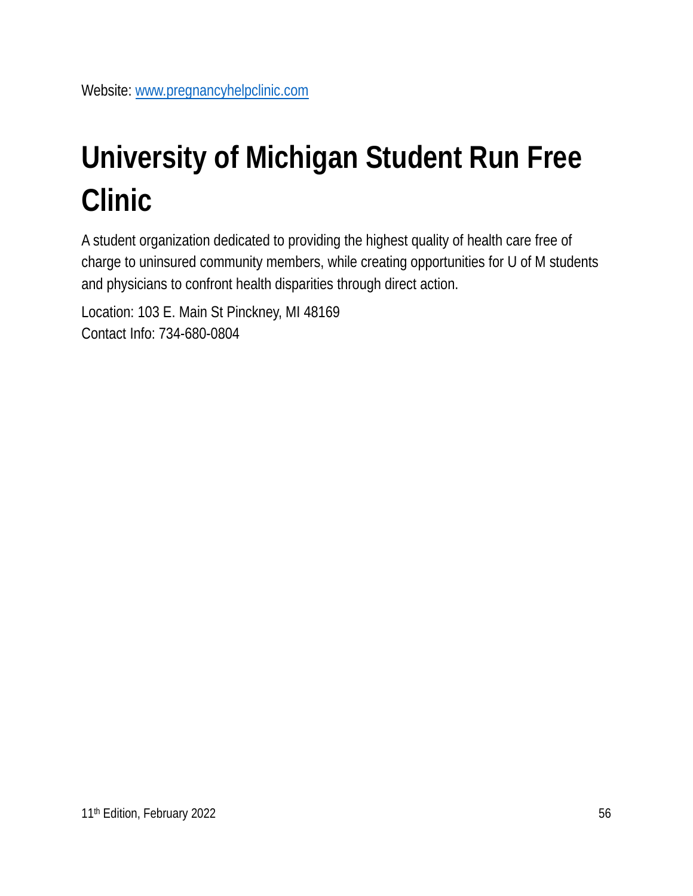Website: [www.pregnancyhelpclinic.com](http://www.pregnancyhelpclinic.com)

# University of Michigan Student Run Free Clinic

A student organization dedicated to providing the highest quality of health care free of charge to uninsured community members, while creating opportunities for U of M students and physicians to confront health disparities through direct action.

Location: 103 E. Main St Pinckney, MI 48169
Contact Info: 734-680-0804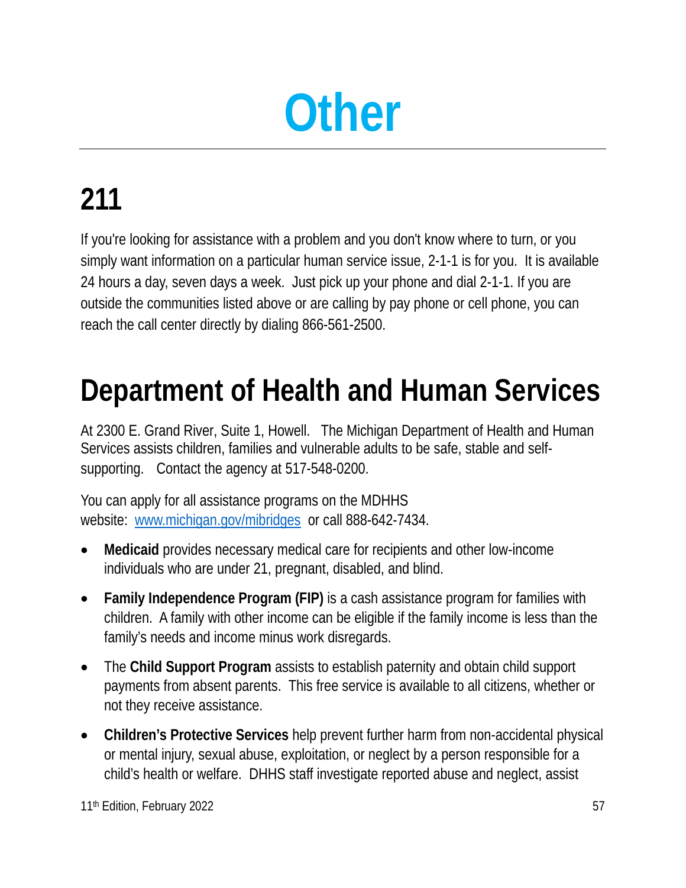# Other

## 211

If you're looking for assistance with a problem and you don't know where to turn, or you simply want information on a particular human service issue, 2-1-1 is for you. It is available 24 hours a day, seven days a week. Just pick up your phone and dial 2-1-1. If you are outside the communities listed above or are calling by pay phone or cell phone, you can reach the call center directly by dialing 866-561-2500.

## Department of Health and Human Services

At 2300 E. Grand River, Suite 1, Howell. The Michigan Department of Health and Human Services assists children, families and vulnerable adults to be safe, stable and self-supporting. Contact the agency at 517-548-0200.

You can apply for all assistance programs on the MDHHS website: [www.michigan.gov/mibridges](http://www.michigan.gov/mibridges) or call 888-642-7434.

- **Medicaid** provides necessary medical care for recipients and other low-income individuals who are under 21, pregnant, disabled, and blind.
- **Family Independence Program (FIP)** is a cash assistance program for families with children. A family with other income can be eligible if the family income is less than the family's needs and income minus work disregards.
- The **Child Support Program** assists to establish paternity and obtain child support payments from absent parents. This free service is available to all citizens, whether or not they receive assistance.
- **Children's Protective Services** help prevent further harm from non-accidental physical or mental injury, sexual abuse, exploitation, or neglect by a person responsible for a child's health or welfare. DHHS staff investigate reported abuse and neglect, assist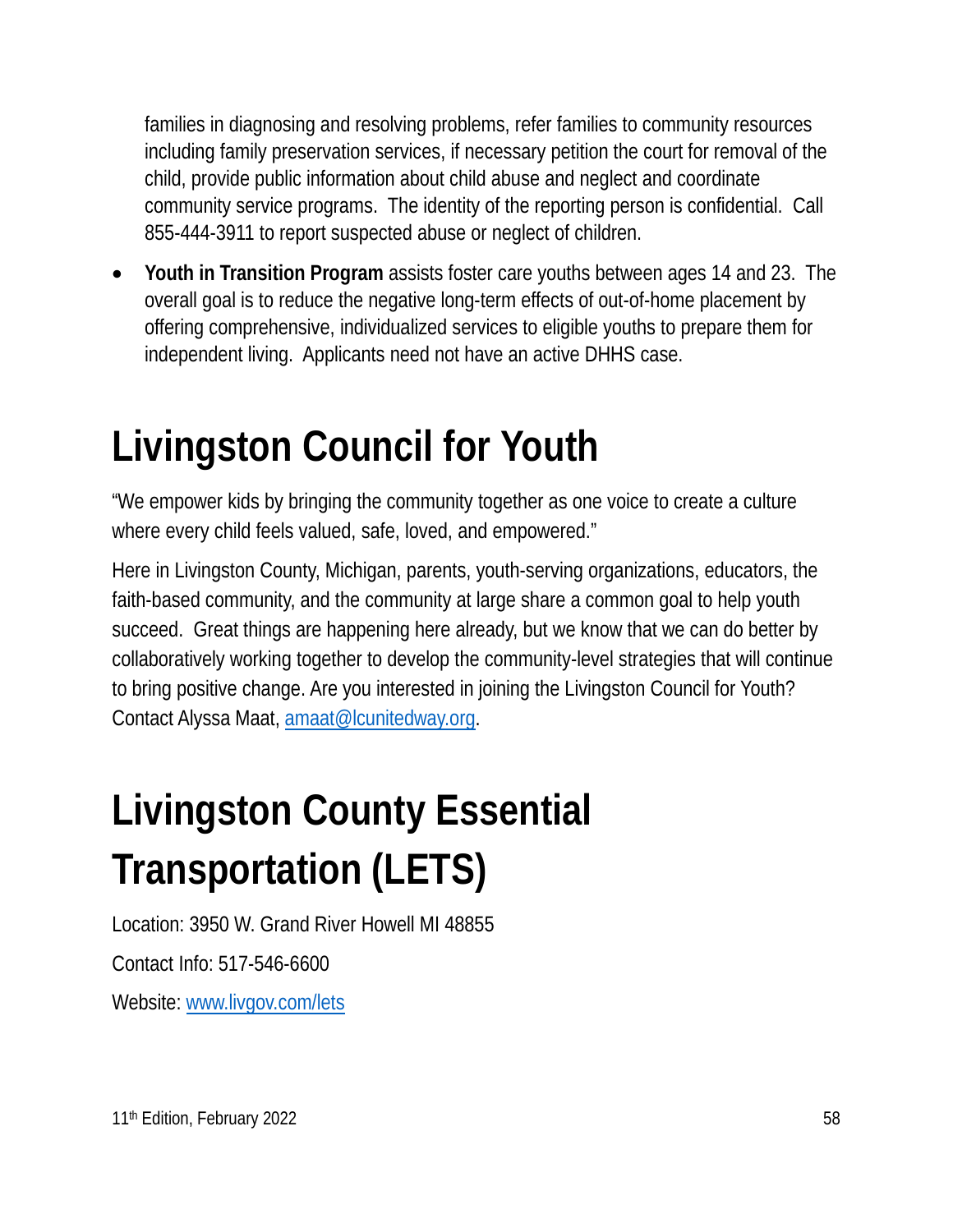families in diagnosing and resolving problems, refer families to community resources including family preservation services, if necessary petition the court for removal of the child, provide public information about child abuse and neglect and coordinate community service programs. The identity of the reporting person is confidential. Call 855-444-3911 to report suspected abuse or neglect of children.

- **Youth in Transition Program** assists foster care youths between ages 14 and 23. The overall goal is to reduce the negative long-term effects of out-of-home placement by offering comprehensive, individualized services to eligible youths to prepare them for independent living. Applicants need not have an active DHHS case.

# Livingston Council for Youth

"We empower kids by bringing the community together as one voice to create a culture where every child feels valued, safe, loved, and empowered."

Here in Livingston County, Michigan, parents, youth-serving organizations, educators, the faith-based community, and the community at large share a common goal to help youth succeed. Great things are happening here already, but we know that we can do better by collaboratively working together to develop the community-level strategies that will continue to bring positive change. Are you interested in joining the Livingston Council for Youth? Contact Alyssa Maat, amaat@lcunitedway.org.

# Livingston County Essential Transportation (LETS)

Location: 3950 W. Grand River Howell MI 48855

Contact Info: 517-546-6600

Website: www.livgov.com/lets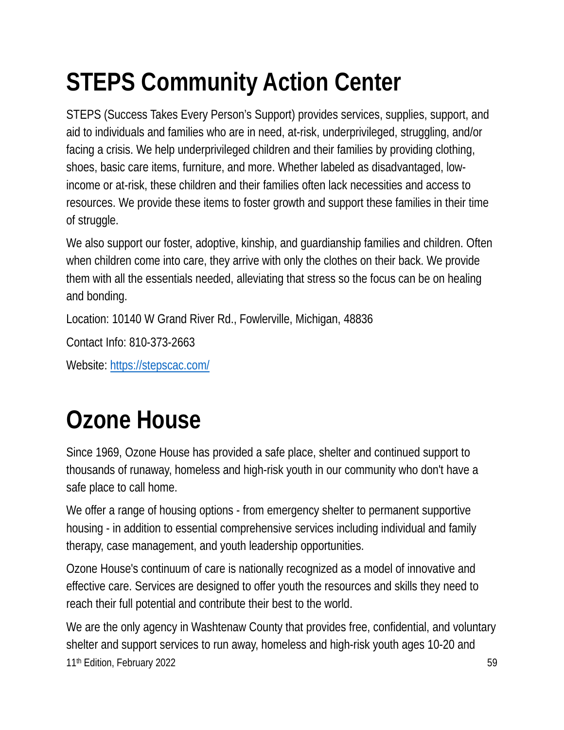# STEPS Community Action Center

STEPS (Success Takes Every Person's Support) provides services, supplies, support, and aid to individuals and families who are in need, at-risk, underprivileged, struggling, and/or facing a crisis. We help underprivileged children and their families by providing clothing, shoes, basic care items, furniture, and more. Whether labeled as disadvantaged, low-income or at-risk, these children and their families often lack necessities and access to resources. We provide these items to foster growth and support these families in their time of struggle.

We also support our foster, adoptive, kinship, and guardianship families and children. Often when children come into care, they arrive with only the clothes on their back. We provide them with all the essentials needed, alleviating that stress so the focus can be on healing and bonding.

Location: 10140 W Grand River Rd., Fowlerville, Michigan, 48836

Contact Info: 810-373-2663

Website: [https://stepscac.com/](https://stepscac.com/)

# Ozone House

Since 1969, Ozone House has provided a safe place, shelter and continued support to thousands of runaway, homeless and high-risk youth in our community who don't have a safe place to call home.

We offer a range of housing options - from emergency shelter to permanent supportive housing - in addition to essential comprehensive services including individual and family therapy, case management, and youth leadership opportunities.

Ozone House's continuum of care is nationally recognized as a model of innovative and effective care. Services are designed to offer youth the resources and skills they need to reach their full potential and contribute their best to the world.

We are the only agency in Washtenaw County that provides free, confidential, and voluntary shelter and support services to run away, homeless and high-risk youth ages 10-20 and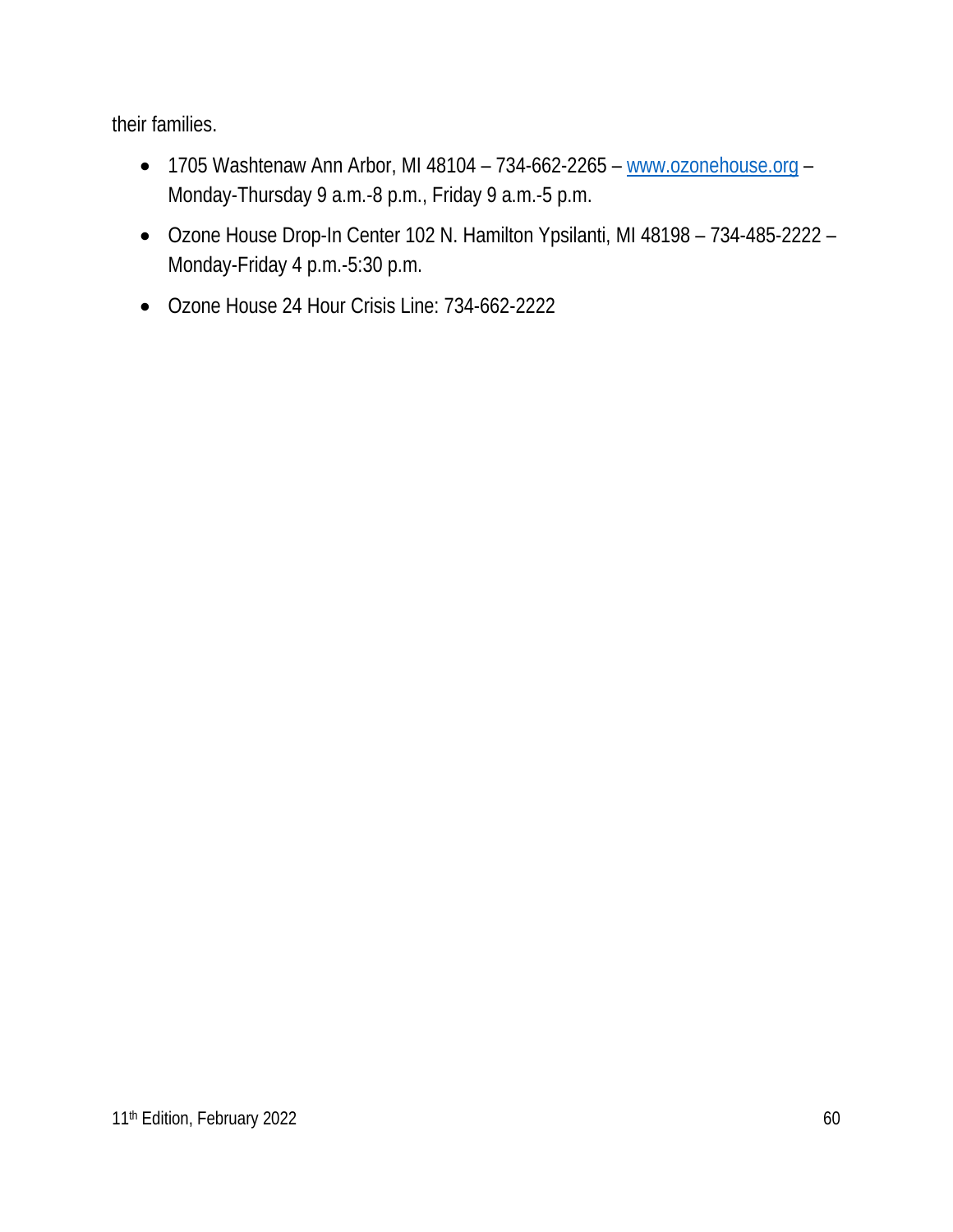their families.

- 1705 Washtenaw Ann Arbor, MI 48104 – 734-662-2265 – [www.ozonehouse.org](http://www.ozonehouse.org) – Monday-Thursday 9 a.m.-8 p.m., Friday 9 a.m.-5 p.m.
- Ozone House Drop-In Center 102 N. Hamilton Ypsilanti, MI 48198 – 734-485-2222 – Monday-Friday 4 p.m.-5:30 p.m.
- Ozone House 24 Hour Crisis Line: 734-662-2222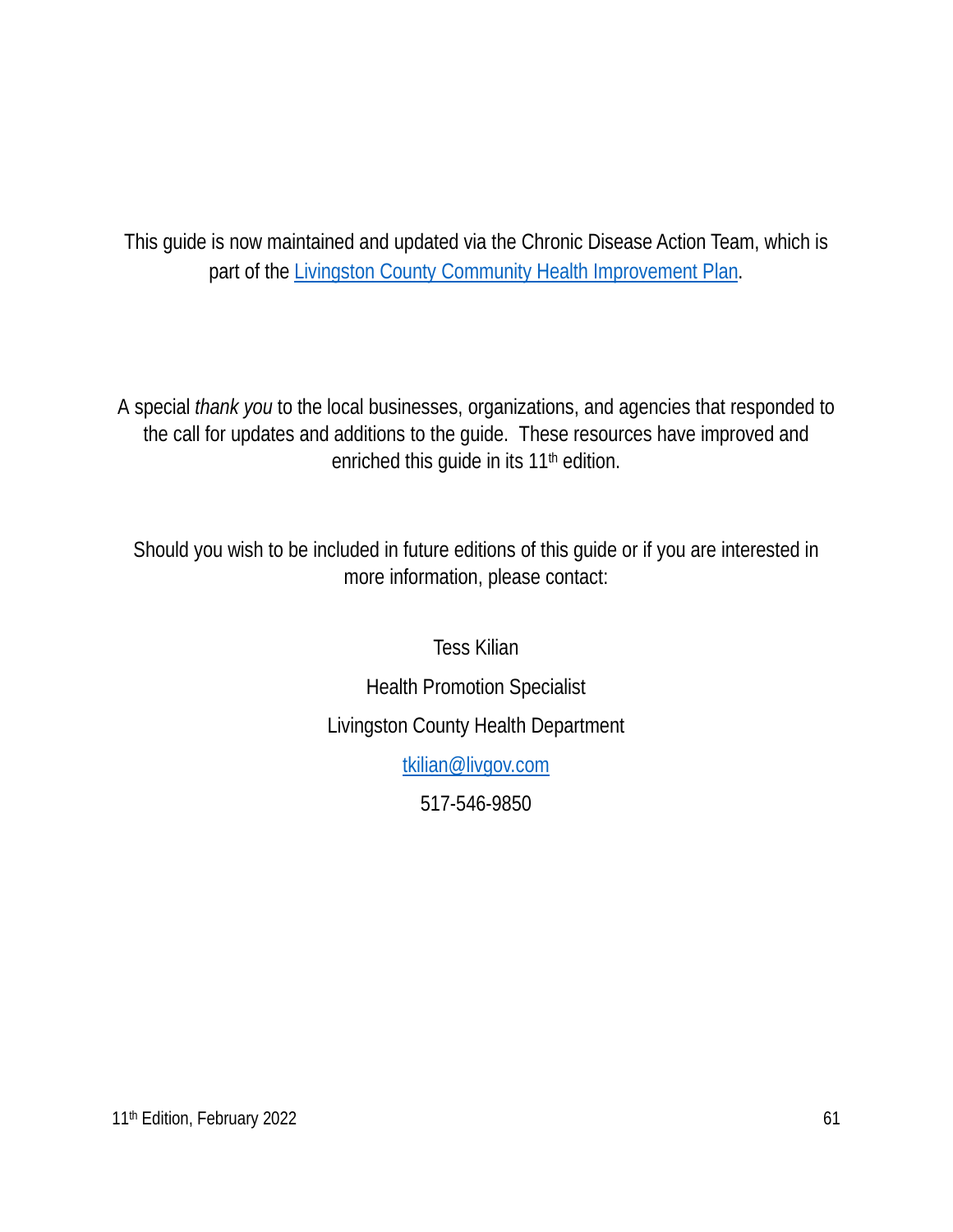This guide is now maintained and updated via the Chronic Disease Action Team, which is part of the [Livingston County Community Health Improvement Plan](Livingston County Community Health Improvement Plan).

A special *thank you* to the local businesses, organizations, and agencies that responded to the call for updates and additions to the guide. These resources have improved and enriched this guide in its 11th edition.

Should you wish to be included in future editions of this guide or if you are interested in more information, please contact:

Tess Kilian

Health Promotion Specialist

Livingston County Health Department

tkilian@livgov.com

517-546-9850